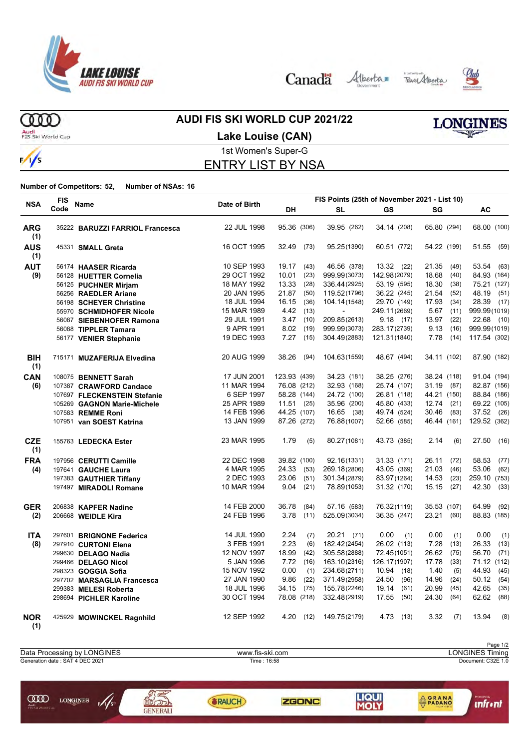# AUDI FIS SKI WORLD CUP 2021/22

## Lake Louise (CAN)

1st Women's Super-G

## ENTRY LIST BY NSA

**Number of Competitors: 52,** **Number of NSAs: 16**

| NSA | FIS Code | Name | Date of Birth | DH | SL | GS | SG | AC |
|---|---|---|---|---|---|---|---|---|
| | | | | FIS Points (25th of November 2021 - List 10) | | | | |
| ARG (1) | 35222 | BARUZZI FARRIOL Francesca | 22 JUL 1998 | 95.36 (306) | 39.95 (262) | 34.14 (208) | 65.80 (294) | 68.00 (100) |
| AUS (1) | 45331 | SMALL Greta | 16 OCT 1995 | 32.49 (73) | 95.25 (1390) | 60.51 (772) | 54.22 (199) | 51.55 (59) |
| AUT (9) | 56174 | HAASER Ricarda | 10 SEP 1993 | 19.17 (43) | 46.56 (378) | 13.32 (22) | 21.35 (49) | 53.54 (63) |
| | 56128 | HUETTER Cornelia | 29 OCT 1992 | 10.01 (23) | 999.99 (3073) | 142.98 (2079) | 18.68 (40) | 84.93 (164) |
| | 56125 | PUCHNER Mirjam | 18 MAY 1992 | 13.33 (28) | 336.44 (2925) | 53.19 (595) | 18.30 (38) | 75.21 (127) |
| | 56256 | RAEDLER Ariane | 20 JAN 1995 | 21.87 (50) | 119.52 (1796) | 36.22 (245) | 21.54 (52) | 48.19 (51) |
| | 56198 | SCHEYER Christine | 18 JUL 1994 | 16.15 (36) | 104.14 (1548) | 29.70 (149) | 17.93 (34) | 28.39 (17) |
| | 55970 | SCHMIDHOFER Nicole | 15 MAR 1989 | 4.42 (13) | - | 249.11 (2669) | 5.67 (11) | 999.99 (1019) |
| | 56087 | SIEBENHOFER Ramona | 29 JUL 1991 | 3.47 (10) | 209.85 (2613) | 9.18 (17) | 13.97 (22) | 22.68 (10) |
| | 56088 | TIPPLER Tamara | 9 APR 1991 | 8.02 (19) | 999.99 (3073) | 283.17 (2739) | 9.13 (16) | 999.99 (1019) |
| | 56177 | VENIER Stephanie | 19 DEC 1993 | 7.27 (15) | 304.49 (2883) | 121.31 (1840) | 7.78 (14) | 117.54 (302) |
| BIH (1) | 715171 | MUZAFERIJA Elvedina | 20 AUG 1999 | 38.26 (94) | 104.63 (1559) | 48.67 (494) | 34.11 (102) | 87.90 (182) |
| CAN (6) | 108075 | BENNETT Sarah | 17 JUN 2001 | 123.93 (439) | 34.23 (181) | 38.25 (276) | 38.24 (118) | 91.04 (194) |
| | 107387 | CRAWFORD Candace | 11 MAR 1994 | 76.08 (212) | 32.93 (168) | 25.74 (107) | 31.19 (87) | 82.87 (156) |
| | 107697 | FLECKENSTEIN Stefanie | 6 SEP 1997 | 58.28 (144) | 24.72 (100) | 26.81 (118) | 44.21 (150) | 88.84 (186) |
| | 105269 | GAGNON Marie-Michele | 25 APR 1989 | 11.51 (25) | 35.96 (200) | 45.80 (433) | 12.74 (21) | 69.22 (105) |
| | 107583 | REMME Roni | 14 FEB 1996 | 44.25 (107) | 16.65 (38) | 49.74 (524) | 30.46 (83) | 37.52 (26) |
| | 107951 | van SOEST Katrina | 13 JAN 1999 | 87.26 (272) | 76.88 (1007) | 52.66 (585) | 46.44 (161) | 129.52 (362) |
| CZE (1) | 155763 | LEDECKA Ester | 23 MAR 1995 | 1.79 (5) | 80.27 (1081) | 43.73 (385) | 2.14 (6) | 27.50 (16) |
| FRA (4) | 197956 | CERUTTI Camille | 22 DEC 1998 | 39.82 (100) | 92.16 (1331) | 31.33 (171) | 26.11 (72) | 58.53 (77) |
| | 197641 | GAUCHE Laura | 4 MAR 1995 | 24.33 (53) | 269.18 (2806) | 43.05 (369) | 21.03 (46) | 53.06 (62) |
| | 197383 | GAUTHIER Tiffany | 2 DEC 1993 | 23.06 (51) | 301.34 (2879) | 83.97 (1264) | 14.53 (23) | 259.10 (753) |
| | 197497 | MIRADOLI Romane | 10 MAR 1994 | 9.04 (21) | 78.89 (1053) | 31.32 (170) | 15.15 (27) | 42.30 (33) |
| GER (2) | 206838 | KAPFER Nadine | 14 FEB 2000 | 36.78 (84) | 57.16 (583) | 76.32 (1119) | 35.53 (107) | 64.99 (92) |
| | 206668 | WEIDLE Kira | 24 FEB 1996 | 3.78 (11) | 525.09 (3034) | 36.35 (247) | 23.21 (60) | 88.83 (185) |
| ITA (8) | 297601 | BRIGNONE Federica | 14 JUL 1990 | 2.24 (7) | 20.21 (71) | 0.00 (1) | 0.00 (1) | 0.00 (1) |
| | 297910 | CURTONI Elena | 3 FEB 1991 | 2.23 (6) | 182.42 (2454) | 26.02 (113) | 7.28 (13) | 26.33 (13) |
| | 299630 | DELAGO Nadia | 12 NOV 1997 | 18.99 (42) | 305.58 (2888) | 72.45 (1051) | 26.62 (75) | 56.70 (71) |
| | 299466 | DELAGO Nicol | 5 JAN 1996 | 7.72 (16) | 163.10 (2316) | 126.17 (1907) | 17.78 (33) | 71.12 (112) |
| | 298323 | GOGGIA Sofia | 15 NOV 1992 | 0.00 (1) | 234.68 (2711) | 10.94 (18) | 1.40 (5) | 44.93 (45) |
| | 297702 | MARSAGLIA Francesca | 27 JAN 1990 | 9.86 (22) | 371.49 (2958) | 24.50 (96) | 14.96 (24) | 50.12 (54) |
| | 299383 | MELESI Roberta | 18 JUL 1996 | 34.15 (75) | 155.78 (2246) | 19.14 (61) | 20.99 (45) | 42.65 (35) |
| | 298694 | PICHLER Karoline | 30 OCT 1994 | 78.08 (218) | 332.48 (2919) | 17.55 (50) | 24.30 (64) | 62.62 (88) |
| NOR (1) | 425929 | MOWINCKEL Ragnhild | 12 SEP 1992 | 4.20 (12) | 149.75 (2179) | 4.73 (13) | 3.32 (7) | 13.94 (8) |

Data Processing by LONGINES | www.fis-ski.com | LONGINES Timing

Generation date : SAT 4 DEC 2021 | Time : 16:58 | Document: C32E 1.0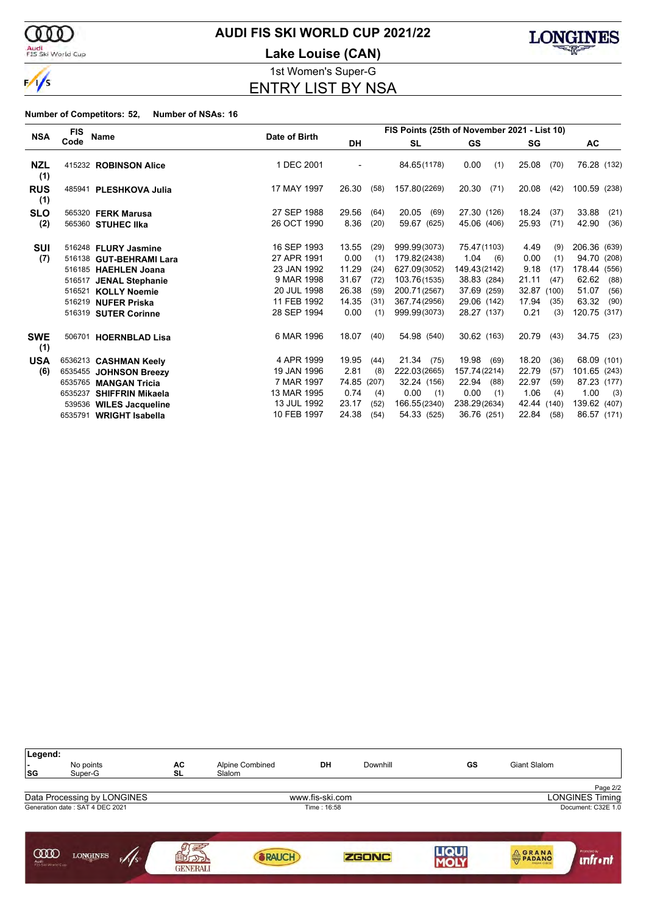# AUDI FIS SKI WORLD CUP 2021/22

## Lake Louise (CAN)

1st Women's Super-G

## ENTRY LIST BY NSA

**Number of Competitors: 52, Number of NSAs: 16**

| NSA | FIS Code | Name | Date of Birth | DH | | SL | | GS | | SG | | AC | |
|---|---|---|---|---|---|---|---|---|---|---|---|---|---|
| | | | | FIS Points (25th of November 2021 - List 10) | | | | | | | | | |
| **NZL (1)** | 415232 | **ROBINSON Alice** | 1 DEC 2001 | - | | 84.65 | (1178) | 0.00 | (1) | 25.08 | (70) | 76.28 | (132) |
| **RUS (1)** | 485941 | **PLESHKOVA Julia** | 17 MAY 1997 | 26.30 | (58) | 157.80 | (2269) | 20.30 | (71) | 20.08 | (42) | 100.59 | (238) |
| **SLO (2)** | 565320 | **FERK Marusa** | 27 SEP 1988 | 29.56 | (64) | 20.05 | (69) | 27.30 | (126) | 18.24 | (37) | 33.88 | (21) |
| | 565360 | **STUHEC Ilka** | 26 OCT 1990 | 8.36 | (20) | 59.67 | (625) | 45.06 | (406) | 25.93 | (71) | 42.90 | (36) |
| **SUI (7)** | 516248 | **FLURY Jasmine** | 16 SEP 1993 | 13.55 | (29) | 999.99 | (3073) | 75.47 | (1103) | 4.49 | (9) | 206.36 | (639) |
| | 516138 | **GUT-BEHRAMI Lara** | 27 APR 1991 | 0.00 | (1) | 179.82 | (2438) | 1.04 | (6) | 0.00 | (1) | 94.70 | (208) |
| | 516185 | **HAEHLEN Joana** | 23 JAN 1992 | 11.29 | (24) | 627.09 | (3052) | 149.43 | (2142) | 9.18 | (17) | 178.44 | (556) |
| | 516517 | **JENAL Stephanie** | 9 MAR 1998 | 31.67 | (72) | 103.76 | (1535) | 38.83 | (284) | 21.11 | (47) | 62.62 | (88) |
| | 516521 | **KOLLY Noemie** | 20 JUL 1998 | 26.38 | (59) | 200.71 | (2567) | 37.69 | (259) | 32.87 | (100) | 51.07 | (56) |
| | 516219 | **NUFER Priska** | 11 FEB 1992 | 14.35 | (31) | 367.74 | (2956) | 29.06 | (142) | 17.94 | (35) | 63.32 | (90) |
| | 516319 | **SUTER Corinne** | 28 SEP 1994 | 0.00 | (1) | 999.99 | (3073) | 28.27 | (137) | 0.21 | (3) | 120.75 | (317) |
| **SWE (1)** | 506701 | **HOERNBLAD Lisa** | 6 MAR 1996 | 18.07 | (40) | 54.98 | (540) | 30.62 | (163) | 20.79 | (43) | 34.75 | (23) |
| **USA (6)** | 6536213 | **CASHMAN Keely** | 4 APR 1999 | 19.95 | (44) | 21.34 | (75) | 19.98 | (69) | 18.20 | (36) | 68.09 | (101) |
| | 6535455 | **JOHNSON Breezy** | 19 JAN 1996 | 2.81 | (8) | 222.03 | (2665) | 157.74 | (2214) | 22.79 | (57) | 101.65 | (243) |
| | 6535765 | **MANGAN Tricia** | 7 MAR 1997 | 74.85 | (207) | 32.24 | (156) | 22.94 | (88) | 22.97 | (59) | 87.23 | (177) |
| | 6535237 | **SHIFFRIN Mikaela** | 13 MAR 1995 | 0.74 | (4) | 0.00 | (1) | 0.00 | (1) | 1.06 | (4) | 1.00 | (3) |
| | 539536 | **WILES Jacqueline** | 13 JUL 1992 | 23.17 | (52) | 166.55 | (2340) | 238.29 | (2634) | 42.44 | (140) | 139.62 | (407) |
| | 6535791 | **WRIGHT Isabella** | 10 FEB 1997 | 24.38 | (54) | 54.33 | (525) | 36.76 | (251) | 22.84 | (58) | 86.57 | (171) |

| Legend: | | | | | | | |
|---|---|---|---|---|---|---|---|
| - | No points | AC | Alpine Combined | DH | Downhill | GS | Giant Slalom |
| SG | Super-G | SL | Slalom | | | | |

Data Processing by LONGINES — www.fis-ski.com — LONGINES Timing

Generation date : SAT 4 DEC 2021 — Time : 16:58 — Document: C32E 1.0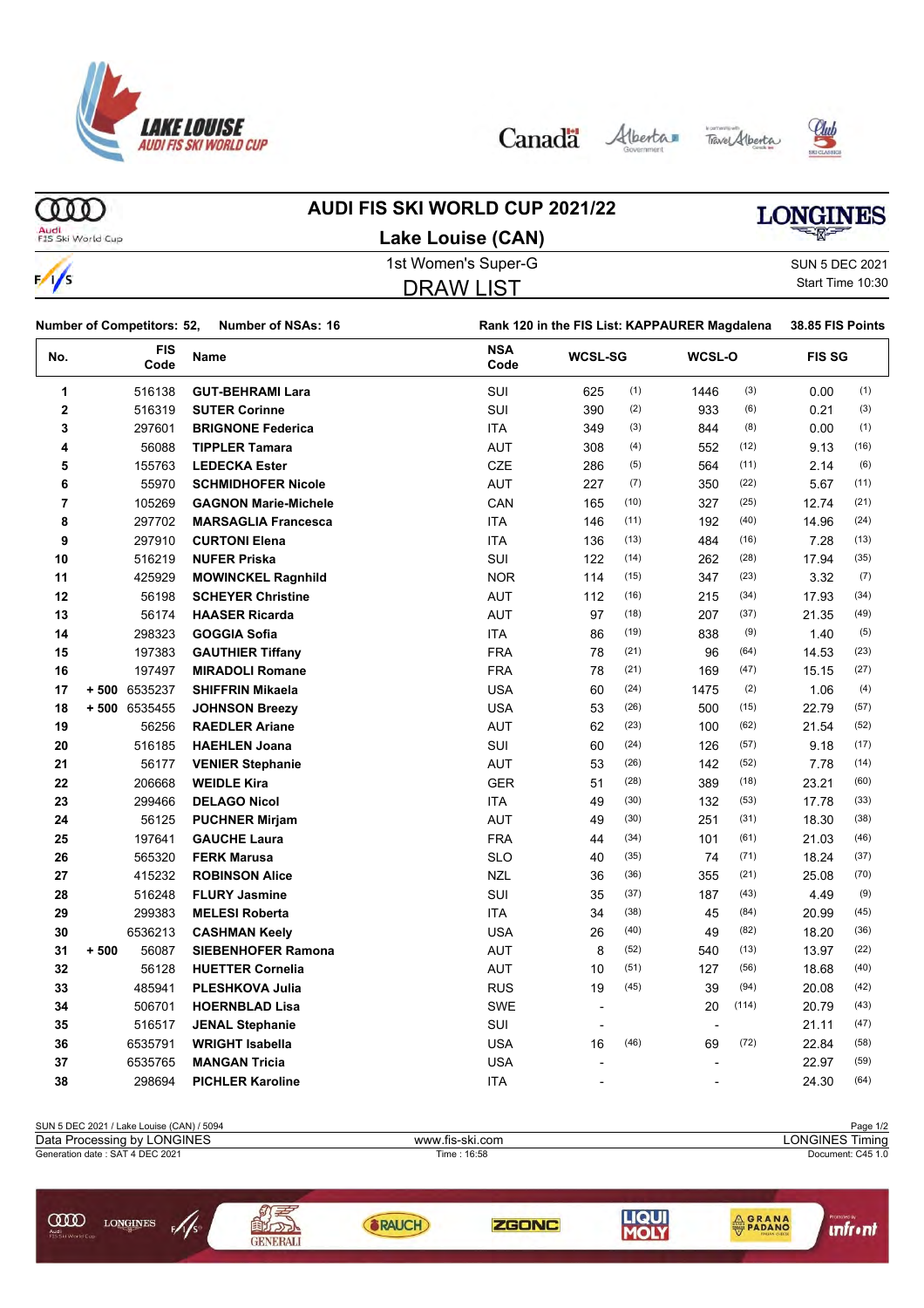# AUDI FIS SKI WORLD CUP 2021/22

## Lake Louise (CAN)

1st Women's Super-G

SUN 5 DEC 2021

DRAW LIST

Start Time 10:30

**Number of Competitors: 52, Number of NSAs: 16**

**Rank 120 in the FIS List: KAPPAURER Magdalena 38.85 FIS Points**

| No. | | FIS Code | Name | NSA Code | WCSL-SG | | WCSL-O | | FIS SG | |
|---|---|---|---|---|---|---|---|---|---|---|
| 1 | | 516138 | GUT-BEHRAMI Lara | SUI | 625 | (1) | 1446 | (3) | 0.00 | (1) |
| 2 | | 516319 | SUTER Corinne | SUI | 390 | (2) | 933 | (6) | 0.21 | (3) |
| 3 | | 297601 | BRIGNONE Federica | ITA | 349 | (3) | 844 | (8) | 0.00 | (1) |
| 4 | | 56088 | TIPPLER Tamara | AUT | 308 | (4) | 552 | (12) | 9.13 | (16) |
| 5 | | 155763 | LEDECKA Ester | CZE | 286 | (5) | 564 | (11) | 2.14 | (6) |
| 6 | | 55970 | SCHMIDHOFER Nicole | AUT | 227 | (7) | 350 | (22) | 5.67 | (11) |
| 7 | | 105269 | GAGNON Marie-Michele | CAN | 165 | (10) | 327 | (25) | 12.74 | (21) |
| 8 | | 297702 | MARSAGLIA Francesca | ITA | 146 | (11) | 192 | (40) | 14.96 | (24) |
| 9 | | 297910 | CURTONI Elena | ITA | 136 | (13) | 484 | (16) | 7.28 | (13) |
| 10 | | 516219 | NUFER Priska | SUI | 122 | (14) | 262 | (28) | 17.94 | (35) |
| 11 | | 425929 | MOWINCKEL Ragnhild | NOR | 114 | (15) | 347 | (23) | 3.32 | (7) |
| 12 | | 56198 | SCHEYER Christine | AUT | 112 | (16) | 215 | (34) | 17.93 | (34) |
| 13 | | 56174 | HAASER Ricarda | AUT | 97 | (18) | 207 | (37) | 21.35 | (49) |
| 14 | | 298323 | GOGGIA Sofia | ITA | 86 | (19) | 838 | (9) | 1.40 | (5) |
| 15 | | 197383 | GAUTHIER Tiffany | FRA | 78 | (21) | 96 | (64) | 14.53 | (23) |
| 16 | | 197497 | MIRADOLI Romane | FRA | 78 | (21) | 169 | (47) | 15.15 | (27) |
| 17 | + 500 | 6535237 | SHIFFRIN Mikaela | USA | 60 | (24) | 1475 | (2) | 1.06 | (4) |
| 18 | + 500 | 6535455 | JOHNSON Breezy | USA | 53 | (26) | 500 | (15) | 22.79 | (57) |
| 19 | | 56256 | RAEDLER Ariane | AUT | 62 | (23) | 100 | (62) | 21.54 | (52) |
| 20 | | 516185 | HAEHLEN Joana | SUI | 60 | (24) | 126 | (57) | 9.18 | (17) |
| 21 | | 56177 | VENIER Stephanie | AUT | 53 | (26) | 142 | (52) | 7.78 | (14) |
| 22 | | 206668 | WEIDLE Kira | GER | 51 | (28) | 389 | (18) | 23.21 | (60) |
| 23 | | 299466 | DELAGO Nicol | ITA | 49 | (30) | 132 | (53) | 17.78 | (33) |
| 24 | | 56125 | PUCHNER Mirjam | AUT | 49 | (30) | 251 | (31) | 18.30 | (38) |
| 25 | | 197641 | GAUCHE Laura | FRA | 44 | (34) | 101 | (61) | 21.03 | (46) |
| 26 | | 565320 | FERK Marusa | SLO | 40 | (35) | 74 | (71) | 18.24 | (37) |
| 27 | | 415232 | ROBINSON Alice | NZL | 36 | (36) | 355 | (21) | 25.08 | (70) |
| 28 | | 516248 | FLURY Jasmine | SUI | 35 | (37) | 187 | (43) | 4.49 | (9) |
| 29 | | 299383 | MELESI Roberta | ITA | 34 | (38) | 45 | (84) | 20.99 | (45) |
| 30 | | 6536213 | CASHMAN Keely | USA | 26 | (40) | 49 | (82) | 18.20 | (36) |
| 31 | + 500 | 56087 | SIEBENHOFER Ramona | AUT | 8 | (52) | 540 | (13) | 13.97 | (22) |
| 32 | | 56128 | HUETTER Cornelia | AUT | 10 | (51) | 127 | (56) | 18.68 | (40) |
| 33 | | 485941 | PLESHKOVA Julia | RUS | 19 | (45) | 39 | (94) | 20.08 | (42) |
| 34 | | 506701 | HOERNBLAD Lisa | SWE | - | | 20 | (114) | 20.79 | (43) |
| 35 | | 516517 | JENAL Stephanie | SUI | - | | - | | 21.11 | (47) |
| 36 | | 6535791 | WRIGHT Isabella | USA | 16 | (46) | 69 | (72) | 22.84 | (58) |
| 37 | | 6535765 | MANGAN Tricia | USA | - | | - | | 22.97 | (59) |
| 38 | | 298694 | PICHLER Karoline | ITA | - | | - | | 24.30 | (64) |

SUN 5 DEC 2021 / Lake Louise (CAN) / 5094

Data Processing by LONGINES — www.fis-ski.com — LONGINES Timing

Generation date : SAT 4 DEC 2021 — Time : 16:58 — Document: C45 1.0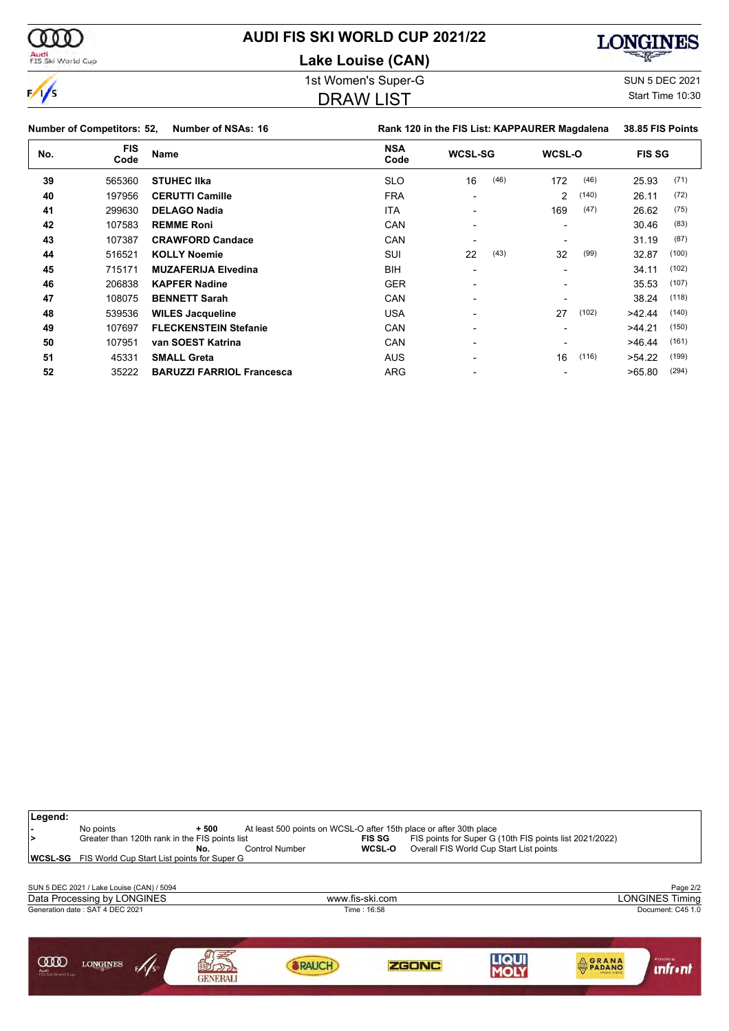# AUDI FIS SKI WORLD CUP 2021/22

## Lake Louise (CAN)

1st Women's Super-G

SUN 5 DEC 2021

DRAW LIST

Start Time 10:30

**Number of Competitors: 52, Number of NSAs: 16**

**Rank 120 in the FIS List: KAPPAURER Magdalena 38.85 FIS Points**

| No. | FIS Code | Name | NSA Code | WCSL-SG | | WCSL-O | | FIS SG | |
|---|---|---|---|---|---|---|---|---|---|
| 39 | 565360 | **STUHEC Ilka** | SLO | 16 | (46) | 172 | (46) | 25.93 | (71) |
| 40 | 197956 | **CERUTTI Camille** | FRA | - | | 2 | (140) | 26.11 | (72) |
| 41 | 299630 | **DELAGO Nadia** | ITA | - | | 169 | (47) | 26.62 | (75) |
| 42 | 107583 | **REMME Roni** | CAN | - | | - | | 30.46 | (83) |
| 43 | 107387 | **CRAWFORD Candace** | CAN | - | | - | | 31.19 | (87) |
| 44 | 516521 | **KOLLY Noemie** | SUI | 22 | (43) | 32 | (99) | 32.87 | (100) |
| 45 | 715171 | **MUZAFERIJA Elvedina** | BIH | - | | - | | 34.11 | (102) |
| 46 | 206838 | **KAPFER Nadine** | GER | - | | - | | 35.53 | (107) |
| 47 | 108075 | **BENNETT Sarah** | CAN | - | | - | | 38.24 | (118) |
| 48 | 539536 | **WILES Jacqueline** | USA | - | | 27 | (102) | >42.44 | (140) |
| 49 | 107697 | **FLECKENSTEIN Stefanie** | CAN | - | | - | | >44.21 | (150) |
| 50 | 107951 | **van SOEST Katrina** | CAN | - | | - | | >46.44 | (161) |
| 51 | 45331 | **SMALL Greta** | AUS | - | | 16 | (116) | >54.22 | (199) |
| 52 | 35222 | **BARUZZI FARRIOL Francesca** | ARG | - | | - | | >65.80 | (294) |

**Legend:**

| | | | |
|---|---|---|---|
| - | No points | + 500 | At least 500 points on WCSL-O after 15th place or after 30th place |
| > | Greater than 120th rank in the FIS points list | FIS SG | FIS points for Super G (10th FIS points list 2021/2022) |
| | | No. | Control Number |
| WCSL-SG | FIS World Cup Start List points for Super G | WCSL-O | Overall FIS World Cup Start List points |

SUN 5 DEC 2021 / Lake Louise (CAN) / 5094

Data Processing by LONGINES — www.fis-ski.com — LONGINES Timing

Generation date : SAT 4 DEC 2021 — Time : 16:58 — Document: C45 1.0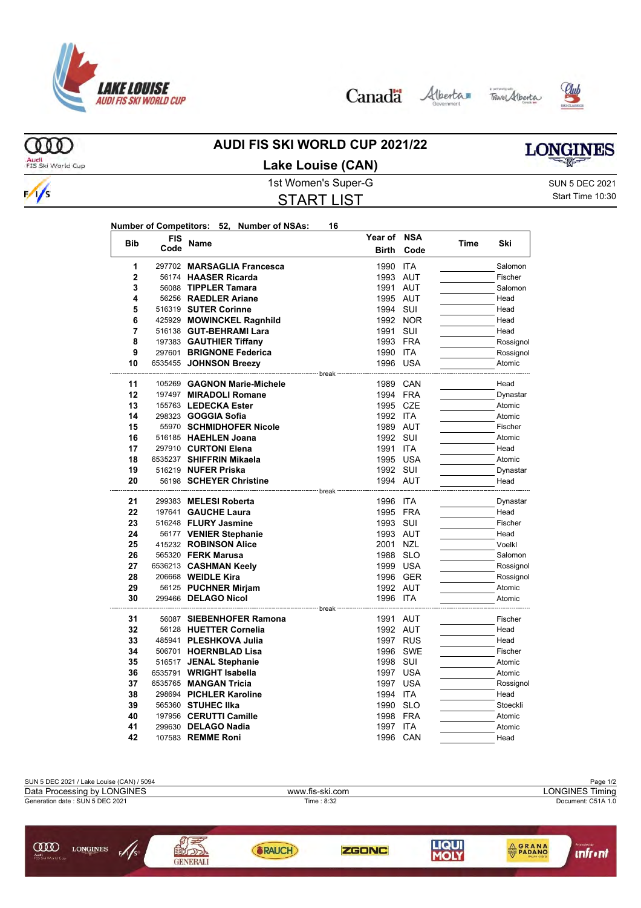# AUDI FIS SKI WORLD CUP 2021/22

## Lake Louise (CAN)

1st Women's Super-G

SUN 5 DEC 2021

Start Time 10:30

## START LIST

**Number of Competitors: 52, Number of NSAs: 16**

| Bib | FIS Code | Name | Year of Birth | NSA Code | Time | Ski |
|---|---|---|---|---|---|---|
| 1 | 297702 | **MARSAGLIA Francesca** | 1990 | ITA | | Salomon |
| 2 | 56174 | **HAASER Ricarda** | 1993 | AUT | | Fischer |
| 3 | 56088 | **TIPPLER Tamara** | 1991 | AUT | | Salomon |
| 4 | 56256 | **RAEDLER Ariane** | 1995 | AUT | | Head |
| 5 | 516319 | **SUTER Corinne** | 1994 | SUI | | Head |
| 6 | 425929 | **MOWINCKEL Ragnhild** | 1992 | NOR | | Head |
| 7 | 516138 | **GUT-BEHRAMI Lara** | 1991 | SUI | | Head |
| 8 | 197383 | **GAUTHIER Tiffany** | 1993 | FRA | | Rossignol |
| 9 | 297601 | **BRIGNONE Federica** | 1990 | ITA | | Rossignol |
| 10 | 6535455 | **JOHNSON Breezy** | 1996 | USA | | Atomic |
| | | break | | | | |
| 11 | 105269 | **GAGNON Marie-Michele** | 1989 | CAN | | Head |
| 12 | 197497 | **MIRADOLI Romane** | 1994 | FRA | | Dynastar |
| 13 | 155763 | **LEDECKA Ester** | 1995 | CZE | | Atomic |
| 14 | 298323 | **GOGGIA Sofia** | 1992 | ITA | | Atomic |
| 15 | 55970 | **SCHMIDHOFER Nicole** | 1989 | AUT | | Fischer |
| 16 | 516185 | **HAEHLEN Joana** | 1992 | SUI | | Atomic |
| 17 | 297910 | **CURTONI Elena** | 1991 | ITA | | Head |
| 18 | 6535237 | **SHIFFRIN Mikaela** | 1995 | USA | | Atomic |
| 19 | 516219 | **NUFER Priska** | 1992 | SUI | | Dynastar |
| 20 | 56198 | **SCHEYER Christine** | 1994 | AUT | | Head |
| | | break | | | | |
| 21 | 299383 | **MELESI Roberta** | 1996 | ITA | | Dynastar |
| 22 | 197641 | **GAUCHE Laura** | 1995 | FRA | | Head |
| 23 | 516248 | **FLURY Jasmine** | 1993 | SUI | | Fischer |
| 24 | 56177 | **VENIER Stephanie** | 1993 | AUT | | Head |
| 25 | 415232 | **ROBINSON Alice** | 2001 | NZL | | Voelkl |
| 26 | 565320 | **FERK Marusa** | 1988 | SLO | | Salomon |
| 27 | 6536213 | **CASHMAN Keely** | 1999 | USA | | Rossignol |
| 28 | 206668 | **WEIDLE Kira** | 1996 | GER | | Rossignol |
| 29 | 56125 | **PUCHNER Mirjam** | 1992 | AUT | | Atomic |
| 30 | 299466 | **DELAGO Nicol** | 1996 | ITA | | Atomic |
| | | break | | | | |
| 31 | 56087 | **SIEBENHOFER Ramona** | 1991 | AUT | | Fischer |
| 32 | 56128 | **HUETTER Cornelia** | 1992 | AUT | | Head |
| 33 | 485941 | **PLESHKOVA Julia** | 1997 | RUS | | Head |
| 34 | 506701 | **HOERNBLAD Lisa** | 1996 | SWE | | Fischer |
| 35 | 516517 | **JENAL Stephanie** | 1998 | SUI | | Atomic |
| 36 | 6535791 | **WRIGHT Isabella** | 1997 | USA | | Atomic |
| 37 | 6535765 | **MANGAN Tricia** | 1997 | USA | | Rossignol |
| 38 | 298694 | **PICHLER Karoline** | 1994 | ITA | | Head |
| 39 | 565360 | **STUHEC Ilka** | 1990 | SLO | | Stoeckli |
| 40 | 197956 | **CERUTTI Camille** | 1998 | FRA | | Atomic |
| 41 | 299630 | **DELAGO Nadia** | 1997 | ITA | | Atomic |
| 42 | 107583 | **REMME Roni** | 1996 | CAN | | Head |

SUN 5 DEC 2021 / Lake Louise (CAN) / 5094

Data Processing by LONGINES — www.fis-ski.com — LONGINES Timing

Generation date : SUN 5 DEC 2021 — Time : 8:32 — Document: C51A 1.0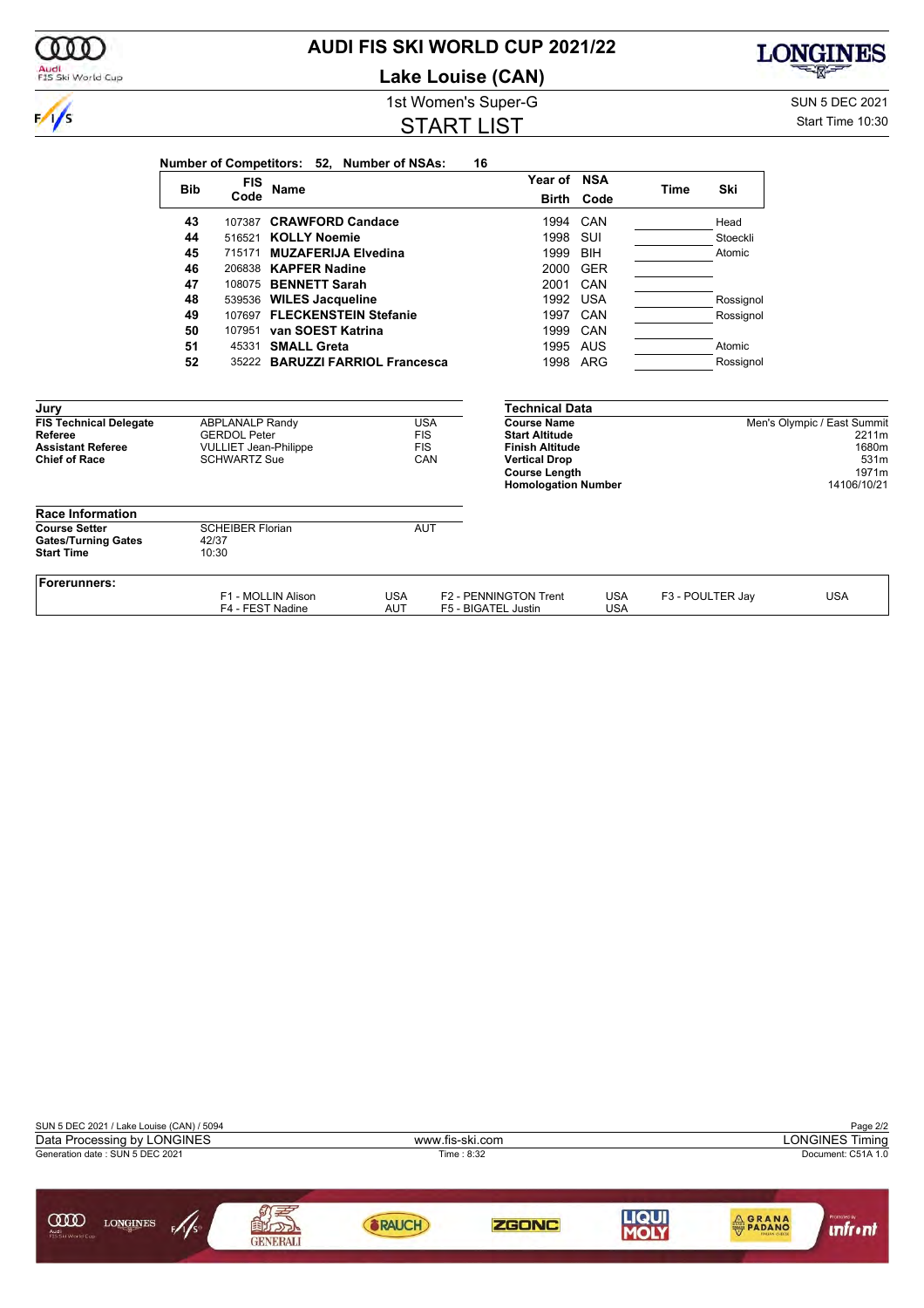# AUDI FIS SKI WORLD CUP 2021/22

## Lake Louise (CAN)

1st Women's Super-G

SUN 5 DEC 2021

Start Time 10:30

## START LIST

**Number of Competitors: 52, Number of NSAs: 16**

| Bib | FIS Code | Name | Year of Birth | NSA Code | Time | Ski |
|---|---|---|---|---|---|---|
| 43 | 107387 | **CRAWFORD Candace** | 1994 | CAN | | Head |
| 44 | 516521 | **KOLLY Noemie** | 1998 | SUI | | Stoeckli |
| 45 | 715171 | **MUZAFERIJA Elvedina** | 1999 | BIH | | Atomic |
| 46 | 206838 | **KAPFER Nadine** | 2000 | GER | | |
| 47 | 108075 | **BENNETT Sarah** | 2001 | CAN | | |
| 48 | 539536 | **WILES Jacqueline** | 1992 | USA | | Rossignol |
| 49 | 107697 | **FLECKENSTEIN Stefanie** | 1997 | CAN | | Rossignol |
| 50 | 107951 | **van SOEST Katrina** | 1999 | CAN | | |
| 51 | 45331 | **SMALL Greta** | 1995 | AUS | | Atomic |
| 52 | 35222 | **BARUZZI FARRIOL Francesca** | 1998 | ARG | | Rossignol |

### Jury

| | | |
|---|---|---|
| **FIS Technical Delegate** | ABPLANALP Randy | USA |
| **Referee** | GERDOL Peter | FIS |
| **Assistant Referee** | VULLIET Jean-Philippe | FIS |
| **Chief of Race** | SCHWARTZ Sue | CAN |

### Technical Data

| | |
|---|---|
| **Course Name** | Men's Olympic / East Summit |
| **Start Altitude** | 2211m |
| **Finish Altitude** | 1680m |
| **Vertical Drop** | 531m |
| **Course Length** | 1971m |
| **Homologation Number** | 14106/10/21 |

### Race Information

| | | |
|---|---|---|
| **Course Setter** | SCHEIBER Florian | AUT |
| **Gates/Turning Gates** | 42/37 | |
| **Start Time** | 10:30 | |

### Forerunners:

| | | | | | |
|---|---|---|---|---|---|
| F1 - MOLLIN Alison | USA | F2 - PENNINGTON Trent | USA | F3 - POULTER Jay | USA |
| F4 - FEST Nadine | AUT | F5 - BIGATEL Justin | USA | | |

SUN 5 DEC 2021 / Lake Louise (CAN) / 5094

Data Processing by LONGINES — www.fis-ski.com — LONGINES Timing

Generation date : SUN 5 DEC 2021 — Time : 8:32 — Document: C51A 1.0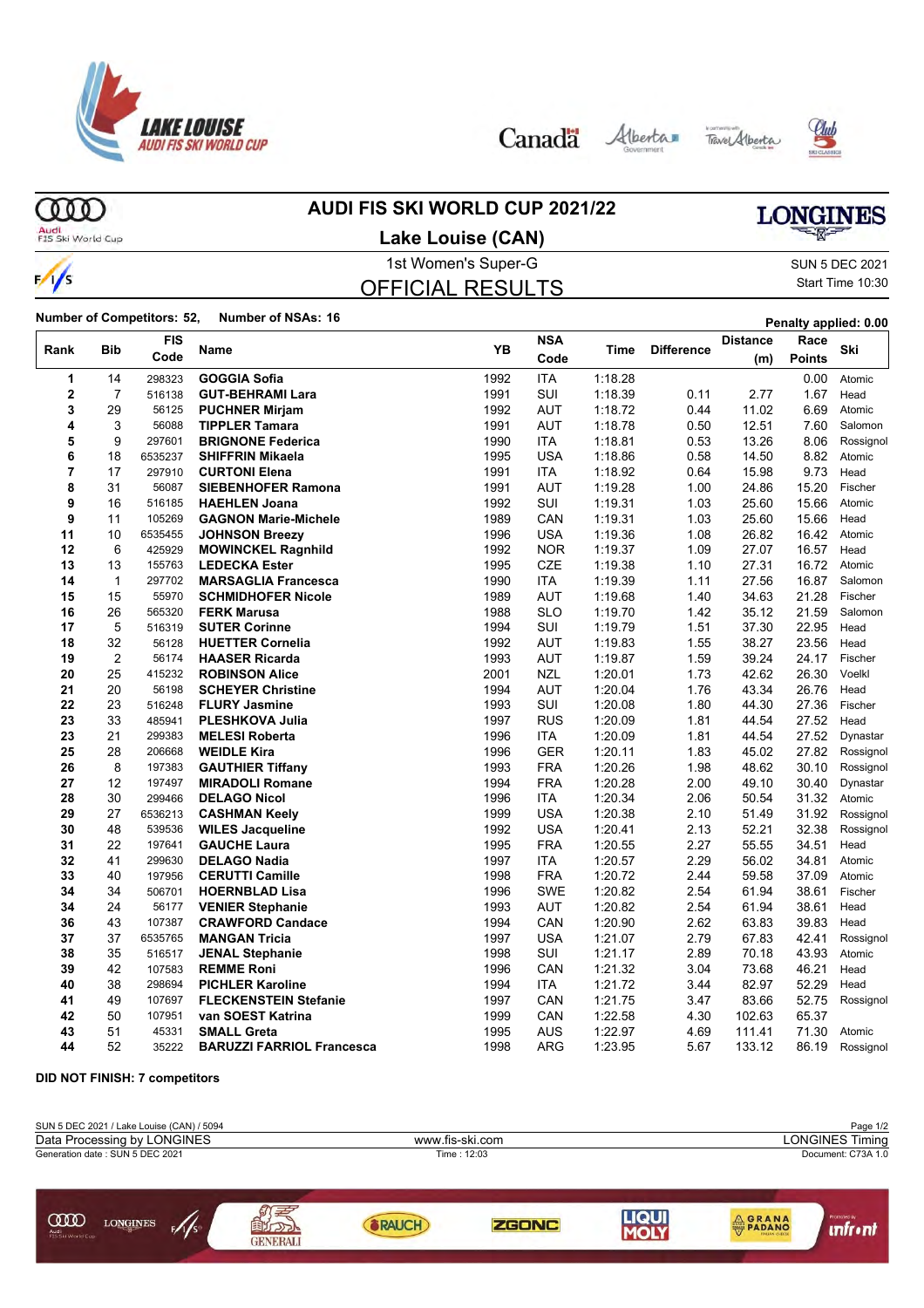# AUDI FIS SKI WORLD CUP 2021/22

## Lake Louise (CAN)

1st Women's Super-G

SUN 5 DEC 2021

Start Time 10:30

## OFFICIAL RESULTS

**Number of Competitors: 52, Number of NSAs: 16**

**Penalty applied: 0.00**

| Rank | Bib | FIS Code | Name | YB | NSA Code | Time | Difference | Distance (m) | Race Points | Ski |
|---|---|---|---|---|---|---|---|---|---|---|
| 1 | 14 | 298323 | **GOGGIA Sofia** | 1992 | ITA | 1:18.28 | | | 0.00 | Atomic |
| 2 | 7 | 516138 | **GUT-BEHRAMI Lara** | 1991 | SUI | 1:18.39 | 0.11 | 2.77 | 1.67 | Head |
| 3 | 29 | 56125 | **PUCHNER Mirjam** | 1992 | AUT | 1:18.72 | 0.44 | 11.02 | 6.69 | Atomic |
| 4 | 3 | 56088 | **TIPPLER Tamara** | 1991 | AUT | 1:18.78 | 0.50 | 12.51 | 7.60 | Salomon |
| 5 | 9 | 297601 | **BRIGNONE Federica** | 1990 | ITA | 1:18.81 | 0.53 | 13.26 | 8.06 | Rossignol |
| 6 | 18 | 6535237 | **SHIFFRIN Mikaela** | 1995 | USA | 1:18.86 | 0.58 | 14.50 | 8.82 | Atomic |
| 7 | 17 | 297910 | **CURTONI Elena** | 1991 | ITA | 1:18.92 | 0.64 | 15.98 | 9.73 | Head |
| 8 | 31 | 56087 | **SIEBENHOFER Ramona** | 1991 | AUT | 1:19.28 | 1.00 | 24.86 | 15.20 | Fischer |
| 9 | 16 | 516185 | **HAEHLEN Joana** | 1992 | SUI | 1:19.31 | 1.03 | 25.60 | 15.66 | Atomic |
| 9 | 11 | 105269 | **GAGNON Marie-Michele** | 1989 | CAN | 1:19.31 | 1.03 | 25.60 | 15.66 | Head |
| 11 | 10 | 6535455 | **JOHNSON Breezy** | 1996 | USA | 1:19.36 | 1.08 | 26.82 | 16.42 | Atomic |
| 12 | 6 | 425929 | **MOWINCKEL Ragnhild** | 1992 | NOR | 1:19.37 | 1.09 | 27.07 | 16.57 | Head |
| 13 | 13 | 155763 | **LEDECKA Ester** | 1995 | CZE | 1:19.38 | 1.10 | 27.31 | 16.72 | Atomic |
| 14 | 1 | 297702 | **MARSAGLIA Francesca** | 1990 | ITA | 1:19.39 | 1.11 | 27.56 | 16.87 | Salomon |
| 15 | 15 | 55970 | **SCHMIDHOFER Nicole** | 1989 | AUT | 1:19.68 | 1.40 | 34.63 | 21.28 | Fischer |
| 16 | 26 | 565320 | **FERK Marusa** | 1988 | SLO | 1:19.70 | 1.42 | 35.12 | 21.59 | Salomon |
| 17 | 5 | 516319 | **SUTER Corinne** | 1994 | SUI | 1:19.79 | 1.51 | 37.30 | 22.95 | Head |
| 18 | 32 | 56128 | **HUETTER Cornelia** | 1992 | AUT | 1:19.83 | 1.55 | 38.27 | 23.56 | Head |
| 19 | 2 | 56174 | **HAASER Ricarda** | 1993 | AUT | 1:19.87 | 1.59 | 39.24 | 24.17 | Fischer |
| 20 | 25 | 415232 | **ROBINSON Alice** | 2001 | NZL | 1:20.01 | 1.73 | 42.62 | 26.30 | Voelkl |
| 21 | 20 | 56198 | **SCHEYER Christine** | 1994 | AUT | 1:20.04 | 1.76 | 43.34 | 26.76 | Head |
| 22 | 23 | 516248 | **FLURY Jasmine** | 1993 | SUI | 1:20.08 | 1.80 | 44.30 | 27.36 | Fischer |
| 23 | 33 | 485941 | **PLESHKOVA Julia** | 1997 | RUS | 1:20.09 | 1.81 | 44.54 | 27.52 | Head |
| 23 | 21 | 299383 | **MELESI Roberta** | 1996 | ITA | 1:20.09 | 1.81 | 44.54 | 27.52 | Dynastar |
| 25 | 28 | 206668 | **WEIDLE Kira** | 1996 | GER | 1:20.11 | 1.83 | 45.02 | 27.82 | Rossignol |
| 26 | 8 | 197383 | **GAUTHIER Tiffany** | 1993 | FRA | 1:20.26 | 1.98 | 48.62 | 30.10 | Rossignol |
| 27 | 12 | 197497 | **MIRADOLI Romane** | 1994 | FRA | 1:20.28 | 2.00 | 49.10 | 30.40 | Dynastar |
| 28 | 30 | 299466 | **DELAGO Nicol** | 1996 | ITA | 1:20.34 | 2.06 | 50.54 | 31.32 | Atomic |
| 29 | 27 | 6536213 | **CASHMAN Keely** | 1999 | USA | 1:20.38 | 2.10 | 51.49 | 31.92 | Rossignol |
| 30 | 48 | 539536 | **WILES Jacqueline** | 1992 | USA | 1:20.41 | 2.13 | 52.21 | 32.38 | Rossignol |
| 31 | 22 | 197641 | **GAUCHE Laura** | 1995 | FRA | 1:20.55 | 2.27 | 55.55 | 34.51 | Head |
| 32 | 41 | 299630 | **DELAGO Nadia** | 1997 | ITA | 1:20.57 | 2.29 | 56.02 | 34.81 | Atomic |
| 33 | 40 | 197956 | **CERUTTI Camille** | 1998 | FRA | 1:20.72 | 2.44 | 59.58 | 37.09 | Atomic |
| 34 | 34 | 506701 | **HOERNBLAD Lisa** | 1996 | SWE | 1:20.82 | 2.54 | 61.94 | 38.61 | Fischer |
| 34 | 24 | 56177 | **VENIER Stephanie** | 1993 | AUT | 1:20.82 | 2.54 | 61.94 | 38.61 | Head |
| 36 | 43 | 107387 | **CRAWFORD Candace** | 1994 | CAN | 1:20.90 | 2.62 | 63.83 | 39.83 | Head |
| 37 | 37 | 6535765 | **MANGAN Tricia** | 1997 | USA | 1:21.07 | 2.79 | 67.83 | 42.41 | Rossignol |
| 38 | 35 | 516517 | **JENAL Stephanie** | 1998 | SUI | 1:21.17 | 2.89 | 70.18 | 43.93 | Atomic |
| 39 | 42 | 107583 | **REMME Roni** | 1996 | CAN | 1:21.32 | 3.04 | 73.68 | 46.21 | Head |
| 40 | 38 | 298694 | **PICHLER Karoline** | 1994 | ITA | 1:21.72 | 3.44 | 82.97 | 52.29 | Head |
| 41 | 49 | 107697 | **FLECKENSTEIN Stefanie** | 1997 | CAN | 1:21.75 | 3.47 | 83.66 | 52.75 | Rossignol |
| 42 | 50 | 107951 | **van SOEST Katrina** | 1999 | CAN | 1:22.58 | 4.30 | 102.63 | 65.37 | |
| 43 | 51 | 45331 | **SMALL Greta** | 1995 | AUS | 1:22.97 | 4.69 | 111.41 | 71.30 | Atomic |
| 44 | 52 | 35222 | **BARUZZI FARRIOL Francesca** | 1998 | ARG | 1:23.95 | 5.67 | 133.12 | 86.19 | Rossignol |

**DID NOT FINISH: 7 competitors**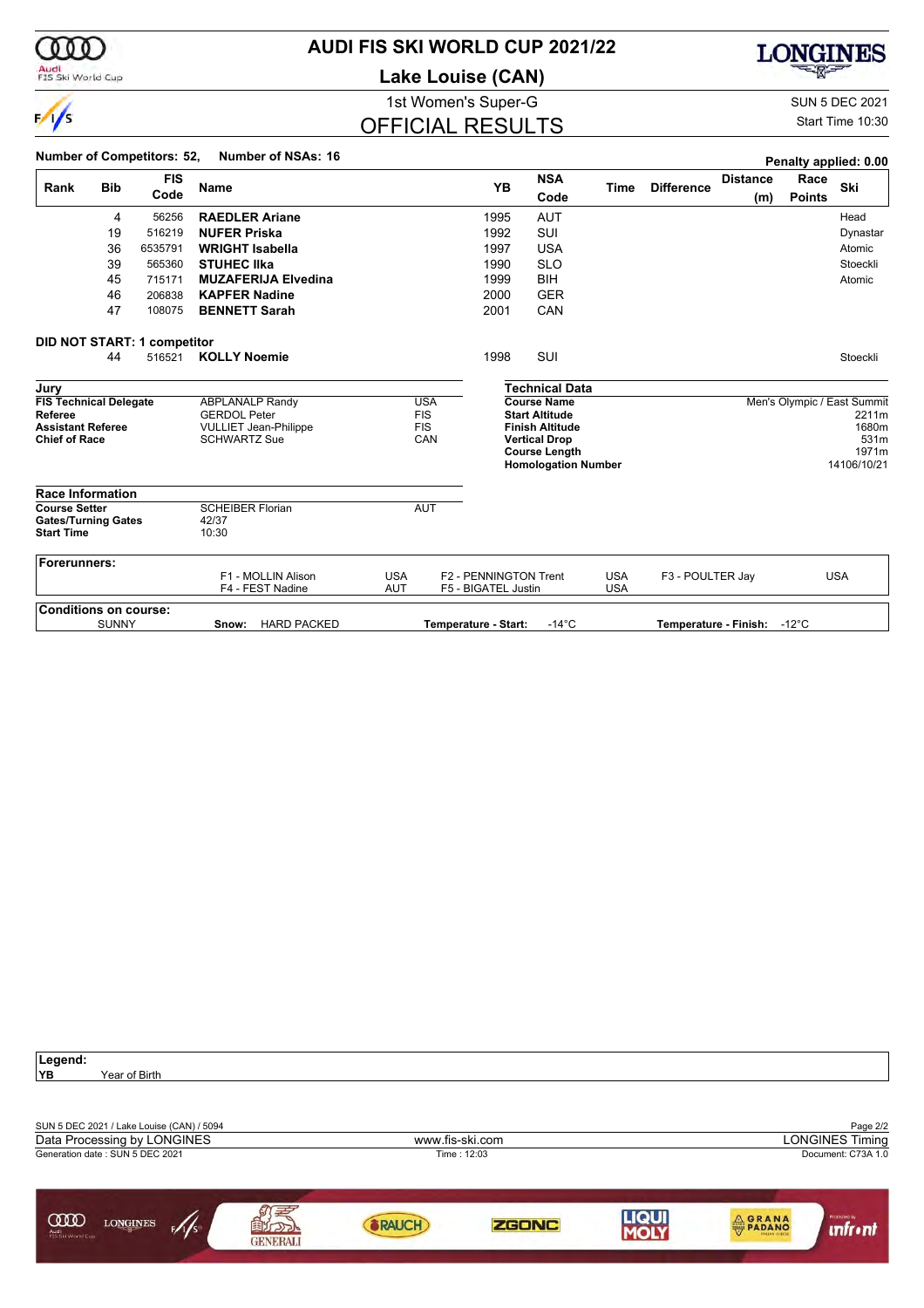# AUDI FIS SKI WORLD CUP 2021/22

## Lake Louise (CAN)

1st Women's Super-G

SUN 5 DEC 2021

Start Time 10:30

## OFFICIAL RESULTS

**Number of Competitors: 52, Number of NSAs: 16**

**Penalty applied: 0.00**

| Rank | Bib | FIS Code | Name | YB | NSA Code | Time | Difference | Distance (m) | Race Points | Ski |
|---|---|---|---|---|---|---|---|---|---|---|
| | 4 | 56256 | **RAEDLER Ariane** | 1995 | AUT | | | | | Head |
| | 19 | 516219 | **NUFER Priska** | 1992 | SUI | | | | | Dynastar |
| | 36 | 6535791 | **WRIGHT Isabella** | 1997 | USA | | | | | Atomic |
| | 39 | 565360 | **STUHEC Ilka** | 1990 | SLO | | | | | Stoeckli |
| | 45 | 715171 | **MUZAFERIJA Elvedina** | 1999 | BIH | | | | | Atomic |
| | 46 | 206838 | **KAPFER Nadine** | 2000 | GER | | | | | |
| | 47 | 108075 | **BENNETT Sarah** | 2001 | CAN | | | | | |

**DID NOT START: 1 competitor**

| Rank | Bib | FIS Code | Name | YB | NSA Code | Time | Difference | Distance (m) | Race Points | Ski |
|---|---|---|---|---|---|---|---|---|---|---|
| | 44 | 516521 | **KOLLY Noemie** | 1998 | SUI | | | | | Stoeckli |

### Jury

| | | |
|---|---|---|
| **FIS Technical Delegate** | ABPLANALP Randy | USA |
| **Referee** | GERDOL Peter | FIS |
| **Assistant Referee** | VULLIET Jean-Philippe | FIS |
| **Chief of Race** | SCHWARTZ Sue | CAN |

### Technical Data

| | |
|---|---|
| **Course Name** | Men's Olympic / East Summit |
| **Start Altitude** | 2211m |
| **Finish Altitude** | 1680m |
| **Vertical Drop** | 531m |
| **Course Length** | 1971m |
| **Homologation Number** | 14106/10/21 |

### Race Information

| | | |
|---|---|---|
| **Course Setter** | SCHEIBER Florian | AUT |
| **Gates/Turning Gates** | 42/37 | |
| **Start Time** | 10:30 | |

### Forerunners:

| | | | | | |
|---|---|---|---|---|---|
| F1 - MOLLIN Alison | USA | F2 - PENNINGTON Trent | USA | F3 - POULTER Jay | USA |
| F4 - FEST Nadine | AUT | F5 - BIGATEL Justin | USA | | |

### Conditions on course:

SUNNY | **Snow:** HARD PACKED | **Temperature - Start:** -14°C | **Temperature - Finish:** -12°C

**Legend:**
**YB** Year of Birth

SUN 5 DEC 2021 / Lake Louise (CAN) / 5094

Data Processing by LONGINES | www.fis-ski.com | LONGINES Timing

Generation date : SUN 5 DEC 2021 | Time : 12:03 | Document: C73A 1.0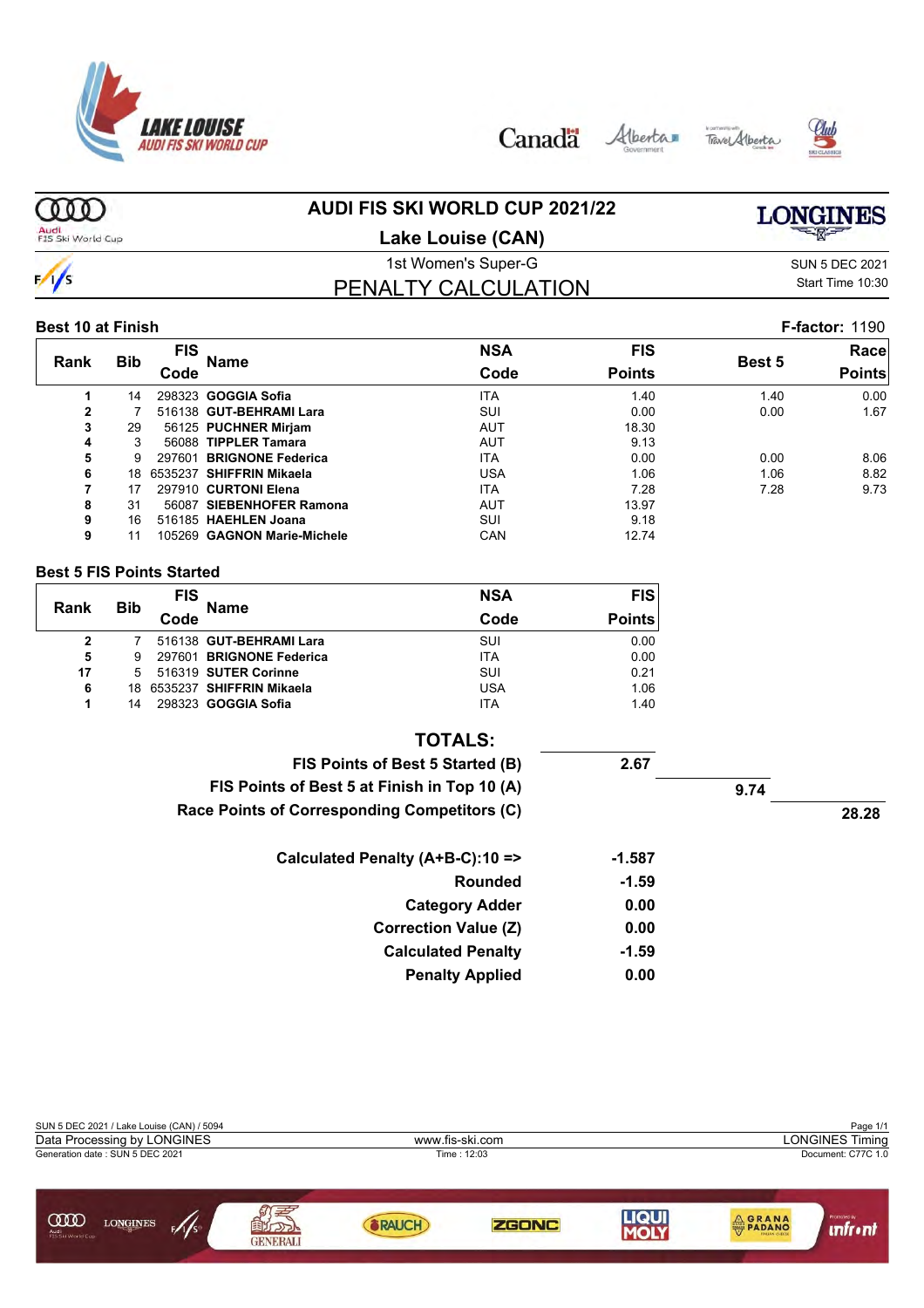# AUDI FIS SKI WORLD CUP 2021/22

## Lake Louise (CAN)

1st Women's Super-G

SUN 5 DEC 2021
Start Time 10:30

## PENALTY CALCULATION

**Best 10 at Finish** — **F-factor:** 1190

| Rank | Bib | FIS Code | Name | NSA Code | FIS Points | Best 5 | Race Points |
|---|---|---|---|---|---|---|---|
| 1 | 14 | 298323 | **GOGGIA Sofia** | ITA | 1.40 | 1.40 | 0.00 |
| 2 | 7 | 516138 | **GUT-BEHRAMI Lara** | SUI | 0.00 | 0.00 | 1.67 |
| 3 | 29 | 56125 | **PUCHNER Mirjam** | AUT | 18.30 | | |
| 4 | 3 | 56088 | **TIPPLER Tamara** | AUT | 9.13 | | |
| 5 | 9 | 297601 | **BRIGNONE Federica** | ITA | 0.00 | 0.00 | 8.06 |
| 6 | 18 | 6535237 | **SHIFFRIN Mikaela** | USA | 1.06 | 1.06 | 8.82 |
| 7 | 17 | 297910 | **CURTONI Elena** | ITA | 7.28 | 7.28 | 9.73 |
| 8 | 31 | 56087 | **SIEBENHOFER Ramona** | AUT | 13.97 | | |
| 9 | 16 | 516185 | **HAEHLEN Joana** | SUI | 9.18 | | |
| 9 | 11 | 105269 | **GAGNON Marie-Michele** | CAN | 12.74 | | |

**Best 5 FIS Points Started**

| Rank | Bib | FIS Code | Name | NSA Code | FIS Points |
|---|---|---|---|---|---|
| 2 | 7 | 516138 | **GUT-BEHRAMI Lara** | SUI | 0.00 |
| 5 | 9 | 297601 | **BRIGNONE Federica** | ITA | 0.00 |
| 17 | 5 | 516319 | **SUTER Corinne** | SUI | 0.21 |
| 6 | 18 | 6535237 | **SHIFFRIN Mikaela** | USA | 1.06 |
| 1 | 14 | 298323 | **GOGGIA Sofia** | ITA | 1.40 |

**TOTALS:**

| | |
|---|---|
| **FIS Points of Best 5 Started (B)** | **2.67** |
| **FIS Points of Best 5 at Finish in Top 10 (A)** | **9.74** |
| **Race Points of Corresponding Competitors (C)** | **28.28** |
| **Calculated Penalty (A+B-C):10 =>** | **-1.587** |
| **Rounded** | **-1.59** |
| **Category Adder** | **0.00** |
| **Correction Value (Z)** | **0.00** |
| **Calculated Penalty** | **-1.59** |
| **Penalty Applied** | **0.00** |

SUN 5 DEC 2021 / Lake Louise (CAN) / 5094
Data Processing by LONGINES — www.fis-ski.com — LONGINES Timing
Generation date : SUN 5 DEC 2021 — Time : 12:03 — Document: C77C 1.0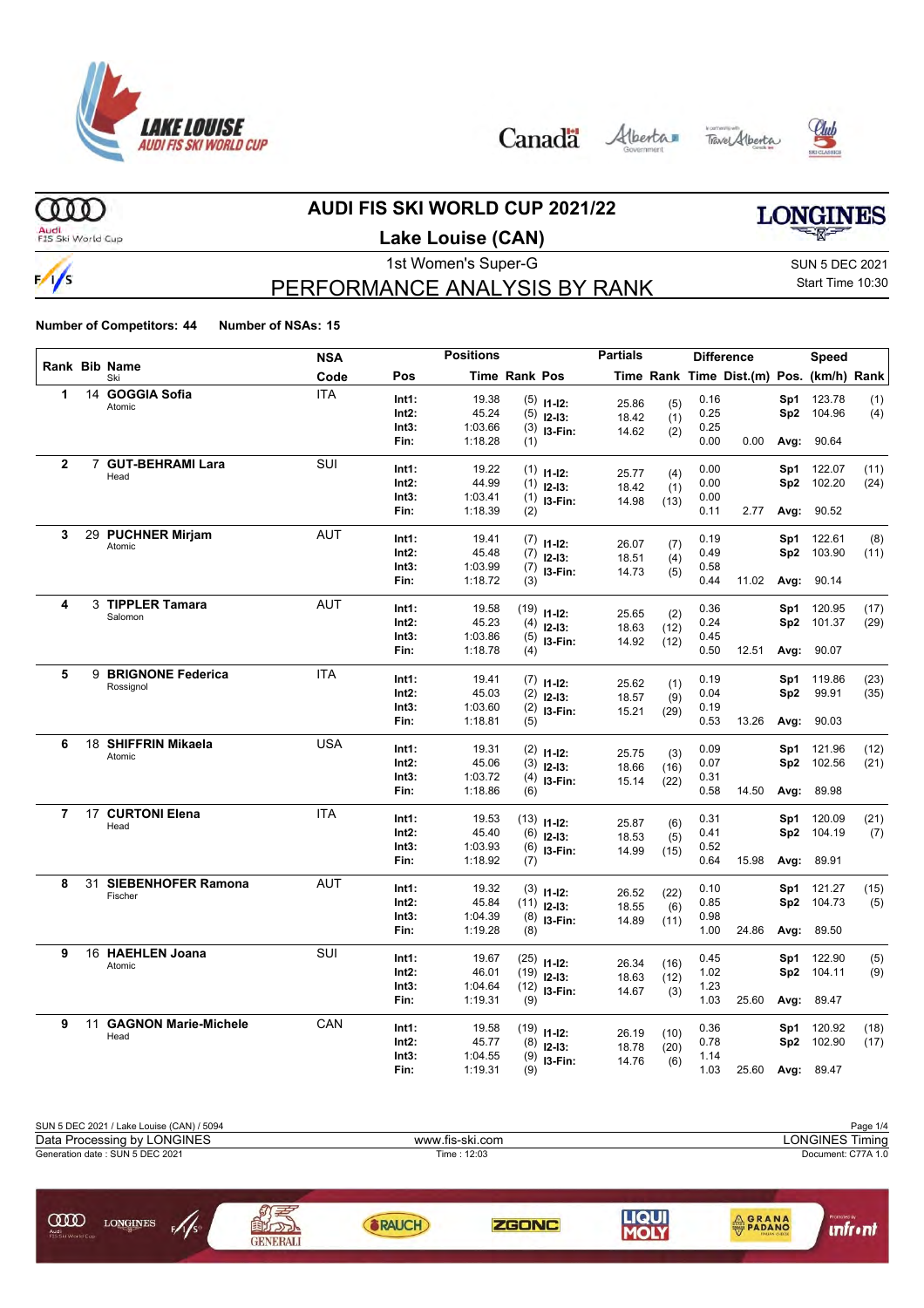# AUDI FIS SKI WORLD CUP 2021/22

## Lake Louise (CAN)

1st Women's Super-G

SUN 5 DEC 2021
Start Time 10:30

## PERFORMANCE ANALYSIS BY RANK

**Number of Competitors: 44** **Number of NSAs: 15**

| Rank | Bib | Name / Ski | NSA Code | Pos | Time | Rank | Pos | Partials Time | Rank | Difference Time | Dist.(m) | Pos. | Speed (km/h) | Rank |
|---|---|---|---|---|---|---|---|---|---|---|---|---|---|---|
| 1 | 14 | **GOGGIA Sofia** | ITA | Int1: | 19.38 | (5) | I1-I2: | 25.86 | (5) | 0.16 | | Sp1 | 123.78 | (1) |
| | | Atomic | | Int2: | 45.24 | (5) | I2-I3: | 18.42 | (1) | 0.25 | | Sp2 | 104.96 | (4) |
| | | | | Int3: | 1:03.66 | (3) | I3-Fin: | 14.62 | (2) | 0.25 | | | | |
| | | | | Fin: | 1:18.28 | (1) | | | | 0.00 | 0.00 | Avg: | 90.64 | |
| 2 | 7 | **GUT-BEHRAMI Lara** | SUI | Int1: | 19.22 | (1) | I1-I2: | 25.77 | (4) | 0.00 | | Sp1 | 122.07 | (11) |
| | | Head | | Int2: | 44.99 | (1) | I2-I3: | 18.42 | (1) | 0.00 | | Sp2 | 102.20 | (24) |
| | | | | Int3: | 1:03.41 | (1) | I3-Fin: | 14.98 | (13) | 0.00 | | | | |
| | | | | Fin: | 1:18.39 | (2) | | | | 0.11 | 2.77 | Avg: | 90.52 | |
| 3 | 29 | **PUCHNER Mirjam** | AUT | Int1: | 19.41 | (7) | I1-I2: | 26.07 | (7) | 0.19 | | Sp1 | 122.61 | (8) |
| | | Atomic | | Int2: | 45.48 | (7) | I2-I3: | 18.51 | (4) | 0.49 | | Sp2 | 103.90 | (11) |
| | | | | Int3: | 1:03.99 | (7) | I3-Fin: | 14.73 | (5) | 0.58 | | | | |
| | | | | Fin: | 1:18.72 | (3) | | | | 0.44 | 11.02 | Avg: | 90.14 | |
| 4 | 3 | **TIPPLER Tamara** | AUT | Int1: | 19.58 | (19) | I1-I2: | 25.65 | (2) | 0.36 | | Sp1 | 120.95 | (17) |
| | | Salomon | | Int2: | 45.23 | (4) | I2-I3: | 18.63 | (12) | 0.24 | | Sp2 | 101.37 | (29) |
| | | | | Int3: | 1:03.86 | (5) | I3-Fin: | 14.92 | (12) | 0.45 | | | | |
| | | | | Fin: | 1:18.78 | (4) | | | | 0.50 | 12.51 | Avg: | 90.07 | |
| 5 | 9 | **BRIGNONE Federica** | ITA | Int1: | 19.41 | (7) | I1-I2: | 25.62 | (1) | 0.19 | | Sp1 | 119.86 | (23) |
| | | Rossignol | | Int2: | 45.03 | (2) | I2-I3: | 18.57 | (9) | 0.04 | | Sp2 | 99.91 | (35) |
| | | | | Int3: | 1:03.60 | (2) | I3-Fin: | 15.21 | (29) | 0.19 | | | | |
| | | | | Fin: | 1:18.81 | (5) | | | | 0.53 | 13.26 | Avg: | 90.03 | |
| 6 | 18 | **SHIFFRIN Mikaela** | USA | Int1: | 19.31 | (2) | I1-I2: | 25.75 | (3) | 0.09 | | Sp1 | 121.96 | (12) |
| | | Atomic | | Int2: | 45.06 | (3) | I2-I3: | 18.66 | (16) | 0.07 | | Sp2 | 102.56 | (21) |
| | | | | Int3: | 1:03.72 | (4) | I3-Fin: | 15.14 | (22) | 0.31 | | | | |
| | | | | Fin: | 1:18.86 | (6) | | | | 0.58 | 14.50 | Avg: | 89.98 | |
| 7 | 17 | **CURTONI Elena** | ITA | Int1: | 19.53 | (13) | I1-I2: | 25.87 | (6) | 0.31 | | Sp1 | 120.09 | (21) |
| | | Head | | Int2: | 45.40 | (6) | I2-I3: | 18.53 | (5) | 0.41 | | Sp2 | 104.19 | (7) |
| | | | | Int3: | 1:03.93 | (6) | I3-Fin: | 14.99 | (15) | 0.52 | | | | |
| | | | | Fin: | 1:18.92 | (7) | | | | 0.64 | 15.98 | Avg: | 89.91 | |
| 8 | 31 | **SIEBENHOFER Ramona** | AUT | Int1: | 19.32 | (3) | I1-I2: | 26.52 | (22) | 0.10 | | Sp1 | 121.27 | (15) |
| | | Fischer | | Int2: | 45.84 | (11) | I2-I3: | 18.55 | (6) | 0.85 | | Sp2 | 104.73 | (5) |
| | | | | Int3: | 1:04.39 | (8) | I3-Fin: | 14.89 | (11) | 0.98 | | | | |
| | | | | Fin: | 1:19.28 | (8) | | | | 1.00 | 24.86 | Avg: | 89.50 | |
| 9 | 16 | **HAEHLEN Joana** | SUI | Int1: | 19.67 | (25) | I1-I2: | 26.34 | (16) | 0.45 | | Sp1 | 122.90 | (5) |
| | | Atomic | | Int2: | 46.01 | (19) | I2-I3: | 18.63 | (12) | 1.02 | | Sp2 | 104.11 | (9) |
| | | | | Int3: | 1:04.64 | (12) | I3-Fin: | 14.67 | (3) | 1.23 | | | | |
| | | | | Fin: | 1:19.31 | (9) | | | | 1.03 | 25.60 | Avg: | 89.47 | |
| 9 | 11 | **GAGNON Marie-Michele** | CAN | Int1: | 19.58 | (19) | I1-I2: | 26.19 | (10) | 0.36 | | Sp1 | 120.92 | (18) |
| | | Head | | Int2: | 45.77 | (8) | I2-I3: | 18.78 | (20) | 0.78 | | Sp2 | 102.90 | (17) |
| | | | | Int3: | 1:04.55 | (9) | I3-Fin: | 14.76 | (6) | 1.14 | | | | |
| | | | | Fin: | 1:19.31 | (9) | | | | 1.03 | 25.60 | Avg: | 89.47 | |

SUN 5 DEC 2021 / Lake Louise (CAN) / 5094
Data Processing by LONGINES — www.fis-ski.com — LONGINES Timing
Generation date : SUN 5 DEC 2021 — Time : 12:03 — Document: C77A 1.0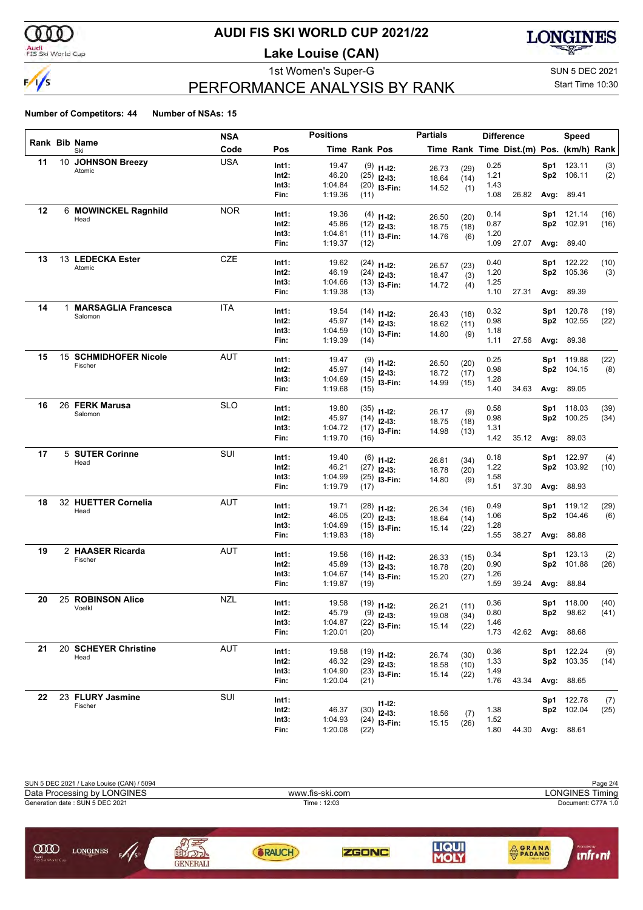# AUDI FIS SKI WORLD CUP 2021/22

## Lake Louise (CAN)

1st Women's Super-G

SUN 5 DEC 2021

Start Time 10:30

## PERFORMANCE ANALYSIS BY RANK

**Number of Competitors: 44** **Number of NSAs: 15**

| Rank | Bib | Name / Ski | NSA Code | Pos | Time | Rank | Pos | Partials Time | Rank | Difference Time | Dist.(m) | Pos. | Speed (km/h) | Rank |
|---|---|---|---|---|---|---|---|---|---|---|---|---|---|---|
| 11 | 10 | **JOHNSON Breezy** Atomic | USA | Int1: | 19.47 | (9) | I1-I2: | 26.73 | (29) | 0.25 | | Sp1 | 123.11 | (3) |
| | | | | Int2: | 46.20 | (25) | I2-I3: | 18.64 | (14) | 1.21 | | Sp2 | 106.11 | (2) |
| | | | | Int3: | 1:04.84 | (20) | I3-Fin: | 14.52 | (1) | 1.43 | | | | |
| | | | | Fin: | 1:19.36 | (11) | | | | 1.08 | 26.82 | Avg: | 89.41 | |
| 12 | 6 | **MOWINCKEL Ragnhild** Head | NOR | Int1: | 19.36 | (4) | I1-I2: | 26.50 | (20) | 0.14 | | Sp1 | 121.14 | (16) |
| | | | | Int2: | 45.86 | (12) | I2-I3: | 18.75 | (18) | 0.87 | | Sp2 | 102.91 | (16) |
| | | | | Int3: | 1:04.61 | (11) | I3-Fin: | 14.76 | (6) | 1.20 | | | | |
| | | | | Fin: | 1:19.37 | (12) | | | | 1.09 | 27.07 | Avg: | 89.40 | |
| 13 | 13 | **LEDECKA Ester** Atomic | CZE | Int1: | 19.62 | (24) | I1-I2: | 26.57 | (23) | 0.40 | | Sp1 | 122.22 | (10) |
| | | | | Int2: | 46.19 | (24) | I2-I3: | 18.47 | (3) | 1.20 | | Sp2 | 105.36 | (3) |
| | | | | Int3: | 1:04.66 | (13) | I3-Fin: | 14.72 | (4) | 1.25 | | | | |
| | | | | Fin: | 1:19.38 | (13) | | | | 1.10 | 27.31 | Avg: | 89.39 | |
| 14 | 1 | **MARSAGLIA Francesca** Salomon | ITA | Int1: | 19.54 | (14) | I1-I2: | 26.43 | (18) | 0.32 | | Sp1 | 120.78 | (19) |
| | | | | Int2: | 45.97 | (14) | I2-I3: | 18.62 | (11) | 0.98 | | Sp2 | 102.55 | (22) |
| | | | | Int3: | 1:04.59 | (10) | I3-Fin: | 14.80 | (9) | 1.18 | | | | |
| | | | | Fin: | 1:19.39 | (14) | | | | 1.11 | 27.56 | Avg: | 89.38 | |
| 15 | 15 | **SCHMIDHOFER Nicole** Fischer | AUT | Int1: | 19.47 | (9) | I1-I2: | 26.50 | (20) | 0.25 | | Sp1 | 119.88 | (22) |
| | | | | Int2: | 45.97 | (14) | I2-I3: | 18.72 | (17) | 0.98 | | Sp2 | 104.15 | (8) |
| | | | | Int3: | 1:04.69 | (15) | I3-Fin: | 14.99 | (15) | 1.28 | | | | |
| | | | | Fin: | 1:19.68 | (15) | | | | 1.40 | 34.63 | Avg: | 89.05 | |
| 16 | 26 | **FERK Marusa** Salomon | SLO | Int1: | 19.80 | (35) | I1-I2: | 26.17 | (9) | 0.58 | | Sp1 | 118.03 | (39) |
| | | | | Int2: | 45.97 | (14) | I2-I3: | 18.75 | (18) | 0.98 | | Sp2 | 100.25 | (34) |
| | | | | Int3: | 1:04.72 | (17) | I3-Fin: | 14.98 | (13) | 1.31 | | | | |
| | | | | Fin: | 1:19.70 | (16) | | | | 1.42 | 35.12 | Avg: | 89.03 | |
| 17 | 5 | **SUTER Corinne** Head | SUI | Int1: | 19.40 | (6) | I1-I2: | 26.81 | (34) | 0.18 | | Sp1 | 122.97 | (4) |
| | | | | Int2: | 46.21 | (27) | I2-I3: | 18.78 | (20) | 1.22 | | Sp2 | 103.92 | (10) |
| | | | | Int3: | 1:04.99 | (25) | I3-Fin: | 14.80 | (9) | 1.58 | | | | |
| | | | | Fin: | 1:19.79 | (17) | | | | 1.51 | 37.30 | Avg: | 88.93 | |
| 18 | 32 | **HUETTER Cornelia** Head | AUT | Int1: | 19.71 | (28) | I1-I2: | 26.34 | (16) | 0.49 | | Sp1 | 119.12 | (29) |
| | | | | Int2: | 46.05 | (20) | I2-I3: | 18.64 | (14) | 1.06 | | Sp2 | 104.46 | (6) |
| | | | | Int3: | 1:04.69 | (15) | I3-Fin: | 15.14 | (22) | 1.28 | | | | |
| | | | | Fin: | 1:19.83 | (18) | | | | 1.55 | 38.27 | Avg: | 88.88 | |
| 19 | 2 | **HAASER Ricarda** Fischer | AUT | Int1: | 19.56 | (16) | I1-I2: | 26.33 | (15) | 0.34 | | Sp1 | 123.13 | (2) |
| | | | | Int2: | 45.89 | (13) | I2-I3: | 18.78 | (20) | 0.90 | | Sp2 | 101.88 | (26) |
| | | | | Int3: | 1:04.67 | (14) | I3-Fin: | 15.20 | (27) | 1.26 | | | | |
| | | | | Fin: | 1:19.87 | (19) | | | | 1.59 | 39.24 | Avg: | 88.84 | |
| 20 | 25 | **ROBINSON Alice** Voelkl | NZL | Int1: | 19.58 | (19) | I1-I2: | 26.21 | (11) | 0.36 | | Sp1 | 118.00 | (40) |
| | | | | Int2: | 45.79 | (9) | I2-I3: | 19.08 | (34) | 0.80 | | Sp2 | 98.62 | (41) |
| | | | | Int3: | 1:04.87 | (22) | I3-Fin: | 15.14 | (22) | 1.46 | | | | |
| | | | | Fin: | 1:20.01 | (20) | | | | 1.73 | 42.62 | Avg: | 88.68 | |
| 21 | 20 | **SCHEYER Christine** Head | AUT | Int1: | 19.58 | (19) | I1-I2: | 26.74 | (30) | 0.36 | | Sp1 | 122.24 | (9) |
| | | | | Int2: | 46.32 | (29) | I2-I3: | 18.58 | (10) | 1.33 | | Sp2 | 103.35 | (14) |
| | | | | Int3: | 1:04.90 | (23) | I3-Fin: | 15.14 | (22) | 1.49 | | | | |
| | | | | Fin: | 1:20.04 | (21) | | | | 1.76 | 43.34 | Avg: | 88.65 | |
| 22 | 23 | **FLURY Jasmine** Fischer | SUI | Int1: | | | I1-I2: | | | | | Sp1 | 122.78 | (7) |
| | | | | Int2: | 46.37 | (30) | I2-I3: | 18.56 | (7) | 1.38 | | Sp2 | 102.04 | (25) |
| | | | | Int3: | 1:04.93 | (24) | I3-Fin: | 15.15 | (26) | 1.52 | | | | |
| | | | | Fin: | 1:20.08 | (22) | | | | 1.80 | 44.30 | Avg: | 88.61 | |

SUN 5 DEC 2021 / Lake Louise (CAN) / 5094

Data Processing by LONGINES — www.fis-ski.com — LONGINES Timing

Generation date : SUN 5 DEC 2021 — Time : 12:03 — Document: C77A 1.0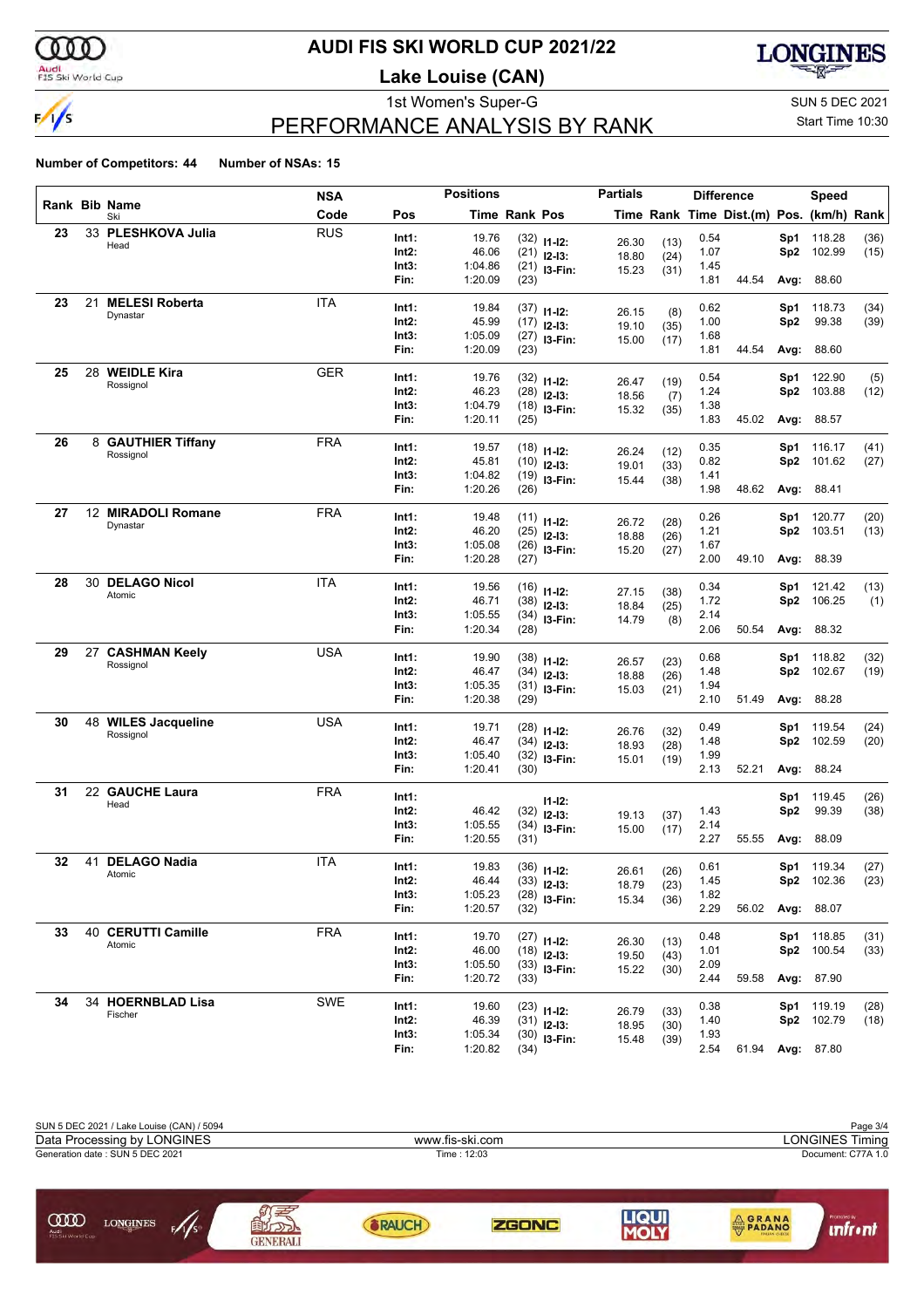# AUDI FIS SKI WORLD CUP 2021/22

## Lake Louise (CAN)

1st Women's Super-G

SUN 5 DEC 2021

Start Time 10:30

## PERFORMANCE ANALYSIS BY RANK

**Number of Competitors: 44 Number of NSAs: 15**

| Rank | Bib | Name / Ski | NSA Code | Pos | Positions Time | Rank | Pos | Partials Time | Rank | Difference Time | Dist.(m) | Speed Pos. | (km/h) | Rank |
|---|---|---|---|---|---|---|---|---|---|---|---|---|---|---|
| 23 | 33 | **PLESHKOVA Julia** | RUS | Int1: | 19.76 | (32) | I1-I2: | 26.30 | (13) | 0.54 | | Sp1 | 118.28 | (36) |
| | | Head | | Int2: | 46.06 | (21) | I2-I3: | 18.80 | (24) | 1.07 | | Sp2 | 102.99 | (15) |
| | | | | Int3: | 1:04.86 | (21) | I3-Fin: | 15.23 | (31) | 1.45 | | | | |
| | | | | Fin: | 1:20.09 | (23) | | | | 1.81 | 44.54 | Avg: | 88.60 | |
| 23 | 21 | **MELESI Roberta** | ITA | Int1: | 19.84 | (37) | I1-I2: | 26.15 | (8) | 0.62 | | Sp1 | 118.73 | (34) |
| | | Dynastar | | Int2: | 45.99 | (17) | I2-I3: | 19.10 | (35) | 1.00 | | Sp2 | 99.38 | (39) |
| | | | | Int3: | 1:05.09 | (27) | I3-Fin: | 15.00 | (17) | 1.68 | | | | |
| | | | | Fin: | 1:20.09 | (23) | | | | 1.81 | 44.54 | Avg: | 88.60 | |
| 25 | 28 | **WEIDLE Kira** | GER | Int1: | 19.76 | (32) | I1-I2: | 26.47 | (19) | 0.54 | | Sp1 | 122.90 | (5) |
| | | Rossignol | | Int2: | 46.23 | (28) | I2-I3: | 18.56 | (7) | 1.24 | | Sp2 | 103.88 | (12) |
| | | | | Int3: | 1:04.79 | (18) | I3-Fin: | 15.32 | (35) | 1.38 | | | | |
| | | | | Fin: | 1:20.11 | (25) | | | | 1.83 | 45.02 | Avg: | 88.57 | |
| 26 | 8 | **GAUTHIER Tiffany** | FRA | Int1: | 19.57 | (18) | I1-I2: | 26.24 | (12) | 0.35 | | Sp1 | 116.17 | (41) |
| | | Rossignol | | Int2: | 45.81 | (10) | I2-I3: | 19.01 | (33) | 0.82 | | Sp2 | 101.62 | (27) |
| | | | | Int3: | 1:04.82 | (19) | I3-Fin: | 15.44 | (38) | 1.41 | | | | |
| | | | | Fin: | 1:20.26 | (26) | | | | 1.98 | 48.62 | Avg: | 88.41 | |
| 27 | 12 | **MIRADOLI Romane** | FRA | Int1: | 19.48 | (11) | I1-I2: | 26.72 | (28) | 0.26 | | Sp1 | 120.77 | (20) |
| | | Dynastar | | Int2: | 46.20 | (25) | I2-I3: | 18.88 | (26) | 1.21 | | Sp2 | 103.51 | (13) |
| | | | | Int3: | 1:05.08 | (26) | I3-Fin: | 15.20 | (27) | 1.67 | | | | |
| | | | | Fin: | 1:20.28 | (27) | | | | 2.00 | 49.10 | Avg: | 88.39 | |
| 28 | 30 | **DELAGO Nicol** | ITA | Int1: | 19.56 | (16) | I1-I2: | 27.15 | (38) | 0.34 | | Sp1 | 121.42 | (13) |
| | | Atomic | | Int2: | 46.71 | (38) | I2-I3: | 18.84 | (25) | 1.72 | | Sp2 | 106.25 | (1) |
| | | | | Int3: | 1:05.55 | (34) | I3-Fin: | 14.79 | (8) | 2.14 | | | | |
| | | | | Fin: | 1:20.34 | (28) | | | | 2.06 | 50.54 | Avg: | 88.32 | |
| 29 | 27 | **CASHMAN Keely** | USA | Int1: | 19.90 | (38) | I1-I2: | 26.57 | (23) | 0.68 | | Sp1 | 118.82 | (32) |
| | | Rossignol | | Int2: | 46.47 | (34) | I2-I3: | 18.88 | (26) | 1.48 | | Sp2 | 102.67 | (19) |
| | | | | Int3: | 1:05.35 | (31) | I3-Fin: | 15.03 | (21) | 1.94 | | | | |
| | | | | Fin: | 1:20.38 | (29) | | | | 2.10 | 51.49 | Avg: | 88.28 | |
| 30 | 48 | **WILES Jacqueline** | USA | Int1: | 19.71 | (28) | I1-I2: | 26.76 | (32) | 0.49 | | Sp1 | 119.54 | (24) |
| | | Rossignol | | Int2: | 46.47 | (34) | I2-I3: | 18.93 | (28) | 1.48 | | Sp2 | 102.59 | (20) |
| | | | | Int3: | 1:05.40 | (32) | I3-Fin: | 15.01 | (19) | 1.99 | | | | |
| | | | | Fin: | 1:20.41 | (30) | | | | 2.13 | 52.21 | Avg: | 88.24 | |
| 31 | 22 | **GAUCHE Laura** | FRA | Int1: | | | I1-I2: | | | | | Sp1 | 119.45 | (26) |
| | | Head | | Int2: | 46.42 | (32) | I2-I3: | 19.13 | (37) | 1.43 | | Sp2 | 99.39 | (38) |
| | | | | Int3: | 1:05.55 | (34) | I3-Fin: | 15.00 | (17) | 2.14 | | | | |
| | | | | Fin: | 1:20.55 | (31) | | | | 2.27 | 55.55 | Avg: | 88.09 | |
| 32 | 41 | **DELAGO Nadia** | ITA | Int1: | 19.83 | (36) | I1-I2: | 26.61 | (26) | 0.61 | | Sp1 | 119.34 | (27) |
| | | Atomic | | Int2: | 46.44 | (33) | I2-I3: | 18.79 | (23) | 1.45 | | Sp2 | 102.36 | (23) |
| | | | | Int3: | 1:05.23 | (28) | I3-Fin: | 15.34 | (36) | 1.82 | | | | |
| | | | | Fin: | 1:20.57 | (32) | | | | 2.29 | 56.02 | Avg: | 88.07 | |
| 33 | 40 | **CERUTTI Camille** | FRA | Int1: | 19.70 | (27) | I1-I2: | 26.30 | (13) | 0.48 | | Sp1 | 118.85 | (31) |
| | | Atomic | | Int2: | 46.00 | (18) | I2-I3: | 19.50 | (43) | 1.01 | | Sp2 | 100.54 | (33) |
| | | | | Int3: | 1:05.50 | (33) | I3-Fin: | 15.22 | (30) | 2.09 | | | | |
| | | | | Fin: | 1:20.72 | (33) | | | | 2.44 | 59.58 | Avg: | 87.90 | |
| 34 | 34 | **HOERNBLAD Lisa** | SWE | Int1: | 19.60 | (23) | I1-I2: | 26.79 | (33) | 0.38 | | Sp1 | 119.19 | (28) |
| | | Fischer | | Int2: | 46.39 | (31) | I2-I3: | 18.95 | (30) | 1.40 | | Sp2 | 102.79 | (18) |
| | | | | Int3: | 1:05.34 | (30) | I3-Fin: | 15.48 | (39) | 1.93 | | | | |
| | | | | Fin: | 1:20.82 | (34) | | | | 2.54 | 61.94 | Avg: | 87.80 | |

SUN 5 DEC 2021 / Lake Louise (CAN) / 5094

Data Processing by LONGINES — www.fis-ski.com — LONGINES Timing

Generation date : SUN 5 DEC 2021 — Time : 12:03 — Document: C77A 1.0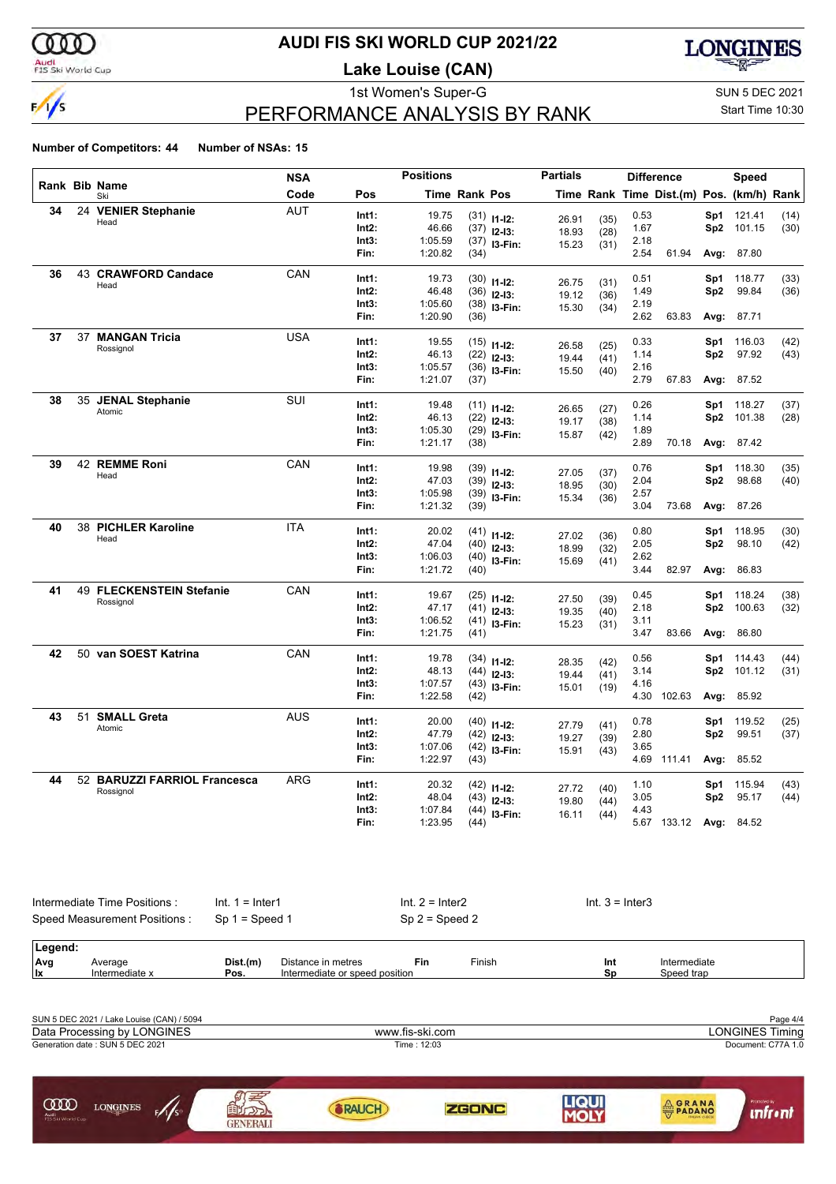# AUDI FIS SKI WORLD CUP 2021/22

## Lake Louise (CAN)

1st Women's Super-G

SUN 5 DEC 2021

Start Time 10:30

## PERFORMANCE ANALYSIS BY RANK

**Number of Competitors: 44** **Number of NSAs: 15**

| Rank | Bib | Name / Ski | NSA Code | Pos | Time | Rank | Pos | Time | Rank | Time | Dist.(m) | Pos. | (km/h) | Rank |
|---|---|---|---|---|---|---|---|---|---|---|---|---|---|---|
| | | | | **Positions** | | | **Partials** | | | **Difference** | | **Speed** | | |
| 34 | 24 | **VENIER Stephanie** Head | AUT | Int1: | 19.75 | (31) | I1-I2: | 26.91 | (35) | 0.53 | | Sp1 | 121.41 | (14) |
| | | | | Int2: | 46.66 | (37) | I2-I3: | 18.93 | (28) | 1.67 | | Sp2 | 101.15 | (30) |
| | | | | Int3: | 1:05.59 | (37) | I3-Fin: | 15.23 | (31) | 2.18 | | | | |
| | | | | Fin: | 1:20.82 | (34) | | | | 2.54 | 61.94 | Avg: | 87.80 | |
| 36 | 43 | **CRAWFORD Candace** Head | CAN | Int1: | 19.73 | (30) | I1-I2: | 26.75 | (31) | 0.51 | | Sp1 | 118.77 | (33) |
| | | | | Int2: | 46.48 | (36) | I2-I3: | 19.12 | (36) | 1.49 | | Sp2 | 99.84 | (36) |
| | | | | Int3: | 1:05.60 | (38) | I3-Fin: | 15.30 | (34) | 2.19 | | | | |
| | | | | Fin: | 1:20.90 | (36) | | | | 2.62 | 63.83 | Avg: | 87.71 | |
| 37 | 37 | **MANGAN Tricia** Rossignol | USA | Int1: | 19.55 | (15) | I1-I2: | 26.58 | (25) | 0.33 | | Sp1 | 116.03 | (42) |
| | | | | Int2: | 46.13 | (22) | I2-I3: | 19.44 | (41) | 1.14 | | Sp2 | 97.92 | (43) |
| | | | | Int3: | 1:05.57 | (36) | I3-Fin: | 15.50 | (40) | 2.16 | | | | |
| | | | | Fin: | 1:21.07 | (37) | | | | 2.79 | 67.83 | Avg: | 87.52 | |
| 38 | 35 | **JENAL Stephanie** Atomic | SUI | Int1: | 19.48 | (11) | I1-I2: | 26.65 | (27) | 0.26 | | Sp1 | 118.27 | (37) |
| | | | | Int2: | 46.13 | (22) | I2-I3: | 19.17 | (38) | 1.14 | | Sp2 | 101.38 | (28) |
| | | | | Int3: | 1:05.30 | (29) | I3-Fin: | 15.87 | (42) | 1.89 | | | | |
| | | | | Fin: | 1:21.17 | (38) | | | | 2.89 | 70.18 | Avg: | 87.42 | |
| 39 | 42 | **REMME Roni** Head | CAN | Int1: | 19.98 | (39) | I1-I2: | 27.05 | (37) | 0.76 | | Sp1 | 118.30 | (35) |
| | | | | Int2: | 47.03 | (39) | I2-I3: | 18.95 | (30) | 2.04 | | Sp2 | 98.68 | (40) |
| | | | | Int3: | 1:05.98 | (39) | I3-Fin: | 15.34 | (36) | 2.57 | | | | |
| | | | | Fin: | 1:21.32 | (39) | | | | 3.04 | 73.68 | Avg: | 87.26 | |
| 40 | 38 | **PICHLER Karoline** Head | ITA | Int1: | 20.02 | (41) | I1-I2: | 27.02 | (36) | 0.80 | | Sp1 | 118.95 | (30) |
| | | | | Int2: | 47.04 | (40) | I2-I3: | 18.99 | (32) | 2.05 | | Sp2 | 98.10 | (42) |
| | | | | Int3: | 1:06.03 | (40) | I3-Fin: | 15.69 | (41) | 2.62 | | | | |
| | | | | Fin: | 1:21.72 | (40) | | | | 3.44 | 82.97 | Avg: | 86.83 | |
| 41 | 49 | **FLECKENSTEIN Stefanie** Rossignol | CAN | Int1: | 19.67 | (25) | I1-I2: | 27.50 | (39) | 0.45 | | Sp1 | 118.24 | (38) |
| | | | | Int2: | 47.17 | (41) | I2-I3: | 19.35 | (40) | 2.18 | | Sp2 | 100.63 | (32) |
| | | | | Int3: | 1:06.52 | (41) | I3-Fin: | 15.23 | (31) | 3.11 | | | | |
| | | | | Fin: | 1:21.75 | (41) | | | | 3.47 | 83.66 | Avg: | 86.80 | |
| 42 | 50 | **van SOEST Katrina** | CAN | Int1: | 19.78 | (34) | I1-I2: | 28.35 | (42) | 0.56 | | Sp1 | 114.43 | (44) |
| | | | | Int2: | 48.13 | (44) | I2-I3: | 19.44 | (41) | 3.14 | | Sp2 | 101.12 | (31) |
| | | | | Int3: | 1:07.57 | (43) | I3-Fin: | 15.01 | (19) | 4.16 | | | | |
| | | | | Fin: | 1:22.58 | (42) | | | | 4.30 | 102.63 | Avg: | 85.92 | |
| 43 | 51 | **SMALL Greta** Atomic | AUS | Int1: | 20.00 | (40) | I1-I2: | 27.79 | (41) | 0.78 | | Sp1 | 119.52 | (25) |
| | | | | Int2: | 47.79 | (42) | I2-I3: | 19.27 | (39) | 2.80 | | Sp2 | 99.51 | (37) |
| | | | | Int3: | 1:07.06 | (42) | I3-Fin: | 15.91 | (43) | 3.65 | | | | |
| | | | | Fin: | 1:22.97 | (43) | | | | 4.69 | 111.41 | Avg: | 85.52 | |
| 44 | 52 | **BARUZZI FARRIOL Francesca** Rossignol | ARG | Int1: | 20.32 | (42) | I1-I2: | 27.72 | (40) | 1.10 | | Sp1 | 115.94 | (43) |
| | | | | Int2: | 48.04 | (43) | I2-I3: | 19.80 | (44) | 3.05 | | Sp2 | 95.17 | (44) |
| | | | | Int3: | 1:07.84 | (44) | I3-Fin: | 16.11 | (44) | 4.43 | | | | |
| | | | | Fin: | 1:23.95 | (44) | | | | 5.67 | 133.12 | Avg: | 84.52 | |

Intermediate Time Positions : Int. 1 = Inter1 Int. 2 = Inter2 Int. 3 = Inter3

Speed Measurement Positions : Sp 1 = Speed 1 Sp 2 = Speed 2

| Legend: | | | | | | | |
|---|---|---|---|---|---|---|---|
| Avg | Average | Dist.(m) | Distance in metres | Fin | Finish | Int | Intermediate |
| Ix | Intermediate x | Pos. | Intermediate or speed position | | | Sp | Speed trap |

SUN 5 DEC 2021 / Lake Louise (CAN) / 5094

Data Processing by LONGINES www.fis-ski.com LONGINES Timing

Generation date : SUN 5 DEC 2021 Time : 12:03 Document: C77A 1.0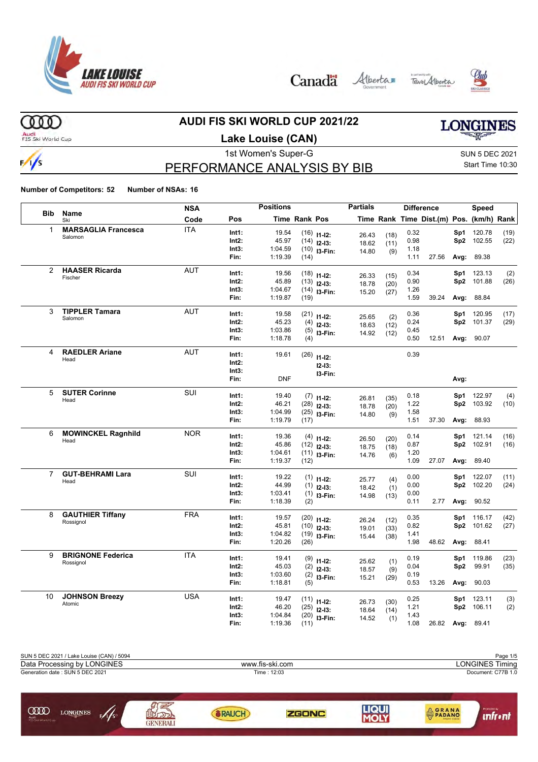# AUDI FIS SKI WORLD CUP 2021/22

## Lake Louise (CAN)

1st Women's Super-G

SUN 5 DEC 2021
Start Time 10:30

# PERFORMANCE ANALYSIS BY BIB

**Number of Competitors: 52** **Number of NSAs: 16**

| Bib | Name / Ski | NSA Code | Pos | Time | Rank | Pos | Partials Time | Rank | Difference Time | Dist.(m) | Speed Pos. | (km/h) | Rank |
|---|---|---|---|---|---|---|---|---|---|---|---|---|---|
| 1 | **MARSAGLIA Francesca** Salomon | ITA | Int1: | 19.54 | (16) | I1-I2: | 26.43 | (18) | 0.32 | | Sp1 | 120.78 | (19) |
| | | | Int2: | 45.97 | (14) | I2-I3: | 18.62 | (11) | 0.98 | | Sp2 | 102.55 | (22) |
| | | | Int3: | 1:04.59 | (10) | I3-Fin: | 14.80 | (9) | 1.18 | | | | |
| | | | Fin: | 1:19.39 | (14) | | | | 1.11 | 27.56 | Avg: | 89.38 | |
| 2 | **HAASER Ricarda** Fischer | AUT | Int1: | 19.56 | (18) | I1-I2: | 26.33 | (15) | 0.34 | | Sp1 | 123.13 | (2) |
| | | | Int2: | 45.89 | (13) | I2-I3: | 18.78 | (20) | 0.90 | | Sp2 | 101.88 | (26) |
| | | | Int3: | 1:04.67 | (14) | I3-Fin: | 15.20 | (27) | 1.26 | | | | |
| | | | Fin: | 1:19.87 | (19) | | | | 1.59 | 39.24 | Avg: | 88.84 | |
| 3 | **TIPPLER Tamara** Salomon | AUT | Int1: | 19.58 | (21) | I1-I2: | 25.65 | (2) | 0.36 | | Sp1 | 120.95 | (17) |
| | | | Int2: | 45.23 | (4) | I2-I3: | 18.63 | (12) | 0.24 | | Sp2 | 101.37 | (29) |
| | | | Int3: | 1:03.86 | (5) | I3-Fin: | 14.92 | (12) | 0.45 | | | | |
| | | | Fin: | 1:18.78 | (4) | | | | 0.50 | 12.51 | Avg: | 90.07 | |
| 4 | **RAEDLER Ariane** Head | AUT | Int1: | 19.61 | (26) | I1-I2: | | | 0.39 | | | | |
| | | | Int2: | | | I2-I3: | | | | | | | |
| | | | Int3: | | | I3-Fin: | | | | | | | |
| | | | Fin: | DNF | | | | | | | Avg: | | |
| 5 | **SUTER Corinne** Head | SUI | Int1: | 19.40 | (7) | I1-I2: | 26.81 | (35) | 0.18 | | Sp1 | 122.97 | (4) |
| | | | Int2: | 46.21 | (28) | I2-I3: | 18.78 | (20) | 1.22 | | Sp2 | 103.92 | (10) |
| | | | Int3: | 1:04.99 | (25) | I3-Fin: | 14.80 | (9) | 1.58 | | | | |
| | | | Fin: | 1:19.79 | (17) | | | | 1.51 | 37.30 | Avg: | 88.93 | |
| 6 | **MOWINCKEL Ragnhild** Head | NOR | Int1: | 19.36 | (4) | I1-I2: | 26.50 | (20) | 0.14 | | Sp1 | 121.14 | (16) |
| | | | Int2: | 45.86 | (12) | I2-I3: | 18.75 | (18) | 0.87 | | Sp2 | 102.91 | (16) |
| | | | Int3: | 1:04.61 | (11) | I3-Fin: | 14.76 | (6) | 1.20 | | | | |
| | | | Fin: | 1:19.37 | (12) | | | | 1.09 | 27.07 | Avg: | 89.40 | |
| 7 | **GUT-BEHRAMI Lara** Head | SUI | Int1: | 19.22 | (1) | I1-I2: | 25.77 | (4) | 0.00 | | Sp1 | 122.07 | (11) |
| | | | Int2: | 44.99 | (1) | I2-I3: | 18.42 | (1) | 0.00 | | Sp2 | 102.20 | (24) |
| | | | Int3: | 1:03.41 | (1) | I3-Fin: | 14.98 | (13) | 0.00 | | | | |
| | | | Fin: | 1:18.39 | (2) | | | | 0.11 | 2.77 | Avg: | 90.52 | |
| 8 | **GAUTHIER Tiffany** Rossignol | FRA | Int1: | 19.57 | (20) | I1-I2: | 26.24 | (12) | 0.35 | | Sp1 | 116.17 | (42) |
| | | | Int2: | 45.81 | (10) | I2-I3: | 19.01 | (33) | 0.82 | | Sp2 | 101.62 | (27) |
| | | | Int3: | 1:04.82 | (19) | I3-Fin: | 15.44 | (38) | 1.41 | | | | |
| | | | Fin: | 1:20.26 | (26) | | | | 1.98 | 48.62 | Avg: | 88.41 | |
| 9 | **BRIGNONE Federica** Rossignol | ITA | Int1: | 19.41 | (9) | I1-I2: | 25.62 | (1) | 0.19 | | Sp1 | 119.86 | (23) |
| | | | Int2: | 45.03 | (2) | I2-I3: | 18.57 | (9) | 0.04 | | Sp2 | 99.91 | (35) |
| | | | Int3: | 1:03.60 | (2) | I3-Fin: | 15.21 | (29) | 0.19 | | | | |
| | | | Fin: | 1:18.81 | (5) | | | | 0.53 | 13.26 | Avg: | 90.03 | |
| 10 | **JOHNSON Breezy** Atomic | USA | Int1: | 19.47 | (11) | I1-I2: | 26.73 | (30) | 0.25 | | Sp1 | 123.11 | (3) |
| | | | Int2: | 46.20 | (25) | I2-I3: | 18.64 | (14) | 1.21 | | Sp2 | 106.11 | (2) |
| | | | Int3: | 1:04.84 | (20) | I3-Fin: | 14.52 | (1) | 1.43 | | | | |
| | | | Fin: | 1:19.36 | (11) | | | | 1.08 | 26.82 | Avg: | 89.41 | |

SUN 5 DEC 2021 / Lake Louise (CAN) / 5094
Data Processing by LONGINES — www.fis-ski.com — LONGINES Timing
Generation date : SUN 5 DEC 2021 — Time : 12:03 — Document: C77B 1.0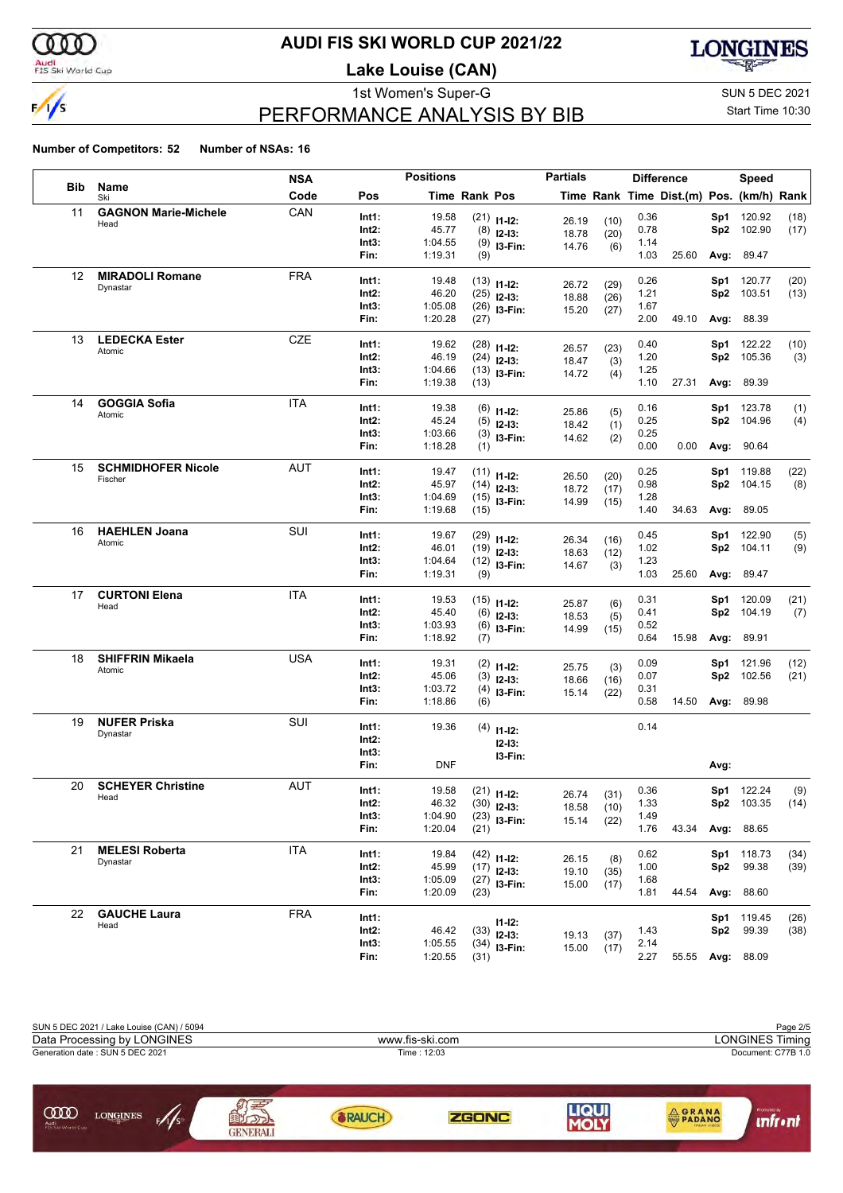# AUDI FIS SKI WORLD CUP 2021/22

## Lake Louise (CAN)

1st Women's Super-G

SUN 5 DEC 2021

Start Time 10:30

## PERFORMANCE ANALYSIS BY BIB

**Number of Competitors: 52 Number of NSAs: 16**

| Bib | Name / Ski | NSA Code | Pos | Time | Rank | Partials Pos | Partials Time | Partials Rank | Difference Time | Dist.(m) | Speed Pos. | (km/h) | Rank |
|---|---|---|---|---|---|---|---|---|---|---|---|---|---|
| 11 | **GAGNON Marie-Michele** | CAN | Int1: | 19.58 | (21) | I1-I2: | 26.19 | (10) | 0.36 | | Sp1 | 120.92 | (18) |
| | Head | | Int2: | 45.77 | (8) | I2-I3: | 18.78 | (20) | 0.78 | | Sp2 | 102.90 | (17) |
| | | | Int3: | 1:04.55 | (9) | I3-Fin: | 14.76 | (6) | 1.14 | | | | |
| | | | Fin: | 1:19.31 | (9) | | | | 1.03 | 25.60 | Avg: | 89.47 | |
| 12 | **MIRADOLI Romane** | FRA | Int1: | 19.48 | (13) | I1-I2: | 26.72 | (29) | 0.26 | | Sp1 | 120.77 | (20) |
| | Dynastar | | Int2: | 46.20 | (25) | I2-I3: | 18.88 | (26) | 1.21 | | Sp2 | 103.51 | (13) |
| | | | Int3: | 1:05.08 | (26) | I3-Fin: | 15.20 | (27) | 1.67 | | | | |
| | | | Fin: | 1:20.28 | (27) | | | | 2.00 | 49.10 | Avg: | 88.39 | |
| 13 | **LEDECKA Ester** | CZE | Int1: | 19.62 | (28) | I1-I2: | 26.57 | (23) | 0.40 | | Sp1 | 122.22 | (10) |
| | Atomic | | Int2: | 46.19 | (24) | I2-I3: | 18.47 | (3) | 1.20 | | Sp2 | 105.36 | (3) |
| | | | Int3: | 1:04.66 | (13) | I3-Fin: | 14.72 | (4) | 1.25 | | | | |
| | | | Fin: | 1:19.38 | (13) | | | | 1.10 | 27.31 | Avg: | 89.39 | |
| 14 | **GOGGIA Sofia** | ITA | Int1: | 19.38 | (6) | I1-I2: | 25.86 | (5) | 0.16 | | Sp1 | 123.78 | (1) |
| | Atomic | | Int2: | 45.24 | (5) | I2-I3: | 18.42 | (1) | 0.25 | | Sp2 | 104.96 | (4) |
| | | | Int3: | 1:03.66 | (3) | I3-Fin: | 14.62 | (2) | 0.25 | | | | |
| | | | Fin: | 1:18.28 | (1) | | | | 0.00 | 0.00 | Avg: | 90.64 | |
| 15 | **SCHMIDHOFER Nicole** | AUT | Int1: | 19.47 | (11) | I1-I2: | 26.50 | (20) | 0.25 | | Sp1 | 119.88 | (22) |
| | Fischer | | Int2: | 45.97 | (14) | I2-I3: | 18.72 | (17) | 0.98 | | Sp2 | 104.15 | (8) |
| | | | Int3: | 1:04.69 | (15) | I3-Fin: | 14.99 | (15) | 1.28 | | | | |
| | | | Fin: | 1:19.68 | (15) | | | | 1.40 | 34.63 | Avg: | 89.05 | |
| 16 | **HAEHLEN Joana** | SUI | Int1: | 19.67 | (29) | I1-I2: | 26.34 | (16) | 0.45 | | Sp1 | 122.90 | (5) |
| | Atomic | | Int2: | 46.01 | (19) | I2-I3: | 18.63 | (12) | 1.02 | | Sp2 | 104.11 | (9) |
| | | | Int3: | 1:04.64 | (12) | I3-Fin: | 14.67 | (3) | 1.23 | | | | |
| | | | Fin: | 1:19.31 | (9) | | | | 1.03 | 25.60 | Avg: | 89.47 | |
| 17 | **CURTONI Elena** | ITA | Int1: | 19.53 | (15) | I1-I2: | 25.87 | (6) | 0.31 | | Sp1 | 120.09 | (21) |
| | Head | | Int2: | 45.40 | (6) | I2-I3: | 18.53 | (5) | 0.41 | | Sp2 | 104.19 | (7) |
| | | | Int3: | 1:03.93 | (6) | I3-Fin: | 14.99 | (15) | 0.52 | | | | |
| | | | Fin: | 1:18.92 | (7) | | | | 0.64 | 15.98 | Avg: | 89.91 | |
| 18 | **SHIFFRIN Mikaela** | USA | Int1: | 19.31 | (2) | I1-I2: | 25.75 | (3) | 0.09 | | Sp1 | 121.96 | (12) |
| | Atomic | | Int2: | 45.06 | (3) | I2-I3: | 18.66 | (16) | 0.07 | | Sp2 | 102.56 | (21) |
| | | | Int3: | 1:03.72 | (4) | I3-Fin: | 15.14 | (22) | 0.31 | | | | |
| | | | Fin: | 1:18.86 | (6) | | | | 0.58 | 14.50 | Avg: | 89.98 | |
| 19 | **NUFER Priska** | SUI | Int1: | 19.36 | (4) | I1-I2: | | | 0.14 | | | | |
| | Dynastar | | Int2: | | | I2-I3: | | | | | | | |
| | | | Int3: | | | I3-Fin: | | | | | | | |
| | | | Fin: | DNF | | | | | | | Avg: | | |
| 20 | **SCHEYER Christine** | AUT | Int1: | 19.58 | (21) | I1-I2: | 26.74 | (31) | 0.36 | | Sp1 | 122.24 | (9) |
| | Head | | Int2: | 46.32 | (30) | I2-I3: | 18.58 | (10) | 1.33 | | Sp2 | 103.35 | (14) |
| | | | Int3: | 1:04.90 | (23) | I3-Fin: | 15.14 | (22) | 1.49 | | | | |
| | | | Fin: | 1:20.04 | (21) | | | | 1.76 | 43.34 | Avg: | 88.65 | |
| 21 | **MELESI Roberta** | ITA | Int1: | 19.84 | (42) | I1-I2: | 26.15 | (8) | 0.62 | | Sp1 | 118.73 | (34) |
| | Dynastar | | Int2: | 45.99 | (17) | I2-I3: | 19.10 | (35) | 1.00 | | Sp2 | 99.38 | (39) |
| | | | Int3: | 1:05.09 | (27) | I3-Fin: | 15.00 | (17) | 1.68 | | | | |
| | | | Fin: | 1:20.09 | (23) | | | | 1.81 | 44.54 | Avg: | 88.60 | |
| 22 | **GAUCHE Laura** | FRA | Int1: | | | I1-I2: | | | | | Sp1 | 119.45 | (26) |
| | Head | | Int2: | 46.42 | (33) | I2-I3: | 19.13 | (37) | 1.43 | | Sp2 | 99.39 | (38) |
| | | | Int3: | 1:05.55 | (34) | I3-Fin: | 15.00 | (17) | 2.14 | | | | |
| | | | Fin: | 1:20.55 | (31) | | | | 2.27 | 55.55 | Avg: | 88.09 | |

SUN 5 DEC 2021 / Lake Louise (CAN) / 5094

Data Processing by LONGINES — www.fis-ski.com — LONGINES Timing

Generation date : SUN 5 DEC 2021 — Time : 12:03 — Document: C77B 1.0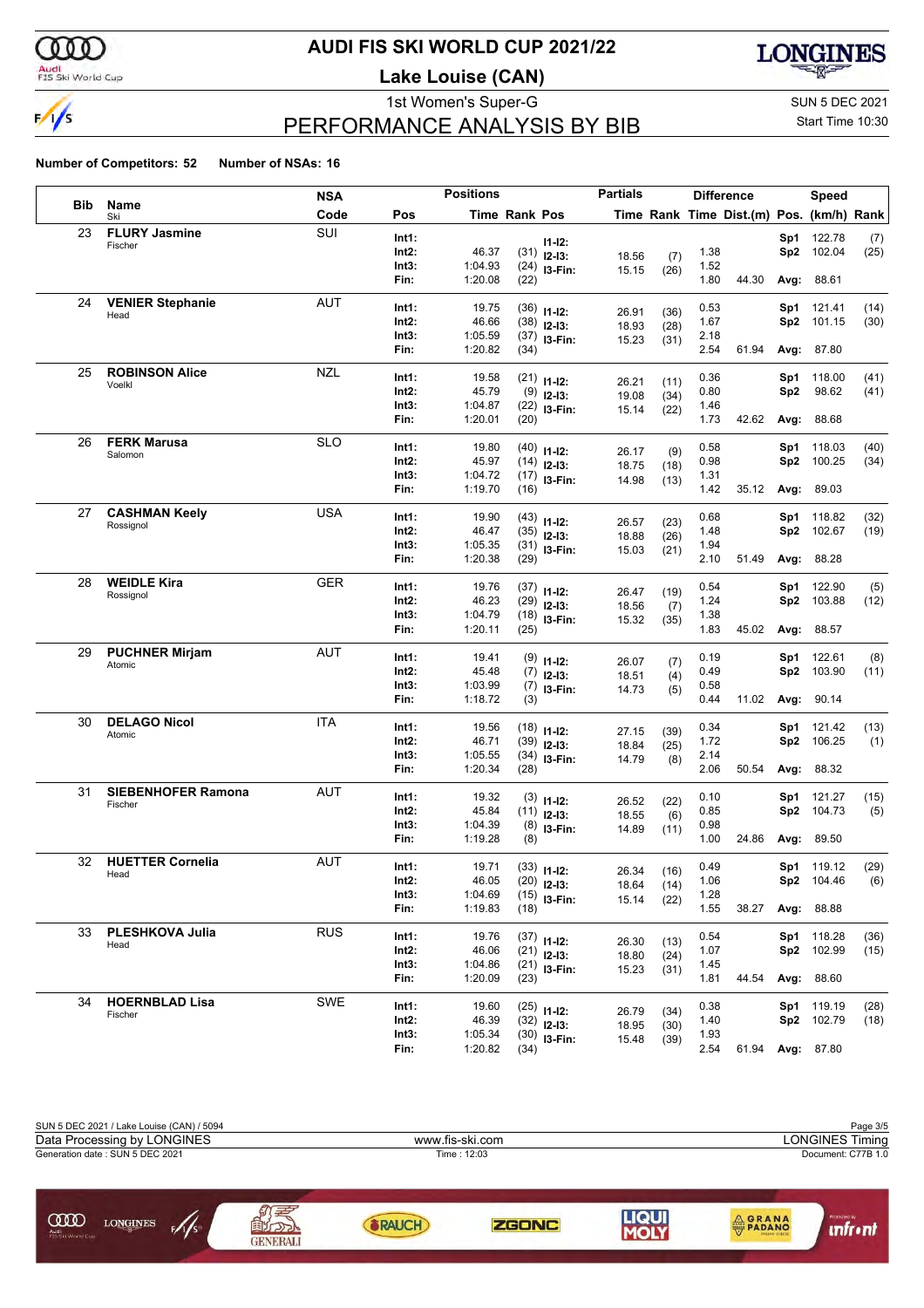# AUDI FIS SKI WORLD CUP 2021/22

## Lake Louise (CAN)

1st Women's Super-G

SUN 5 DEC 2021

Start Time 10:30

## PERFORMANCE ANALYSIS BY BIB

**Number of Competitors: 52** **Number of NSAs: 16**

| Bib | Name / Ski | NSA Code | Pos | Positions Time | Rank | Pos | Partials Time | Rank | Difference Time | Dist.(m) | Pos. | Speed (km/h) | Rank |
|---|---|---|---|---|---|---|---|---|---|---|---|---|---|
| 23 | **FLURY Jasmine** | SUI | Int1: | | | I1-I2: | | | | | Sp1 | 122.78 | (7) |
| | Fischer | | Int2: | 46.37 | (31) | I2-I3: | 18.56 | (7) | 1.38 | | Sp2 | 102.04 | (25) |
| | | | Int3: | 1:04.93 | (24) | I3-Fin: | 15.15 | (26) | 1.52 | | | | |
| | | | Fin: | 1:20.08 | (22) | | | | 1.80 | 44.30 | Avg: | 88.61 | |
| 24 | **VENIER Stephanie** | AUT | Int1: | 19.75 | (36) | I1-I2: | 26.91 | (36) | 0.53 | | Sp1 | 121.41 | (14) |
| | Head | | Int2: | 46.66 | (38) | I2-I3: | 18.93 | (28) | 1.67 | | Sp2 | 101.15 | (30) |
| | | | Int3: | 1:05.59 | (37) | I3-Fin: | 15.23 | (31) | 2.18 | | | | |
| | | | Fin: | 1:20.82 | (34) | | | | 2.54 | 61.94 | Avg: | 87.80 | |
| 25 | **ROBINSON Alice** | NZL | Int1: | 19.58 | (21) | I1-I2: | 26.21 | (11) | 0.36 | | Sp1 | 118.00 | (41) |
| | Voelkl | | Int2: | 45.79 | (9) | I2-I3: | 19.08 | (34) | 0.80 | | Sp2 | 98.62 | (41) |
| | | | Int3: | 1:04.87 | (22) | I3-Fin: | 15.14 | (22) | 1.46 | | | | |
| | | | Fin: | 1:20.01 | (20) | | | | 1.73 | 42.62 | Avg: | 88.68 | |
| 26 | **FERK Marusa** | SLO | Int1: | 19.80 | (40) | I1-I2: | 26.17 | (9) | 0.58 | | Sp1 | 118.03 | (40) |
| | Salomon | | Int2: | 45.97 | (14) | I2-I3: | 18.75 | (18) | 0.98 | | Sp2 | 100.25 | (34) |
| | | | Int3: | 1:04.72 | (17) | I3-Fin: | 14.98 | (13) | 1.31 | | | | |
| | | | Fin: | 1:19.70 | (16) | | | | 1.42 | 35.12 | Avg: | 89.03 | |
| 27 | **CASHMAN Keely** | USA | Int1: | 19.90 | (43) | I1-I2: | 26.57 | (23) | 0.68 | | Sp1 | 118.82 | (32) |
| | Rossignol | | Int2: | 46.47 | (35) | I2-I3: | 18.88 | (26) | 1.48 | | Sp2 | 102.67 | (19) |
| | | | Int3: | 1:05.35 | (31) | I3-Fin: | 15.03 | (21) | 1.94 | | | | |
| | | | Fin: | 1:20.38 | (29) | | | | 2.10 | 51.49 | Avg: | 88.28 | |
| 28 | **WEIDLE Kira** | GER | Int1: | 19.76 | (37) | I1-I2: | 26.47 | (19) | 0.54 | | Sp1 | 122.90 | (5) |
| | Rossignol | | Int2: | 46.23 | (29) | I2-I3: | 18.56 | (7) | 1.24 | | Sp2 | 103.88 | (12) |
| | | | Int3: | 1:04.79 | (18) | I3-Fin: | 15.32 | (35) | 1.38 | | | | |
| | | | Fin: | 1:20.11 | (25) | | | | 1.83 | 45.02 | Avg: | 88.57 | |
| 29 | **PUCHNER Mirjam** | AUT | Int1: | 19.41 | (9) | I1-I2: | 26.07 | (7) | 0.19 | | Sp1 | 122.61 | (8) |
| | Atomic | | Int2: | 45.48 | (7) | I2-I3: | 18.51 | (4) | 0.49 | | Sp2 | 103.90 | (11) |
| | | | Int3: | 1:03.99 | (7) | I3-Fin: | 14.73 | (5) | 0.58 | | | | |
| | | | Fin: | 1:18.72 | (3) | | | | 0.44 | 11.02 | Avg: | 90.14 | |
| 30 | **DELAGO Nicol** | ITA | Int1: | 19.56 | (18) | I1-I2: | 27.15 | (39) | 0.34 | | Sp1 | 121.42 | (13) |
| | Atomic | | Int2: | 46.71 | (39) | I2-I3: | 18.84 | (25) | 1.72 | | Sp2 | 106.25 | (1) |
| | | | Int3: | 1:05.55 | (34) | I3-Fin: | 14.79 | (8) | 2.14 | | | | |
| | | | Fin: | 1:20.34 | (28) | | | | 2.06 | 50.54 | Avg: | 88.32 | |
| 31 | **SIEBENHOFER Ramona** | AUT | Int1: | 19.32 | (3) | I1-I2: | 26.52 | (22) | 0.10 | | Sp1 | 121.27 | (15) |
| | Fischer | | Int2: | 45.84 | (11) | I2-I3: | 18.55 | (6) | 0.85 | | Sp2 | 104.73 | (5) |
| | | | Int3: | 1:04.39 | (8) | I3-Fin: | 14.89 | (11) | 0.98 | | | | |
| | | | Fin: | 1:19.28 | (8) | | | | 1.00 | 24.86 | Avg: | 89.50 | |
| 32 | **HUETTER Cornelia** | AUT | Int1: | 19.71 | (33) | I1-I2: | 26.34 | (16) | 0.49 | | Sp1 | 119.12 | (29) |
| | Head | | Int2: | 46.05 | (20) | I2-I3: | 18.64 | (14) | 1.06 | | Sp2 | 104.46 | (6) |
| | | | Int3: | 1:04.69 | (15) | I3-Fin: | 15.14 | (22) | 1.28 | | | | |
| | | | Fin: | 1:19.83 | (18) | | | | 1.55 | 38.27 | Avg: | 88.88 | |
| 33 | **PLESHKOVA Julia** | RUS | Int1: | 19.76 | (37) | I1-I2: | 26.30 | (13) | 0.54 | | Sp1 | 118.28 | (36) |
| | Head | | Int2: | 46.06 | (21) | I2-I3: | 18.80 | (24) | 1.07 | | Sp2 | 102.99 | (15) |
| | | | Int3: | 1:04.86 | (21) | I3-Fin: | 15.23 | (31) | 1.45 | | | | |
| | | | Fin: | 1:20.09 | (23) | | | | 1.81 | 44.54 | Avg: | 88.60 | |
| 34 | **HOERNBLAD Lisa** | SWE | Int1: | 19.60 | (25) | I1-I2: | 26.79 | (34) | 0.38 | | Sp1 | 119.19 | (28) |
| | Fischer | | Int2: | 46.39 | (32) | I2-I3: | 18.95 | (30) | 1.40 | | Sp2 | 102.79 | (18) |
| | | | Int3: | 1:05.34 | (30) | I3-Fin: | 15.48 | (39) | 1.93 | | | | |
| | | | Fin: | 1:20.82 | (34) | | | | 2.54 | 61.94 | Avg: | 87.80 | |

SUN 5 DEC 2021 / Lake Louise (CAN) / 5094

Data Processing by LONGINES — www.fis-ski.com — LONGINES Timing

Generation date : SUN 5 DEC 2021 — Time : 12:03 — Document: C77B 1.0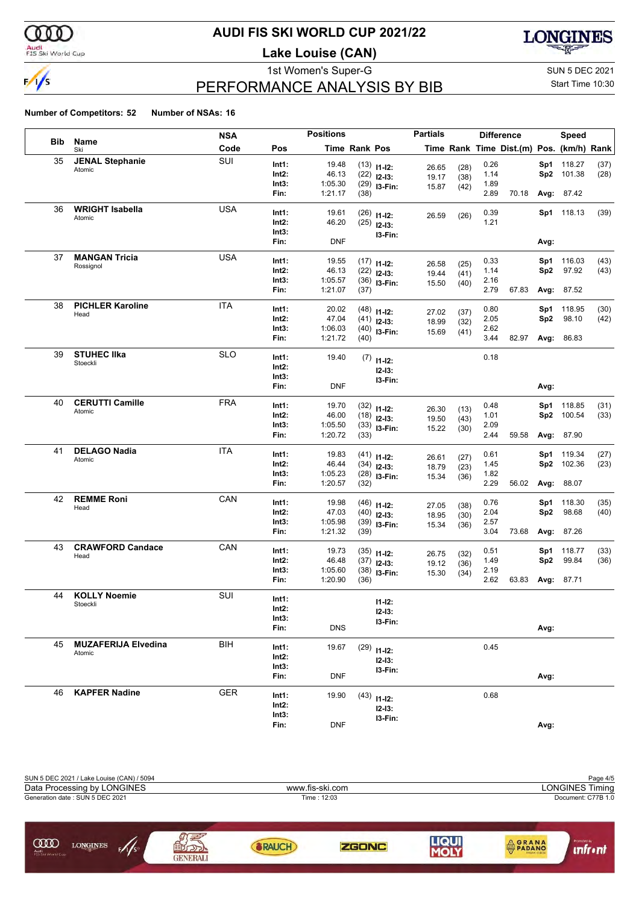# AUDI FIS SKI WORLD CUP 2021/22

## Lake Louise (CAN)

1st Women's Super-G

SUN 5 DEC 2021

Start Time 10:30

## PERFORMANCE ANALYSIS BY BIB

**Number of Competitors: 52** **Number of NSAs: 16**

| Bib | Name / Ski | NSA Code | Pos | Time | Rank | Pos | Partials Time | Rank | Difference Time | Dist.(m) | Pos. | Speed (km/h) | Rank |
|---|---|---|---|---|---|---|---|---|---|---|---|---|---|
| 35 | **JENAL Stephanie** Atomic | SUI | Int1: | 19.48 | (13) | I1-I2: | 26.65 | (28) | 0.26 | | Sp1 | 118.27 | (37) |
| | | | Int2: | 46.13 | (22) | I2-I3: | 19.17 | (38) | 1.14 | | Sp2 | 101.38 | (28) |
| | | | Int3: | 1:05.30 | (29) | I3-Fin: | 15.87 | (42) | 1.89 | | | | |
| | | | Fin: | 1:21.17 | (38) | | | | 2.89 | 70.18 | Avg: | 87.42 | |
| 36 | **WRIGHT Isabella** Atomic | USA | Int1: | 19.61 | (26) | I1-I2: | 26.59 | (26) | 0.39 | | Sp1 | 118.13 | (39) |
| | | | Int2: | 46.20 | (25) | I2-I3: | | | 1.21 | | | | |
| | | | Int3: | | | I3-Fin: | | | | | | | |
| | | | Fin: | DNF | | | | | | | Avg: | | |
| 37 | **MANGAN Tricia** Rossignol | USA | Int1: | 19.55 | (17) | I1-I2: | 26.58 | (25) | 0.33 | | Sp1 | 116.03 | (43) |
| | | | Int2: | 46.13 | (22) | I2-I3: | 19.44 | (41) | 1.14 | | Sp2 | 97.92 | (43) |
| | | | Int3: | 1:05.57 | (36) | I3-Fin: | 15.50 | (40) | 2.16 | | | | |
| | | | Fin: | 1:21.07 | (37) | | | | 2.79 | 67.83 | Avg: | 87.52 | |
| 38 | **PICHLER Karoline** Head | ITA | Int1: | 20.02 | (48) | I1-I2: | 27.02 | (37) | 0.80 | | Sp1 | 118.95 | (30) |
| | | | Int2: | 47.04 | (41) | I2-I3: | 18.99 | (32) | 2.05 | | Sp2 | 98.10 | (42) |
| | | | Int3: | 1:06.03 | (40) | I3-Fin: | 15.69 | (41) | 2.62 | | | | |
| | | | Fin: | 1:21.72 | (40) | | | | 3.44 | 82.97 | Avg: | 86.83 | |
| 39 | **STUHEC Ilka** Stoeckli | SLO | Int1: | 19.40 | (7) | I1-I2: | | | 0.18 | | | | |
| | | | Int2: | | | I2-I3: | | | | | | | |
| | | | Int3: | | | I3-Fin: | | | | | | | |
| | | | Fin: | DNF | | | | | | | Avg: | | |
| 40 | **CERUTTI Camille** Atomic | FRA | Int1: | 19.70 | (32) | I1-I2: | 26.30 | (13) | 0.48 | | Sp1 | 118.85 | (31) |
| | | | Int2: | 46.00 | (18) | I2-I3: | 19.50 | (43) | 1.01 | | Sp2 | 100.54 | (33) |
| | | | Int3: | 1:05.50 | (33) | I3-Fin: | 15.22 | (30) | 2.09 | | | | |
| | | | Fin: | 1:20.72 | (33) | | | | 2.44 | 59.58 | Avg: | 87.90 | |
| 41 | **DELAGO Nadia** Atomic | ITA | Int1: | 19.83 | (41) | I1-I2: | 26.61 | (27) | 0.61 | | Sp1 | 119.34 | (27) |
| | | | Int2: | 46.44 | (34) | I2-I3: | 18.79 | (23) | 1.45 | | Sp2 | 102.36 | (23) |
| | | | Int3: | 1:05.23 | (28) | I3-Fin: | 15.34 | (36) | 1.82 | | | | |
| | | | Fin: | 1:20.57 | (32) | | | | 2.29 | 56.02 | Avg: | 88.07 | |
| 42 | **REMME Roni** Head | CAN | Int1: | 19.98 | (46) | I1-I2: | 27.05 | (38) | 0.76 | | Sp1 | 118.30 | (35) |
| | | | Int2: | 47.03 | (40) | I2-I3: | 18.95 | (30) | 2.04 | | Sp2 | 98.68 | (40) |
| | | | Int3: | 1:05.98 | (39) | I3-Fin: | 15.34 | (36) | 2.57 | | | | |
| | | | Fin: | 1:21.32 | (39) | | | | 3.04 | 73.68 | Avg: | 87.26 | |
| 43 | **CRAWFORD Candace** Head | CAN | Int1: | 19.73 | (35) | I1-I2: | 26.75 | (32) | 0.51 | | Sp1 | 118.77 | (33) |
| | | | Int2: | 46.48 | (37) | I2-I3: | 19.12 | (36) | 1.49 | | Sp2 | 99.84 | (36) |
| | | | Int3: | 1:05.60 | (38) | I3-Fin: | 15.30 | (34) | 2.19 | | | | |
| | | | Fin: | 1:20.90 | (36) | | | | 2.62 | 63.83 | Avg: | 87.71 | |
| 44 | **KOLLY Noemie** Stoeckli | SUI | Int1: | | | I1-I2: | | | | | | | |
| | | | Int2: | | | I2-I3: | | | | | | | |
| | | | Int3: | | | I3-Fin: | | | | | | | |
| | | | Fin: | DNS | | | | | | | Avg: | | |
| 45 | **MUZAFERIJA Elvedina** Atomic | BIH | Int1: | 19.67 | (29) | I1-I2: | | | 0.45 | | | | |
| | | | Int2: | | | I2-I3: | | | | | | | |
| | | | Int3: | | | I3-Fin: | | | | | | | |
| | | | Fin: | DNF | | | | | | | Avg: | | |
| 46 | **KAPFER Nadine** | GER | Int1: | 19.90 | (43) | I1-I2: | | | 0.68 | | | | |
| | | | Int2: | | | I2-I3: | | | | | | | |
| | | | Int3: | | | I3-Fin: | | | | | | | |
| | | | Fin: | DNF | | | | | | | Avg: | | |

SUN 5 DEC 2021 / Lake Louise (CAN) / 5094

Data Processing by LONGINES — www.fis-ski.com — LONGINES Timing

Generation date : SUN 5 DEC 2021 — Time : 12:03 — Document: C77B 1.0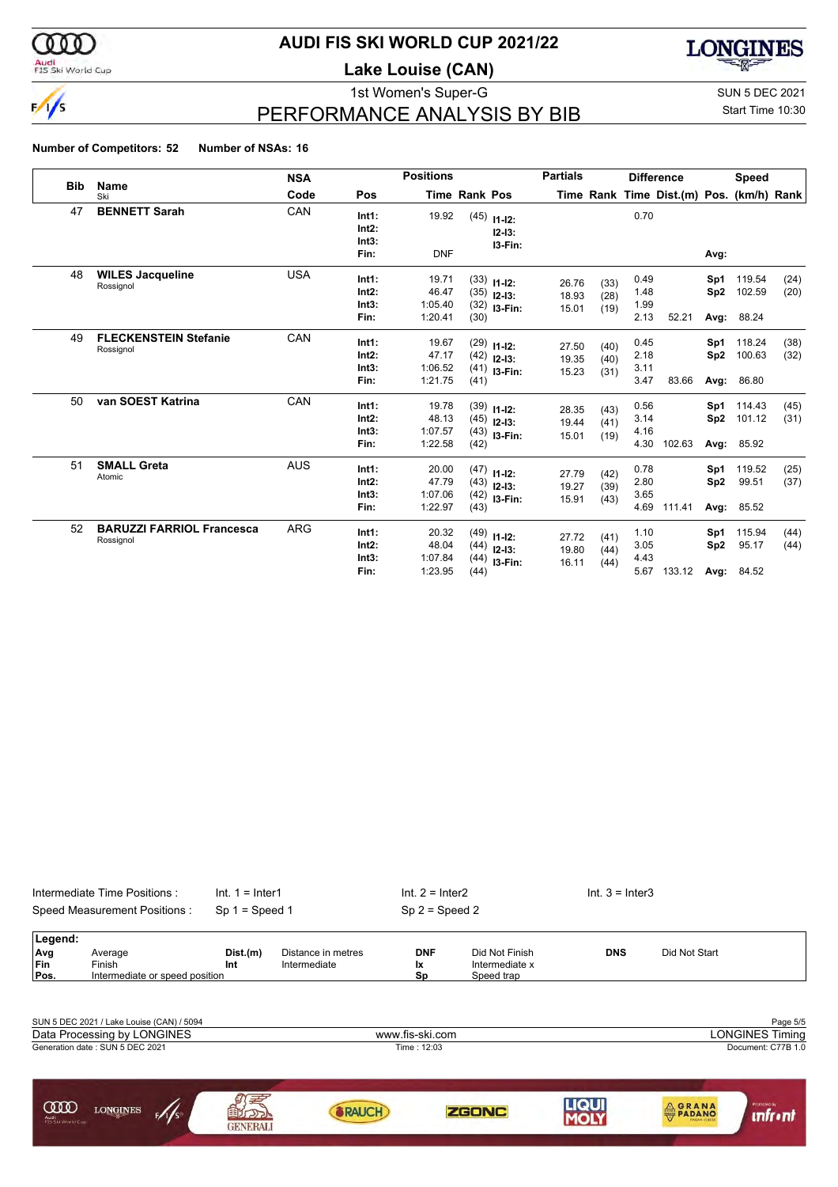# AUDI FIS SKI WORLD CUP 2021/22

## Lake Louise (CAN)

1st Women's Super-G

SUN 5 DEC 2021

Start Time 10:30

## PERFORMANCE ANALYSIS BY BIB

**Number of Competitors: 52** **Number of NSAs: 16**

| Bib | Name / Ski | NSA Code | Pos | Positions Time | Rank | Pos | Partials Time | Rank | Difference Time | Dist.(m) | Pos. | Speed (km/h) | Rank |
|---|---|---|---|---|---|---|---|---|---|---|---|---|---|
| 47 | **BENNETT Sarah** | CAN | Int1: | 19.92 | (45) | I1-I2: | | | 0.70 | | | | |
| | | | Int2: | | | I2-I3: | | | | | | | |
| | | | Int3: | | | I3-Fin: | | | | | | | |
| | | | Fin: | DNF | | | | | | | Avg: | | |
| 48 | **WILES Jacqueline** | USA | Int1: | 19.71 | (33) | I1-I2: | 26.76 | (33) | 0.49 | | Sp1 | 119.54 | (24) |
| | Rossignol | | Int2: | 46.47 | (35) | I2-I3: | 18.93 | (28) | 1.48 | | Sp2 | 102.59 | (20) |
| | | | Int3: | 1:05.40 | (32) | I3-Fin: | 15.01 | (19) | 1.99 | | | | |
| | | | Fin: | 1:20.41 | (30) | | | | 2.13 | 52.21 | Avg: | 88.24 | |
| 49 | **FLECKENSTEIN Stefanie** | CAN | Int1: | 19.67 | (29) | I1-I2: | 27.50 | (40) | 0.45 | | Sp1 | 118.24 | (38) |
| | Rossignol | | Int2: | 47.17 | (42) | I2-I3: | 19.35 | (40) | 2.18 | | Sp2 | 100.63 | (32) |
| | | | Int3: | 1:06.52 | (41) | I3-Fin: | 15.23 | (31) | 3.11 | | | | |
| | | | Fin: | 1:21.75 | (41) | | | | 3.47 | 83.66 | Avg: | 86.80 | |
| 50 | **van SOEST Katrina** | CAN | Int1: | 19.78 | (39) | I1-I2: | 28.35 | (43) | 0.56 | | Sp1 | 114.43 | (45) |
| | | | Int2: | 48.13 | (45) | I2-I3: | 19.44 | (41) | 3.14 | | Sp2 | 101.12 | (31) |
| | | | Int3: | 1:07.57 | (43) | I3-Fin: | 15.01 | (19) | 4.16 | | | | |
| | | | Fin: | 1:22.58 | (42) | | | | 4.30 | 102.63 | Avg: | 85.92 | |
| 51 | **SMALL Greta** | AUS | Int1: | 20.00 | (47) | I1-I2: | 27.79 | (42) | 0.78 | | Sp1 | 119.52 | (25) |
| | Atomic | | Int2: | 47.79 | (43) | I2-I3: | 19.27 | (39) | 2.80 | | Sp2 | 99.51 | (37) |
| | | | Int3: | 1:07.06 | (42) | I3-Fin: | 15.91 | (43) | 3.65 | | | | |
| | | | Fin: | 1:22.97 | (43) | | | | 4.69 | 111.41 | Avg: | 85.52 | |
| 52 | **BARUZZI FARRIOL Francesca** | ARG | Int1: | 20.32 | (49) | I1-I2: | 27.72 | (41) | 1.10 | | Sp1 | 115.94 | (44) |
| | Rossignol | | Int2: | 48.04 | (44) | I2-I3: | 19.80 | (44) | 3.05 | | Sp2 | 95.17 | (44) |
| | | | Int3: | 1:07.84 | (44) | I3-Fin: | 16.11 | (44) | 4.43 | | | | |
| | | | Fin: | 1:23.95 | (44) | | | | 5.67 | 133.12 | Avg: | 84.52 | |

Intermediate Time Positions : Int. 1 = Inter1 Int. 2 = Inter2 Int. 3 = Inter3

Speed Measurement Positions : Sp 1 = Speed 1 Sp 2 = Speed 2

**Legend:**

| | | | | | | | |
|---|---|---|---|---|---|---|---|
| **Avg** | Average | **Dist.(m)** | Distance in metres | **DNF** | Did Not Finish | **DNS** | Did Not Start |
| **Fin** | Finish | **Int** | Intermediate | **Ix** | Intermediate x | | |
| **Pos.** | Intermediate or speed position | | | **Sp** | Speed trap | | |

SUN 5 DEC 2021 / Lake Louise (CAN) / 5094

Data Processing by LONGINES — www.fis-ski.com — LONGINES Timing

Generation date : SUN 5 DEC 2021 — Time : 12:03 — Document: C77B 1.0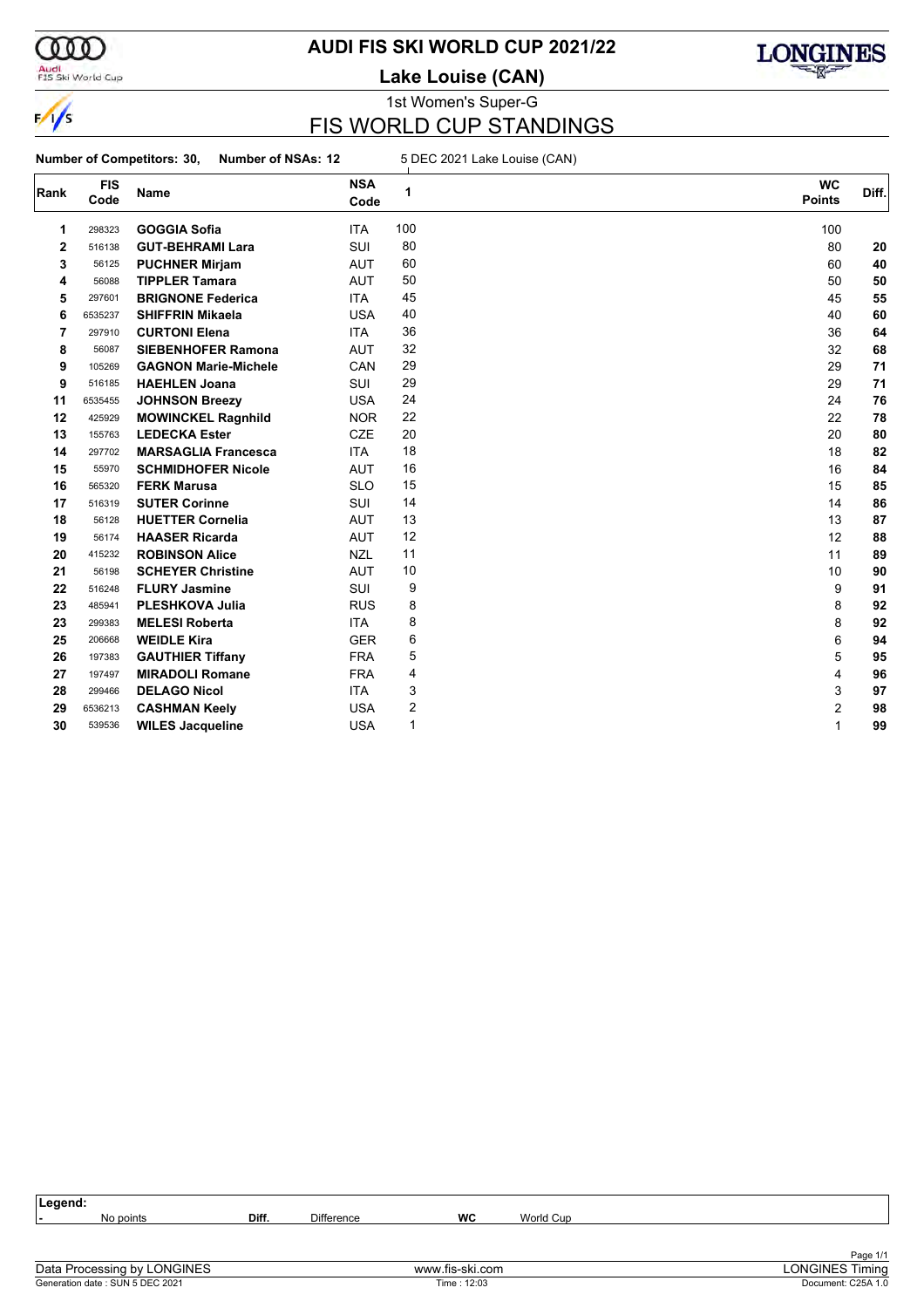# AUDI FIS SKI WORLD CUP 2021/22

## Lake Louise (CAN)

1st Women's Super-G

## FIS WORLD CUP STANDINGS

**Number of Competitors: 30, Number of NSAs: 12** 5 DEC 2021 Lake Louise (CAN)

| Rank | FIS Code | Name | NSA Code | 1 | WC Points | Diff. |
|---|---|---|---|---|---|---|
| 1 | 298323 | **GOGGIA Sofia** | ITA | 100 | 100 | |
| 2 | 516138 | **GUT-BEHRAMI Lara** | SUI | 80 | 80 | **20** |
| 3 | 56125 | **PUCHNER Mirjam** | AUT | 60 | 60 | **40** |
| 4 | 56088 | **TIPPLER Tamara** | AUT | 50 | 50 | **50** |
| 5 | 297601 | **BRIGNONE Federica** | ITA | 45 | 45 | **55** |
| 6 | 6535237 | **SHIFFRIN Mikaela** | USA | 40 | 40 | **60** |
| 7 | 297910 | **CURTONI Elena** | ITA | 36 | 36 | **64** |
| 8 | 56087 | **SIEBENHOFER Ramona** | AUT | 32 | 32 | **68** |
| 9 | 105269 | **GAGNON Marie-Michele** | CAN | 29 | 29 | **71** |
| 9 | 516185 | **HAEHLEN Joana** | SUI | 29 | 29 | **71** |
| 11 | 6535455 | **JOHNSON Breezy** | USA | 24 | 24 | **76** |
| 12 | 425929 | **MOWINCKEL Ragnhild** | NOR | 22 | 22 | **78** |
| 13 | 155763 | **LEDECKA Ester** | CZE | 20 | 20 | **80** |
| 14 | 297702 | **MARSAGLIA Francesca** | ITA | 18 | 18 | **82** |
| 15 | 55970 | **SCHMIDHOFER Nicole** | AUT | 16 | 16 | **84** |
| 16 | 565320 | **FERK Marusa** | SLO | 15 | 15 | **85** |
| 17 | 516319 | **SUTER Corinne** | SUI | 14 | 14 | **86** |
| 18 | 56128 | **HUETTER Cornelia** | AUT | 13 | 13 | **87** |
| 19 | 56174 | **HAASER Ricarda** | AUT | 12 | 12 | **88** |
| 20 | 415232 | **ROBINSON Alice** | NZL | 11 | 11 | **89** |
| 21 | 56198 | **SCHEYER Christine** | AUT | 10 | 10 | **90** |
| 22 | 516248 | **FLURY Jasmine** | SUI | 9 | 9 | **91** |
| 23 | 485941 | **PLESHKOVA Julia** | RUS | 8 | 8 | **92** |
| 23 | 299383 | **MELESI Roberta** | ITA | 8 | 8 | **92** |
| 25 | 206668 | **WEIDLE Kira** | GER | 6 | 6 | **94** |
| 26 | 197383 | **GAUTHIER Tiffany** | FRA | 5 | 5 | **95** |
| 27 | 197497 | **MIRADOLI Romane** | FRA | 4 | 4 | **96** |
| 28 | 299466 | **DELAGO Nicol** | ITA | 3 | 3 | **97** |
| 29 | 6536213 | **CASHMAN Keely** | USA | 2 | 2 | **98** |
| 30 | 539536 | **WILES Jacqueline** | USA | 1 | 1 | **99** |

**Legend:**
**-** No points **Diff.** Difference **WC** World Cup

Data Processing by LONGINES — www.fis-ski.com — LONGINES Timing
Generation date : SUN 5 DEC 2021 — Time : 12:03 — Document: C25A 1.0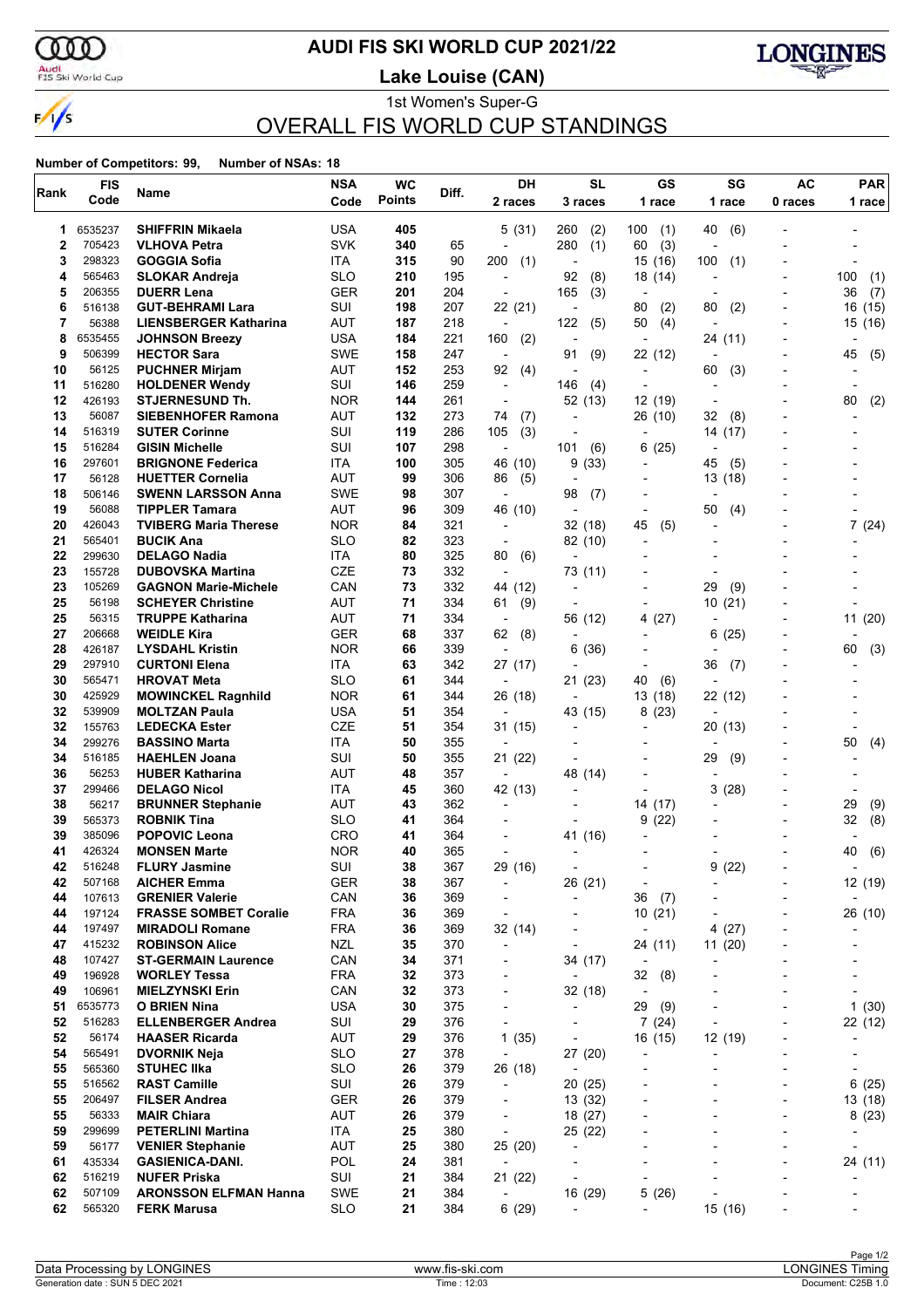# AUDI FIS SKI WORLD CUP 2021/22

## Lake Louise (CAN)

1st Women's Super-G

## OVERALL FIS WORLD CUP STANDINGS

**Number of Competitors: 99, Number of NSAs: 18**

| Rank | FIS Code | Name | NSA Code | WC Points | Diff. | DH 2 races | SL 3 races | GS 1 race | SG 1 race | AC 0 races | PAR 1 race |
|---|---|---|---|---|---|---|---|---|---|---|---|
| 1 | 6535237 | **SHIFFRIN Mikaela** | USA | **405** | | 5 (31) | 260 (2) | 100 (1) | 40 (6) | - | - |
| 2 | 705423 | **VLHOVA Petra** | SVK | **340** | 65 | - | 280 (1) | 60 (3) | - | - | - |
| 3 | 298323 | **GOGGIA Sofia** | ITA | **315** | 90 | 200 (1) | - | 15 (16) | 100 (1) | - | - |
| 4 | 565463 | **SLOKAR Andreja** | SLO | **210** | 195 | - | 92 (8) | 18 (14) | - | - | 100 (1) |
| 5 | 206355 | **DUERR Lena** | GER | **201** | 204 | - | 165 (3) | - | - | - | 36 (7) |
| 6 | 516138 | **GUT-BEHRAMI Lara** | SUI | **198** | 207 | 22 (21) | - | 80 (2) | 80 (2) | - | 16 (15) |
| 7 | 56388 | **LIENSBERGER Katharina** | AUT | **187** | 218 | - | 122 (5) | 50 (4) | - | - | 15 (16) |
| 8 | 6535455 | **JOHNSON Breezy** | USA | **184** | 221 | 160 (2) | - | - | 24 (11) | - | - |
| 9 | 506399 | **HECTOR Sara** | SWE | **158** | 247 | - | 91 (9) | 22 (12) | - | - | 45 (5) |
| 10 | 56125 | **PUCHNER Mirjam** | AUT | **152** | 253 | 92 (4) | - | - | 60 (3) | - | - |
| 11 | 516280 | **HOLDENER Wendy** | SUI | **146** | 259 | - | 146 (4) | - | - | - | - |
| 12 | 426193 | **STJERNESUND Th.** | NOR | **144** | 261 | - | 52 (13) | 12 (19) | - | - | 80 (2) |
| 13 | 56087 | **SIEBENHOFER Ramona** | AUT | **132** | 273 | 74 (7) | - | 26 (10) | 32 (8) | - | - |
| 14 | 516319 | **SUTER Corinne** | SUI | **119** | 286 | 105 (3) | - | - | 14 (17) | - | - |
| 15 | 516284 | **GISIN Michelle** | SUI | **107** | 298 | - | 101 (6) | 6 (25) | - | - | - |
| 16 | 297601 | **BRIGNONE Federica** | ITA | **100** | 305 | 46 (10) | 9 (33) | - | 45 (5) | - | - |
| 17 | 56128 | **HUETTER Cornelia** | AUT | **99** | 306 | 86 (5) | - | - | 13 (18) | - | - |
| 18 | 506146 | **SWENN LARSSON Anna** | SWE | **98** | 307 | - | 98 (7) | - | - | - | - |
| 19 | 56088 | **TIPPLER Tamara** | AUT | **96** | 309 | 46 (10) | - | - | 50 (4) | - | - |
| 20 | 426043 | **TVIBERG Maria Therese** | NOR | **84** | 321 | - | 32 (18) | 45 (5) | - | - | 7 (24) |
| 21 | 565401 | **BUCIK Ana** | SLO | **82** | 323 | - | 82 (10) | - | - | - | - |
| 22 | 299630 | **DELAGO Nadia** | ITA | **80** | 325 | 80 (6) | - | - | - | - | - |
| 23 | 155728 | **DUBOVSKA Martina** | CZE | **73** | 332 | - | 73 (11) | - | - | - | - |
| 23 | 105269 | **GAGNON Marie-Michele** | CAN | **73** | 332 | 44 (12) | - | - | 29 (9) | - | - |
| 25 | 56198 | **SCHEYER Christine** | AUT | **71** | 334 | 61 (9) | - | - | 10 (21) | - | - |
| 25 | 56315 | **TRUPPE Katharina** | AUT | **71** | 334 | - | 56 (12) | 4 (27) | - | - | 11 (20) |
| 27 | 206668 | **WEIDLE Kira** | GER | **68** | 337 | 62 (8) | - | - | 6 (25) | - | - |
| 28 | 426187 | **LYSDAHL Kristin** | NOR | **66** | 339 | - | 6 (36) | - | - | - | 60 (3) |
| 29 | 297910 | **CURTONI Elena** | ITA | **63** | 342 | 27 (17) | - | - | 36 (7) | - | - |
| 30 | 565471 | **HROVAT Meta** | SLO | **61** | 344 | - | 21 (23) | 40 (6) | - | - | - |
| 30 | 425929 | **MOWINCKEL Ragnhild** | NOR | **61** | 344 | 26 (18) | - | 13 (18) | 22 (12) | - | - |
| 32 | 539909 | **MOLTZAN Paula** | USA | **51** | 354 | - | 43 (15) | 8 (23) | - | - | - |
| 32 | 155763 | **LEDECKA Ester** | CZE | **51** | 354 | 31 (15) | - | - | 20 (13) | - | - |
| 34 | 299276 | **BASSINO Marta** | ITA | **50** | 355 | - | - | - | - | - | 50 (4) |
| 34 | 516185 | **HAEHLEN Joana** | SUI | **50** | 355 | 21 (22) | - | - | 29 (9) | - | - |
| 36 | 56253 | **HUBER Katharina** | AUT | **48** | 357 | - | 48 (14) | - | - | - | - |
| 37 | 299466 | **DELAGO Nicol** | ITA | **45** | 360 | 42 (13) | - | - | 3 (28) | - | - |
| 38 | 56217 | **BRUNNER Stephanie** | AUT | **43** | 362 | - | - | 14 (17) | - | - | 29 (9) |
| 39 | 565373 | **ROBNIK Tina** | SLO | **41** | 364 | - | - | 9 (22) | - | - | 32 (8) |
| 39 | 385096 | **POPOVIC Leona** | CRO | **41** | 364 | - | 41 (16) | - | - | - | - |
| 41 | 426324 | **MONSEN Marte** | NOR | **40** | 365 | - | - | - | - | - | 40 (6) |
| 42 | 516248 | **FLURY Jasmine** | SUI | **38** | 367 | 29 (16) | - | - | 9 (22) | - | - |
| 42 | 507168 | **AICHER Emma** | GER | **38** | 367 | - | 26 (21) | - | - | - | 12 (19) |
| 44 | 107613 | **GRENIER Valerie** | CAN | **36** | 369 | - | - | 36 (7) | - | - | - |
| 44 | 197124 | **FRASSE SOMBET Coralie** | FRA | **36** | 369 | - | - | 10 (21) | - | - | 26 (10) |
| 44 | 197497 | **MIRADOLI Romane** | FRA | **36** | 369 | 32 (14) | - | - | 4 (27) | - | - |
| 47 | 415232 | **ROBINSON Alice** | NZL | **35** | 370 | - | - | 24 (11) | 11 (20) | - | - |
| 48 | 107427 | **ST-GERMAIN Laurence** | CAN | **34** | 371 | - | 34 (17) | - | - | - | - |
| 49 | 196928 | **WORLEY Tessa** | FRA | **32** | 373 | - | - | 32 (8) | - | - | - |
| 49 | 106961 | **MIELZYNSKI Erin** | CAN | **32** | 373 | - | 32 (18) | - | - | - | - |
| 51 | 6535773 | **O BRIEN Nina** | USA | **30** | 375 | - | - | 29 (9) | - | - | 1 (30) |
| 52 | 516283 | **ELLENBERGER Andrea** | SUI | **29** | 376 | - | - | 7 (24) | - | - | 22 (12) |
| 52 | 56174 | **HAASER Ricarda** | AUT | **29** | 376 | 1 (35) | - | 16 (15) | 12 (19) | - | - |
| 54 | 565491 | **DVORNIK Neja** | SLO | **27** | 378 | - | 27 (20) | - | - | - | - |
| 55 | 565360 | **STUHEC Ilka** | SLO | **26** | 379 | 26 (18) | - | - | - | - | - |
| 55 | 516562 | **RAST Camille** | SUI | **26** | 379 | - | 20 (25) | - | - | - | 6 (25) |
| 55 | 206497 | **FILSER Andrea** | GER | **26** | 379 | - | 13 (32) | - | - | - | 13 (18) |
| 55 | 56333 | **MAIR Chiara** | AUT | **26** | 379 | - | 18 (27) | - | - | - | 8 (23) |
| 59 | 299699 | **PETERLINI Martina** | ITA | **25** | 380 | - | 25 (22) | - | - | - | - |
| 59 | 56177 | **VENIER Stephanie** | AUT | **25** | 380 | 25 (20) | - | - | - | - | - |
| 61 | 435334 | **GASIENICA-DANI.** | POL | **24** | 381 | - | - | - | - | - | 24 (11) |
| 62 | 516219 | **NUFER Priska** | SUI | **21** | 384 | 21 (22) | - | - | - | - | - |
| 62 | 507109 | **ARONSSON ELFMAN Hanna** | SWE | **21** | 384 | - | 16 (29) | 5 (26) | - | - | - |
| 62 | 565320 | **FERK Marusa** | SLO | **21** | 384 | 6 (29) | - | - | 15 (16) | - | - |

Data Processing by LONGINES | www.fis-ski.com | LONGINES Timing

Generation date : SUN 5 DEC 2021 | Time : 12:03 | Document: C25B 1.0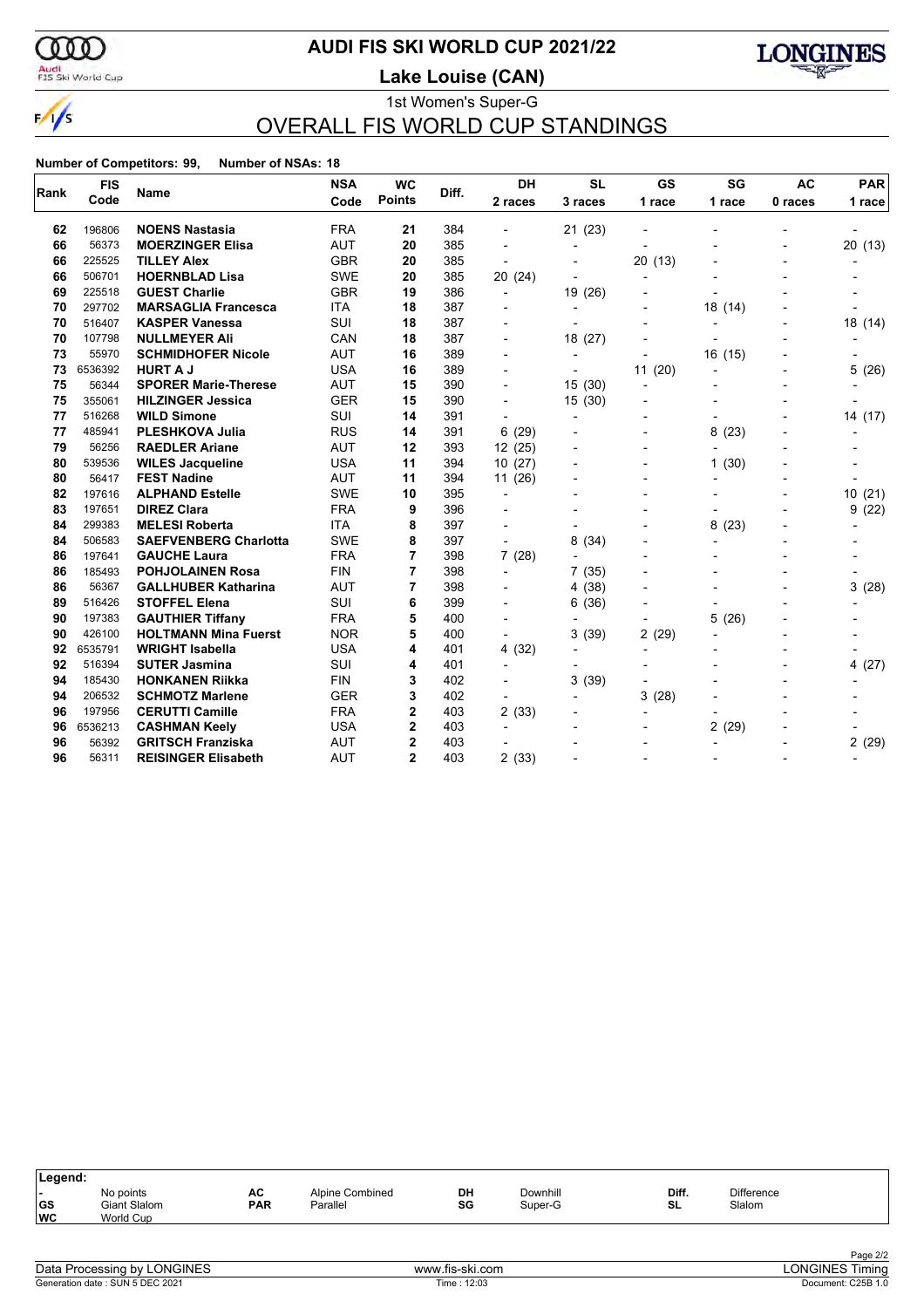# AUDI FIS SKI WORLD CUP 2021/22

## Lake Louise (CAN)

1st Women's Super-G

## OVERALL FIS WORLD CUP STANDINGS

**Number of Competitors: 99, Number of NSAs: 18**

| Rank | FIS Code | Name | NSA Code | WC Points | Diff. | DH 2 races | SL 3 races | GS 1 race | SG 1 race | AC 0 races | PAR 1 race |
|---|---|---|---|---|---|---|---|---|---|---|---|
| 62 | 196806 | **NOENS Nastasia** | FRA | **21** | 384 | - | 21 (23) | - | - | - | - |
| 66 | 56373 | **MOERZINGER Elisa** | AUT | **20** | 385 | - | - | - | - | - | 20 (13) |
| 66 | 225525 | **TILLEY Alex** | GBR | **20** | 385 | - | - | 20 (13) | - | - | - |
| 66 | 506701 | **HOERNBLAD Lisa** | SWE | **20** | 385 | 20 (24) | - | - | - | - | - |
| 69 | 225518 | **GUEST Charlie** | GBR | **19** | 386 | - | 19 (26) | - | - | - | - |
| 70 | 297702 | **MARSAGLIA Francesca** | ITA | **18** | 387 | - | - | - | 18 (14) | - | - |
| 70 | 516407 | **KASPER Vanessa** | SUI | **18** | 387 | - | - | - | - | - | 18 (14) |
| 70 | 107798 | **NULLMEYER Ali** | CAN | **18** | 387 | - | 18 (27) | - | - | - | - |
| 73 | 55970 | **SCHMIDHOFER Nicole** | AUT | **16** | 389 | - | - | - | 16 (15) | - | - |
| 73 | 6536392 | **HURT A J** | USA | **16** | 389 | - | - | 11 (20) | - | - | 5 (26) |
| 75 | 56344 | **SPORER Marie-Therese** | AUT | **15** | 390 | - | 15 (30) | - | - | - | - |
| 75 | 355061 | **HILZINGER Jessica** | GER | **15** | 390 | - | 15 (30) | - | - | - | - |
| 77 | 516268 | **WILD Simone** | SUI | **14** | 391 | - | - | - | - | - | 14 (17) |
| 77 | 485941 | **PLESHKOVA Julia** | RUS | **14** | 391 | 6 (29) | - | - | 8 (23) | - | - |
| 79 | 56256 | **RAEDLER Ariane** | AUT | **12** | 393 | 12 (25) | - | - | - | - | - |
| 80 | 539536 | **WILES Jacqueline** | USA | **11** | 394 | 10 (27) | - | - | 1 (30) | - | - |
| 80 | 56417 | **FEST Nadine** | AUT | **11** | 394 | 11 (26) | - | - | - | - | - |
| 82 | 197616 | **ALPHAND Estelle** | SWE | **10** | 395 | - | - | - | - | - | 10 (21) |
| 83 | 197651 | **DIREZ Clara** | FRA | **9** | 396 | - | - | - | - | - | 9 (22) |
| 84 | 299383 | **MELESI Roberta** | ITA | **8** | 397 | - | - | - | 8 (23) | - | - |
| 84 | 506583 | **SAEFVENBERG Charlotta** | SWE | **8** | 397 | - | 8 (34) | - | - | - | - |
| 86 | 197641 | **GAUCHE Laura** | FRA | **7** | 398 | 7 (28) | - | - | - | - | - |
| 86 | 185493 | **POHJOLAINEN Rosa** | FIN | **7** | 398 | - | 7 (35) | - | - | - | - |
| 86 | 56367 | **GALLHUBER Katharina** | AUT | **7** | 398 | - | 4 (38) | - | - | - | 3 (28) |
| 89 | 516426 | **STOFFEL Elena** | SUI | **6** | 399 | - | 6 (36) | - | - | - | - |
| 90 | 197383 | **GAUTHIER Tiffany** | FRA | **5** | 400 | - | - | - | 5 (26) | - | - |
| 90 | 426100 | **HOLTMANN Mina Fuerst** | NOR | **5** | 400 | - | 3 (39) | 2 (29) | - | - | - |
| 92 | 6535791 | **WRIGHT Isabella** | USA | **4** | 401 | 4 (32) | - | - | - | - | - |
| 92 | 516394 | **SUTER Jasmina** | SUI | **4** | 401 | - | - | - | - | - | 4 (27) |
| 94 | 185430 | **HONKANEN Riikka** | FIN | **3** | 402 | - | 3 (39) | - | - | - | - |
| 94 | 206532 | **SCHMOTZ Marlene** | GER | **3** | 402 | - | - | 3 (28) | - | - | - |
| 96 | 197956 | **CERUTTI Camille** | FRA | **2** | 403 | 2 (33) | - | - | - | - | - |
| 96 | 6536213 | **CASHMAN Keely** | USA | **2** | 403 | - | - | - | 2 (29) | - | - |
| 96 | 56392 | **GRITSCH Franziska** | AUT | **2** | 403 | - | - | - | - | - | 2 (29) |
| 96 | 56311 | **REISINGER Elisabeth** | AUT | **2** | 403 | 2 (33) | - | - | - | - | - |

**Legend:**

| | | | | | | | |
|---|---|---|---|---|---|---|---|
| - | No points | AC | Alpine Combined | DH | Downhill | Diff. | Difference |
| GS | Giant Slalom | PAR | Parallel | SG | Super-G | SL | Slalom |
| WC | World Cup | | | | | | |

Data Processing by LONGINES — www.fis-ski.com — LONGINES Timing

Generation date : SUN 5 DEC 2021 — Time : 12:03 — Document: C25B 1.0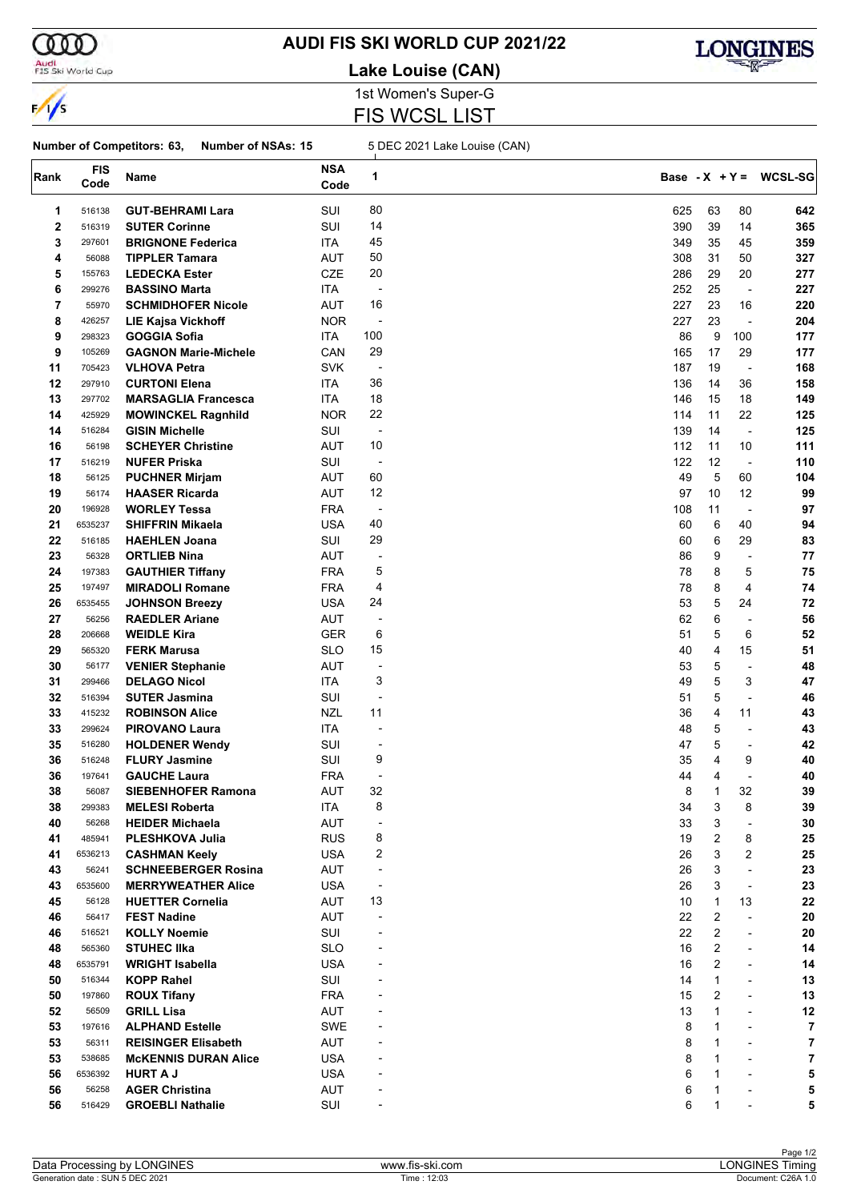# AUDI FIS SKI WORLD CUP 2021/22

## Lake Louise (CAN)

1st Women's Super-G

## FIS WCSL LIST

**Number of Competitors: 63, Number of NSAs: 15** 5 DEC 2021 Lake Louise (CAN)

| Rank | FIS Code | Name | NSA Code | 1 | Base | - X | + Y = | WCSL-SG |
|---|---|---|---|---|---|---|---|---|
| 1 | 516138 | **GUT-BEHRAMI Lara** | SUI | 80 | 625 | 63 | 80 | **642** |
| 2 | 516319 | **SUTER Corinne** | SUI | 14 | 390 | 39 | 14 | **365** |
| 3 | 297601 | **BRIGNONE Federica** | ITA | 45 | 349 | 35 | 45 | **359** |
| 4 | 56088 | **TIPPLER Tamara** | AUT | 50 | 308 | 31 | 50 | **327** |
| 5 | 155763 | **LEDECKA Ester** | CZE | 20 | 286 | 29 | 20 | **277** |
| 6 | 299276 | **BASSINO Marta** | ITA | - | 252 | 25 | - | **227** |
| 7 | 55970 | **SCHMIDHOFER Nicole** | AUT | 16 | 227 | 23 | 16 | **220** |
| 8 | 426257 | **LIE Kajsa Vickhoff** | NOR | - | 227 | 23 | - | **204** |
| 9 | 298323 | **GOGGIA Sofia** | ITA | 100 | 86 | 9 | 100 | **177** |
| 9 | 105269 | **GAGNON Marie-Michele** | CAN | 29 | 165 | 17 | 29 | **177** |
| 11 | 705423 | **VLHOVA Petra** | SVK | - | 187 | 19 | - | **168** |
| 12 | 297910 | **CURTONI Elena** | ITA | 36 | 136 | 14 | 36 | **158** |
| 13 | 297702 | **MARSAGLIA Francesca** | ITA | 18 | 146 | 15 | 18 | **149** |
| 14 | 425929 | **MOWINCKEL Ragnhild** | NOR | 22 | 114 | 11 | 22 | **125** |
| 14 | 516284 | **GISIN Michelle** | SUI | - | 139 | 14 | - | **125** |
| 16 | 56198 | **SCHEYER Christine** | AUT | 10 | 112 | 11 | 10 | **111** |
| 17 | 516219 | **NUFER Priska** | SUI | - | 122 | 12 | - | **110** |
| 18 | 56125 | **PUCHNER Mirjam** | AUT | 60 | 49 | 5 | 60 | **104** |
| 19 | 56174 | **HAASER Ricarda** | AUT | 12 | 97 | 10 | 12 | **99** |
| 20 | 196928 | **WORLEY Tessa** | FRA | - | 108 | 11 | - | **97** |
| 21 | 6535237 | **SHIFFRIN Mikaela** | USA | 40 | 60 | 6 | 40 | **94** |
| 22 | 516185 | **HAEHLEN Joana** | SUI | 29 | 60 | 6 | 29 | **83** |
| 23 | 56328 | **ORTLIEB Nina** | AUT | - | 86 | 9 | - | **77** |
| 24 | 197383 | **GAUTHIER Tiffany** | FRA | 5 | 78 | 8 | 5 | **75** |
| 25 | 197497 | **MIRADOLI Romane** | FRA | 4 | 78 | 8 | 4 | **74** |
| 26 | 6535455 | **JOHNSON Breezy** | USA | 24 | 53 | 5 | 24 | **72** |
| 27 | 56256 | **RAEDLER Ariane** | AUT | - | 62 | 6 | - | **56** |
| 28 | 206668 | **WEIDLE Kira** | GER | 6 | 51 | 5 | 6 | **52** |
| 29 | 565320 | **FERK Marusa** | SLO | 15 | 40 | 4 | 15 | **51** |
| 30 | 56177 | **VENIER Stephanie** | AUT | - | 53 | 5 | - | **48** |
| 31 | 299466 | **DELAGO Nicol** | ITA | 3 | 49 | 5 | 3 | **47** |
| 32 | 516394 | **SUTER Jasmina** | SUI | - | 51 | 5 | - | **46** |
| 33 | 415232 | **ROBINSON Alice** | NZL | 11 | 36 | 4 | 11 | **43** |
| 33 | 299624 | **PIROVANO Laura** | ITA | - | 48 | 5 | - | **43** |
| 35 | 516280 | **HOLDENER Wendy** | SUI | - | 47 | 5 | - | **42** |
| 36 | 516248 | **FLURY Jasmine** | SUI | 9 | 35 | 4 | 9 | **40** |
| 36 | 197641 | **GAUCHE Laura** | FRA | - | 44 | 4 | - | **40** |
| 38 | 56087 | **SIEBENHOFER Ramona** | AUT | 32 | 8 | 1 | 32 | **39** |
| 38 | 299383 | **MELESI Roberta** | ITA | 8 | 34 | 3 | 8 | **39** |
| 40 | 56268 | **HEIDER Michaela** | AUT | - | 33 | 3 | - | **30** |
| 41 | 485941 | **PLESHKOVA Julia** | RUS | 8 | 19 | 2 | 8 | **25** |
| 41 | 6536213 | **CASHMAN Keely** | USA | 2 | 26 | 3 | 2 | **25** |
| 43 | 56241 | **SCHNEEBERGER Rosina** | AUT | - | 26 | 3 | - | **23** |
| 43 | 6535600 | **MERRYWEATHER Alice** | USA | - | 26 | 3 | - | **23** |
| 45 | 56128 | **HUETTER Cornelia** | AUT | 13 | 10 | 1 | 13 | **22** |
| 46 | 56417 | **FEST Nadine** | AUT | - | 22 | 2 | - | **20** |
| 46 | 516521 | **KOLLY Noemie** | SUI | - | 22 | 2 | - | **20** |
| 48 | 565360 | **STUHEC Ilka** | SLO | - | 16 | 2 | - | **14** |
| 48 | 6535791 | **WRIGHT Isabella** | USA | - | 16 | 2 | - | **14** |
| 50 | 516344 | **KOPP Rahel** | SUI | - | 14 | 1 | - | **13** |
| 50 | 197860 | **ROUX Tifany** | FRA | - | 15 | 2 | - | **13** |
| 52 | 56509 | **GRILL Lisa** | AUT | - | 13 | 1 | - | **12** |
| 53 | 197616 | **ALPHAND Estelle** | SWE | - | 8 | 1 | - | **7** |
| 53 | 56311 | **REISINGER Elisabeth** | AUT | - | 8 | 1 | - | **7** |
| 53 | 538685 | **McKENNIS DURAN Alice** | USA | - | 8 | 1 | - | **7** |
| 56 | 6536392 | **HURT A J** | USA | - | 6 | 1 | - | **5** |
| 56 | 56258 | **AGER Christina** | AUT | - | 6 | 1 | - | **5** |
| 56 | 516429 | **GROEBLI Nathalie** | SUI | - | 6 | 1 | - | **5** |

Data Processing by LONGINES | www.fis-ski.com | LONGINES Timing

Generation date : SUN 5 DEC 2021 | Time : 12:03 | Document: C26A 1.0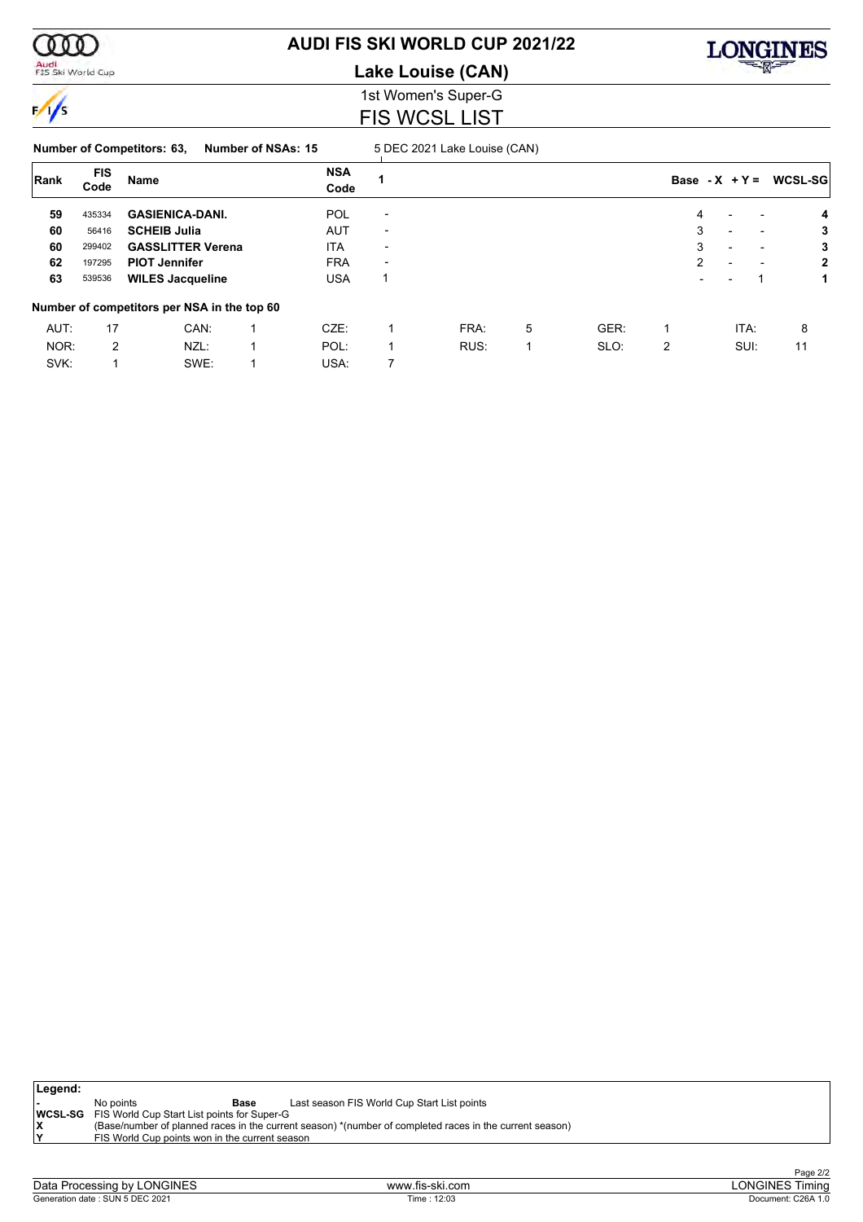# AUDI FIS SKI WORLD CUP 2021/22

## Lake Louise (CAN)

1st Women's Super-G

## FIS WCSL LIST

**Number of Competitors: 63,** **Number of NSAs: 15** 5 DEC 2021 Lake Louise (CAN)

| Rank | FIS Code | Name | NSA Code | 1 | Base | - X | + Y = | WCSL-SG |
|---|---|---|---|---|---|---|---|---|
| **59** | 435334 | **GASIENICA-DANI.** | POL | - | 4 | - | - | **4** |
| **60** | 56416 | **SCHEIB Julia** | AUT | - | 3 | - | - | **3** |
| **60** | 299402 | **GASSLITTER Verena** | ITA | - | 3 | - | - | **3** |
| **62** | 197295 | **PIOT Jennifer** | FRA | - | 2 | - | - | **2** |
| **63** | 539536 | **WILES Jacqueline** | USA | 1 | - | - | 1 | **1** |

**Number of competitors per NSA in the top 60**

| | | | | | | | | | | | |
|---|---|---|---|---|---|---|---|---|---|---|---|
| AUT: | 17 | CAN: | 1 | CZE: | 1 | FRA: | 5 | GER: | 1 | ITA: | 8 |
| NOR: | 2 | NZL: | 1 | POL: | 1 | RUS: | 1 | SLO: | 2 | SUI: | 11 |
| SVK: | 1 | SWE: | 1 | USA: | 7 | | | | | | |

**Legend:**

| | | | |
|---|---|---|---|
| - | No points | **Base** | Last season FIS World Cup Start List points |
| **WCSL-SG** | FIS World Cup Start List points for Super-G | | |
| **X** | (Base/number of planned races in the current season) *(number of completed races in the current season) | | |
| **Y** | FIS World Cup points won in the current season | | |

Data Processing by LONGINES | www.fis-ski.com | LONGINES Timing

Generation date : SUN 5 DEC 2021 | Time : 12:03 | Document: C26A 1.0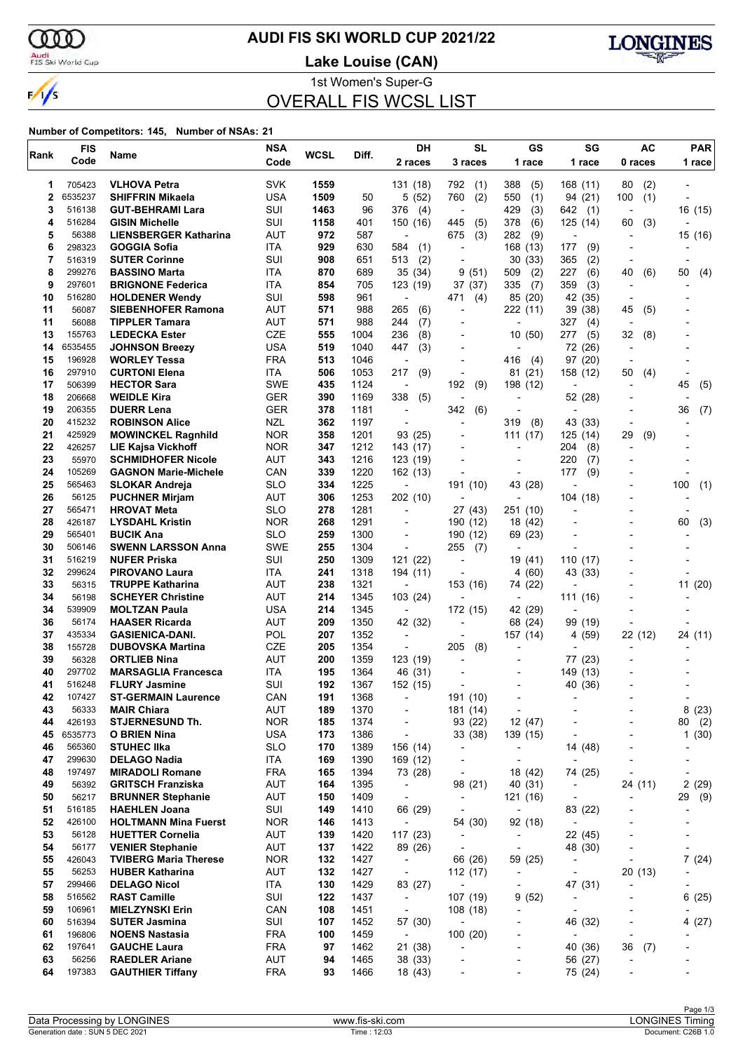# AUDI FIS SKI WORLD CUP 2021/22

## Lake Louise (CAN)

1st Women's Super-G

## OVERALL FIS WCSL LIST

**Number of Competitors: 145, Number of NSAs: 21**

| Rank | FIS Code | Name | NSA Code | WCSL | Diff. | DH 2 races | SL 3 races | GS 1 race | SG 1 race | AC 0 races | PAR 1 race |
|---|---|---|---|---|---|---|---|---|---|---|---|
| 1 | 705423 | VLHOVA Petra | SVK | 1559 | | 131 (18) | 792 (1) | 388 (5) | 168 (11) | 80 (2) | - |
| 2 | 6535237 | SHIFFRIN Mikaela | USA | 1509 | 50 | 5 (52) | 760 (2) | 550 (1) | 94 (21) | 100 (1) | - |
| 3 | 516138 | GUT-BEHRAMI Lara | SUI | 1463 | 96 | 376 (4) | - | 429 (3) | 642 (1) | - | 16 (15) |
| 4 | 516284 | GISIN Michelle | SUI | 1158 | 401 | 150 (16) | 445 (5) | 378 (6) | 125 (14) | 60 (3) | - |
| 5 | 56388 | LIENSBERGER Katharina | AUT | 972 | 587 | - | 675 (3) | 282 (9) | - | - | 15 (16) |
| 6 | 298323 | GOGGIA Sofia | ITA | 929 | 630 | 584 (1) | - | 168 (13) | 177 (9) | - | - |
| 7 | 516319 | SUTER Corinne | SUI | 908 | 651 | 513 (2) | - | 30 (33) | 365 (2) | - | - |
| 8 | 299276 | BASSINO Marta | ITA | 870 | 689 | 35 (34) | 9 (51) | 509 (2) | 227 (6) | 40 (6) | 50 (4) |
| 9 | 297601 | BRIGNONE Federica | ITA | 854 | 705 | 123 (19) | 37 (37) | 335 (7) | 359 (3) | - | - |
| 10 | 516280 | HOLDENER Wendy | SUI | 598 | 961 | - | 471 (4) | 85 (20) | 42 (35) | - | - |
| 11 | 56087 | SIEBENHOFER Ramona | AUT | 571 | 988 | 265 (6) | - | 222 (11) | 39 (38) | 45 (5) | - |
| 11 | 56088 | TIPPLER Tamara | AUT | 571 | 988 | 244 (7) | - | - | 327 (4) | - | - |
| 13 | 155763 | LEDECKA Ester | CZE | 555 | 1004 | 236 (8) | - | 10 (50) | 277 (5) | 32 (8) | - |
| 14 | 6535455 | JOHNSON Breezy | USA | 519 | 1040 | 447 (3) | - | - | 72 (26) | - | - |
| 15 | 196928 | WORLEY Tessa | FRA | 513 | 1046 | - | - | 416 (4) | 97 (20) | - | - |
| 16 | 297910 | CURTONI Elena | ITA | 506 | 1053 | 217 (9) | - | 81 (21) | 158 (12) | 50 (4) | - |
| 17 | 506399 | HECTOR Sara | SWE | 435 | 1124 | - | 192 (9) | 198 (12) | - | - | 45 (5) |
| 18 | 206668 | WEIDLE Kira | GER | 390 | 1169 | 338 (5) | - | - | 52 (28) | - | - |
| 19 | 206355 | DUERR Lena | GER | 378 | 1181 | - | 342 (6) | - | - | - | 36 (7) |
| 20 | 415232 | ROBINSON Alice | NZL | 362 | 1197 | - | - | 319 (8) | 43 (33) | - | - |
| 21 | 425929 | MOWINCKEL Ragnhild | NOR | 358 | 1201 | 93 (25) | - | 111 (17) | 125 (14) | 29 (9) | - |
| 22 | 426257 | LIE Kajsa Vickhoff | NOR | 347 | 1212 | 143 (17) | - | - | 204 (8) | - | - |
| 23 | 55970 | SCHMIDHOFER Nicole | AUT | 343 | 1216 | 123 (19) | - | - | 220 (7) | - | - |
| 24 | 105269 | GAGNON Marie-Michele | CAN | 339 | 1220 | 162 (13) | - | - | 177 (9) | - | - |
| 25 | 565463 | SLOKAR Andreja | SLO | 334 | 1225 | - | 191 (10) | 43 (28) | - | - | 100 (1) |
| 26 | 56125 | PUCHNER Mirjam | AUT | 306 | 1253 | 202 (10) | - | - | 104 (18) | - | - |
| 27 | 565471 | HROVAT Meta | SLO | 278 | 1281 | - | 27 (43) | 251 (10) | - | - | - |
| 28 | 426187 | LYSDAHL Kristin | NOR | 268 | 1291 | - | 190 (12) | 18 (42) | - | - | 60 (3) |
| 29 | 565401 | BUCIK Ana | SLO | 259 | 1300 | - | 190 (12) | 69 (23) | - | - | - |
| 30 | 506146 | SWENN LARSSON Anna | SWE | 255 | 1304 | - | 255 (7) | - | - | - | - |
| 31 | 516219 | NUFER Priska | SUI | 250 | 1309 | 121 (22) | - | 19 (41) | 110 (17) | - | - |
| 32 | 299624 | PIROVANO Laura | ITA | 241 | 1318 | 194 (11) | - | 4 (60) | 43 (33) | - | - |
| 33 | 56315 | TRUPPE Katharina | AUT | 238 | 1321 | - | 153 (16) | 74 (22) | - | - | 11 (20) |
| 34 | 56198 | SCHEYER Christine | AUT | 214 | 1345 | 103 (24) | - | - | 111 (16) | - | - |
| 34 | 539909 | MOLTZAN Paula | USA | 214 | 1345 | - | 172 (15) | 42 (29) | - | - | - |
| 36 | 56174 | HAASER Ricarda | AUT | 209 | 1350 | 42 (32) | - | 68 (24) | 99 (19) | - | - |
| 37 | 435334 | GASIENICA-DANI. | POL | 207 | 1352 | - | - | 157 (14) | 4 (59) | 22 (12) | 24 (11) |
| 38 | 155728 | DUBOVSKA Martina | CZE | 205 | 1354 | - | 205 (8) | - | - | - | - |
| 39 | 56328 | ORTLIEB Nina | AUT | 200 | 1359 | 123 (19) | - | - | 77 (23) | - | - |
| 40 | 297702 | MARSAGLIA Francesca | ITA | 195 | 1364 | 46 (31) | - | - | 149 (13) | - | - |
| 41 | 516248 | FLURY Jasmine | SUI | 192 | 1367 | 152 (15) | - | - | 40 (36) | - | - |
| 42 | 107427 | ST-GERMAIN Laurence | CAN | 191 | 1368 | - | 191 (10) | - | - | - | - |
| 43 | 56333 | MAIR Chiara | AUT | 189 | 1370 | - | 181 (14) | - | - | - | 8 (23) |
| 44 | 426193 | STJERNESUND Th. | NOR | 185 | 1374 | - | 93 (22) | 12 (47) | - | - | 80 (2) |
| 45 | 6535773 | O BRIEN Nina | USA | 173 | 1386 | - | 33 (38) | 139 (15) | - | - | 1 (30) |
| 46 | 565360 | STUHEC Ilka | SLO | 170 | 1389 | 156 (14) | - | - | 14 (48) | - | - |
| 47 | 299630 | DELAGO Nadia | ITA | 169 | 1390 | 169 (12) | - | - | - | - | - |
| 48 | 197497 | MIRADOLI Romane | FRA | 165 | 1394 | 73 (28) | - | 18 (42) | 74 (25) | - | - |
| 49 | 56392 | GRITSCH Franziska | AUT | 164 | 1395 | - | 98 (21) | 40 (31) | - | 24 (11) | 2 (29) |
| 50 | 56217 | BRUNNER Stephanie | AUT | 150 | 1409 | - | - | 121 (16) | - | - | 29 (9) |
| 51 | 516185 | HAEHLEN Joana | SUI | 149 | 1410 | 66 (29) | - | - | 83 (22) | - | - |
| 52 | 426100 | HOLTMANN Mina Fuerst | NOR | 146 | 1413 | - | 54 (30) | 92 (18) | - | - | - |
| 53 | 56128 | HUETTER Cornelia | AUT | 139 | 1420 | 117 (23) | - | - | 22 (45) | - | - |
| 54 | 56177 | VENIER Stephanie | AUT | 137 | 1422 | 89 (26) | - | - | 48 (30) | - | - |
| 55 | 426043 | TVIBERG Maria Therese | NOR | 132 | 1427 | - | 66 (26) | 59 (25) | - | - | 7 (24) |
| 55 | 56253 | HUBER Katharina | AUT | 132 | 1427 | - | 112 (17) | - | - | 20 (13) | - |
| 57 | 299466 | DELAGO Nicol | ITA | 130 | 1429 | 83 (27) | - | - | 47 (31) | - | - |
| 58 | 516562 | RAST Camille | SUI | 122 | 1437 | - | 107 (19) | 9 (52) | - | - | 6 (25) |
| 59 | 106961 | MIELZYNSKI Erin | CAN | 108 | 1451 | - | 108 (18) | - | - | - | - |
| 60 | 516394 | SUTER Jasmina | SUI | 107 | 1452 | 57 (30) | - | - | 46 (32) | - | 4 (27) |
| 61 | 196806 | NOENS Nastasia | FRA | 100 | 1459 | - | 100 (20) | - | - | - | - |
| 62 | 197641 | GAUCHE Laura | FRA | 97 | 1462 | 21 (38) | - | - | 40 (36) | 36 (7) | - |
| 63 | 56256 | RAEDLER Ariane | AUT | 94 | 1465 | 38 (33) | - | - | 56 (27) | - | - |
| 64 | 197383 | GAUTHIER Tiffany | FRA | 93 | 1466 | 18 (43) | - | - | 75 (24) | - | - |

Data Processing by LONGINES | www.fis-ski.com | LONGINES Timing
Generation date : SUN 5 DEC 2021 | Time : 12:03 | Document: C26B 1.0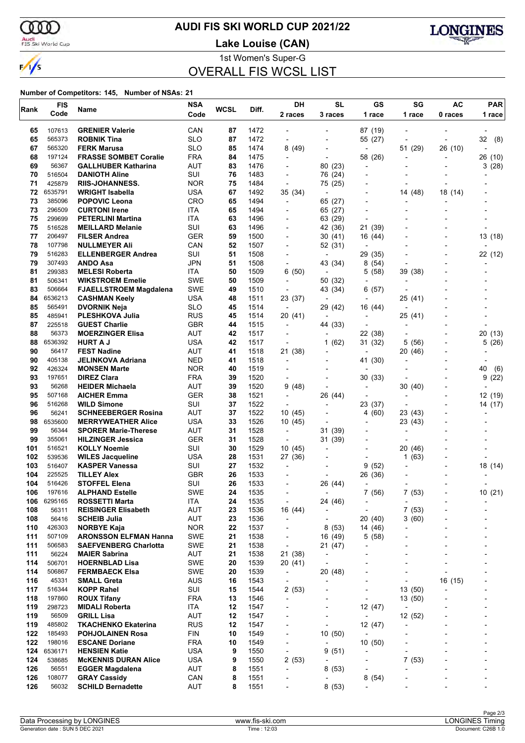# AUDI FIS SKI WORLD CUP 2021/22

## Lake Louise (CAN)

1st Women's Super-G

## OVERALL FIS WCSL LIST

**Number of Competitors: 145, Number of NSAs: 21**

| Rank | FIS Code | Name | NSA Code | WCSL | Diff. | DH 2 races | SL 3 races | GS 1 race | SG 1 race | AC 0 races | PAR 1 race |
|---|---|---|---|---|---|---|---|---|---|---|---|
| 65 | 107613 | **GRENIER Valerie** | CAN | **87** | 1472 | - | - | 87 (19) | - | - | - |
| 65 | 565373 | **ROBNIK Tina** | SLO | **87** | 1472 | - | - | 55 (27) | - | - | 32 (8) |
| 67 | 565320 | **FERK Marusa** | SLO | **85** | 1474 | 8 (49) | - | - | 51 (29) | 26 (10) | - |
| 68 | 197124 | **FRASSE SOMBET Coralie** | FRA | **84** | 1475 | - | - | 58 (26) | - | - | 26 (10) |
| 69 | 56367 | **GALLHUBER Katharina** | AUT | **83** | 1476 | - | 80 (23) | - | - | - | 3 (28) |
| 70 | 516504 | **DANIOTH Aline** | SUI | **76** | 1483 | - | 76 (24) | - | - | - | - |
| 71 | 425879 | **RIIS-JOHANNESS.** | NOR | **75** | 1484 | - | 75 (25) | - | - | - | - |
| 72 | 6535791 | **WRIGHT Isabella** | USA | **67** | 1492 | 35 (34) | - | - | 14 (48) | 18 (14) | - |
| 73 | 385096 | **POPOVIC Leona** | CRO | **65** | 1494 | - | 65 (27) | - | - | - | - |
| 73 | 296509 | **CURTONI Irene** | ITA | **65** | 1494 | - | 65 (27) | - | - | - | - |
| 75 | 299699 | **PETERLINI Martina** | ITA | **63** | 1496 | - | 63 (29) | - | - | - | - |
| 75 | 516528 | **MEILLARD Melanie** | SUI | **63** | 1496 | - | 42 (36) | 21 (39) | - | - | - |
| 77 | 206497 | **FILSER Andrea** | GER | **59** | 1500 | - | 30 (41) | 16 (44) | - | - | 13 (18) |
| 78 | 107798 | **NULLMEYER Ali** | CAN | **52** | 1507 | - | 52 (31) | - | - | - | - |
| 79 | 516283 | **ELLENBERGER Andrea** | SUI | **51** | 1508 | - | - | 29 (35) | - | - | 22 (12) |
| 79 | 307493 | **ANDO Asa** | JPN | **51** | 1508 | - | 43 (34) | 8 (54) | - | - | - |
| 81 | 299383 | **MELESI Roberta** | ITA | **50** | 1509 | 6 (50) | - | 5 (58) | 39 (38) | - | - |
| 81 | 506341 | **WIKSTROEM Emelie** | SWE | **50** | 1509 | - | 50 (32) | - | - | - | - |
| 83 | 506664 | **FJAELLSTROEM Magdalena** | SWE | **49** | 1510 | - | 43 (34) | 6 (57) | - | - | - |
| 84 | 6536213 | **CASHMAN Keely** | USA | **48** | 1511 | 23 (37) | - | - | 25 (41) | - | - |
| 85 | 565491 | **DVORNIK Neja** | SLO | **45** | 1514 | - | 29 (42) | 16 (44) | - | - | - |
| 85 | 485941 | **PLESHKOVA Julia** | RUS | **45** | 1514 | 20 (41) | - | - | 25 (41) | - | - |
| 87 | 225518 | **GUEST Charlie** | GBR | **44** | 1515 | - | 44 (33) | - | - | - | - |
| 88 | 56373 | **MOERZINGER Elisa** | AUT | **42** | 1517 | - | - | 22 (38) | - | - | 20 (13) |
| 88 | 6536392 | **HURT A J** | USA | **42** | 1517 | - | 1 (62) | 31 (32) | 5 (56) | - | 5 (26) |
| 90 | 56417 | **FEST Nadine** | AUT | **41** | 1518 | 21 (38) | - | - | 20 (46) | - | - |
| 90 | 405138 | **JELINKOVA Adriana** | NED | **41** | 1518 | - | - | 41 (30) | - | - | - |
| 92 | 426324 | **MONSEN Marte** | NOR | **40** | 1519 | - | - | - | - | - | 40 (6) |
| 93 | 197651 | **DIREZ Clara** | FRA | **39** | 1520 | - | - | 30 (33) | - | - | 9 (22) |
| 93 | 56268 | **HEIDER Michaela** | AUT | **39** | 1520 | 9 (48) | - | - | 30 (40) | - | - |
| 95 | 507168 | **AICHER Emma** | GER | **38** | 1521 | - | 26 (44) | - | - | - | 12 (19) |
| 96 | 516268 | **WILD Simone** | SUI | **37** | 1522 | - | - | 23 (37) | - | - | 14 (17) |
| 96 | 56241 | **SCHNEEBERGER Rosina** | AUT | **37** | 1522 | 10 (45) | - | 4 (60) | 23 (43) | - | - |
| 98 | 6535600 | **MERRYWEATHER Alice** | USA | **33** | 1526 | 10 (45) | - | - | 23 (43) | - | - |
| 99 | 56344 | **SPORER Marie-Therese** | AUT | **31** | 1528 | - | 31 (39) | - | - | - | - |
| 99 | 355061 | **HILZINGER Jessica** | GER | **31** | 1528 | - | 31 (39) | - | - | - | - |
| 101 | 516521 | **KOLLY Noemie** | SUI | **30** | 1529 | 10 (45) | - | - | 20 (46) | - | - |
| 102 | 539536 | **WILES Jacqueline** | USA | **28** | 1531 | 27 (36) | - | - | 1 (63) | - | - |
| 103 | 516407 | **KASPER Vanessa** | SUI | **27** | 1532 | - | - | 9 (52) | - | - | 18 (14) |
| 104 | 225525 | **TILLEY Alex** | GBR | **26** | 1533 | - | - | 26 (36) | - | - | - |
| 104 | 516426 | **STOFFEL Elena** | SUI | **26** | 1533 | - | 26 (44) | - | - | - | - |
| 106 | 197616 | **ALPHAND Estelle** | SWE | **24** | 1535 | - | - | 7 (56) | 7 (53) | - | 10 (21) |
| 106 | 6295165 | **ROSSETTI Marta** | ITA | **24** | 1535 | - | 24 (46) | - | - | - | - |
| 108 | 56311 | **REISINGER Elisabeth** | AUT | **23** | 1536 | 16 (44) | - | - | 7 (53) | - | - |
| 108 | 56416 | **SCHEIB Julia** | AUT | **23** | 1536 | - | - | 20 (40) | 3 (60) | - | - |
| 110 | 426303 | **NORBYE Kaja** | NOR | **22** | 1537 | - | 8 (53) | 14 (46) | - | - | - |
| 111 | 507109 | **ARONSSON ELFMAN Hanna** | SWE | **21** | 1538 | - | 16 (49) | 5 (58) | - | - | - |
| 111 | 506583 | **SAEFVENBERG Charlotta** | SWE | **21** | 1538 | - | 21 (47) | - | - | - | - |
| 111 | 56224 | **MAIER Sabrina** | AUT | **21** | 1538 | 21 (38) | - | - | - | - | - |
| 114 | 506701 | **HOERNBLAD Lisa** | SWE | **20** | 1539 | 20 (41) | - | - | - | - | - |
| 114 | 506867 | **FERMBAECK Elsa** | SWE | **20** | 1539 | - | 20 (48) | - | - | - | - |
| 116 | 45331 | **SMALL Greta** | AUS | **16** | 1543 | - | - | - | - | 16 (15) | - |
| 117 | 516344 | **KOPP Rahel** | SUI | **15** | 1544 | 2 (53) | - | - | 13 (50) | - | - |
| 118 | 197860 | **ROUX Tifany** | FRA | **13** | 1546 | - | - | - | 13 (50) | - | - |
| 119 | 298723 | **MIDALI Roberta** | ITA | **12** | 1547 | - | - | 12 (47) | - | - | - |
| 119 | 56509 | **GRILL Lisa** | AUT | **12** | 1547 | - | - | - | 12 (52) | - | - |
| 119 | 485802 | **TKACHENKO Ekaterina** | RUS | **12** | 1547 | - | - | 12 (47) | - | - | - |
| 122 | 185493 | **POHJOLAINEN Rosa** | FIN | **10** | 1549 | - | 10 (50) | - | - | - | - |
| 122 | 198016 | **ESCANE Doriane** | FRA | **10** | 1549 | - | - | 10 (50) | - | - | - |
| 124 | 6536171 | **HENSIEN Katie** | USA | **9** | 1550 | - | 9 (51) | - | - | - | - |
| 124 | 538685 | **McKENNIS DURAN Alice** | USA | **9** | 1550 | 2 (53) | - | - | 7 (53) | - | - |
| 126 | 56551 | **EGGER Magdalena** | AUT | **8** | 1551 | - | 8 (53) | - | - | - | - |
| 126 | 108077 | **GRAY Cassidy** | CAN | **8** | 1551 | - | - | 8 (54) | - | - | - |
| 126 | 56032 | **SCHILD Bernadette** | AUT | **8** | 1551 | - | 8 (53) | - | - | - | - |

Data Processing by LONGINES | www.fis-ski.com | LONGINES Timing

Generation date : SUN 5 DEC 2021 | Time : 12:03 | Document: C26B 1.0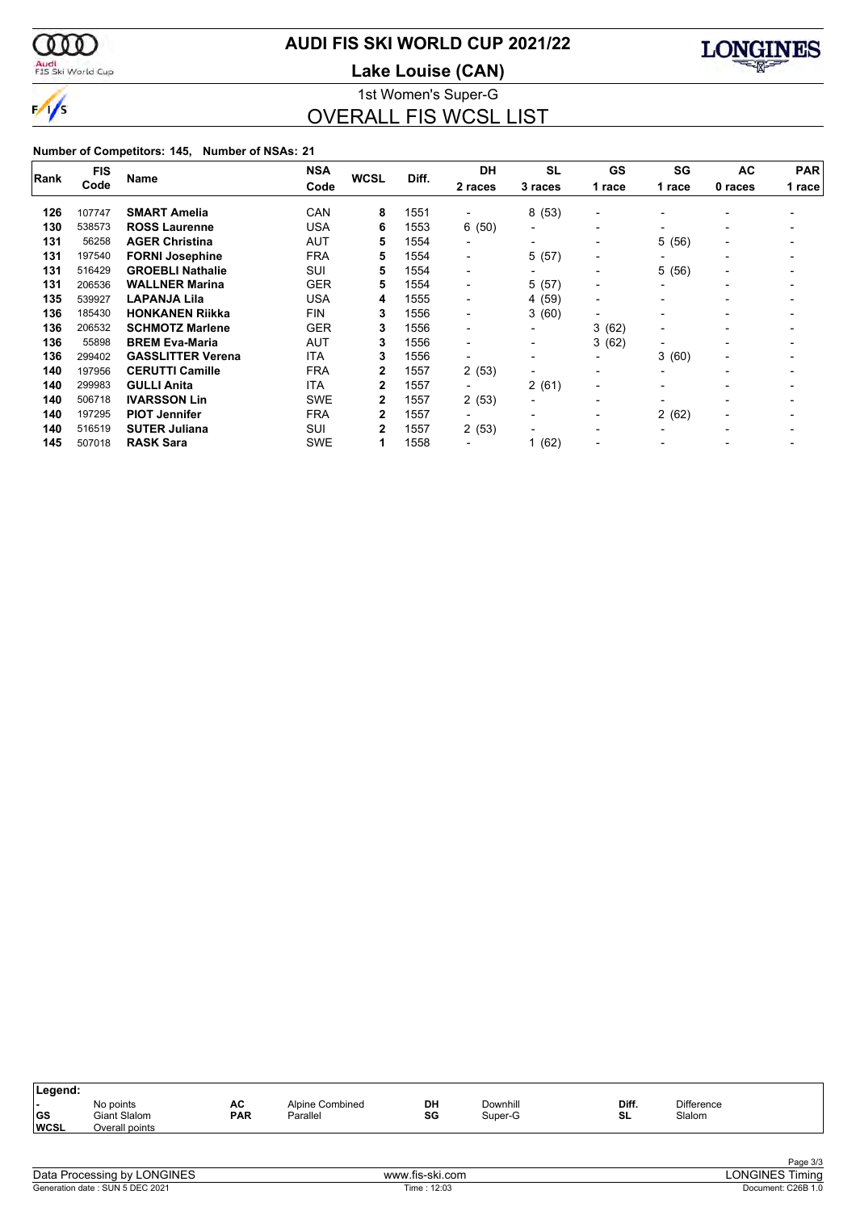# AUDI FIS SKI WORLD CUP 2021/22

## Lake Louise (CAN)

### 1st Women's Super-G

## OVERALL FIS WCSL LIST

**Number of Competitors: 145, Number of NSAs: 21**

| Rank | FIS Code | Name | NSA Code | WCSL | Diff. | DH 2 races | SL 3 races | GS 1 race | SG 1 race | AC 0 races | PAR 1 race |
|---|---|---|---|---|---|---|---|---|---|---|---|
| 126 | 107747 | **SMART Amelia** | CAN | **8** | 1551 | - | 8 (53) | - | - | - | - |
| 130 | 538573 | **ROSS Laurenne** | USA | **6** | 1553 | 6 (50) | - | - | - | - | - |
| 131 | 56258 | **AGER Christina** | AUT | **5** | 1554 | - | - | - | 5 (56) | - | - |
| 131 | 197540 | **FORNI Josephine** | FRA | **5** | 1554 | - | 5 (57) | - | - | - | - |
| 131 | 516429 | **GROEBLI Nathalie** | SUI | **5** | 1554 | - | - | - | 5 (56) | - | - |
| 131 | 206536 | **WALLNER Marina** | GER | **5** | 1554 | - | 5 (57) | - | - | - | - |
| 135 | 539927 | **LAPANJA Lila** | USA | **4** | 1555 | - | 4 (59) | - | - | - | - |
| 136 | 185430 | **HONKANEN Riikka** | FIN | **3** | 1556 | - | 3 (60) | - | - | - | - |
| 136 | 206532 | **SCHMOTZ Marlene** | GER | **3** | 1556 | - | - | 3 (62) | - | - | - |
| 136 | 55898 | **BREM Eva-Maria** | AUT | **3** | 1556 | - | - | 3 (62) | - | - | - |
| 136 | 299402 | **GASSLITTER Verena** | ITA | **3** | 1556 | - | - | - | 3 (60) | - | - |
| 140 | 197956 | **CERUTTI Camille** | FRA | **2** | 1557 | 2 (53) | - | - | - | - | - |
| 140 | 299983 | **GULLI Anita** | ITA | **2** | 1557 | - | 2 (61) | - | - | - | - |
| 140 | 506718 | **IVARSSON Lin** | SWE | **2** | 1557 | 2 (53) | - | - | - | - | - |
| 140 | 197295 | **PIOT Jennifer** | FRA | **2** | 1557 | - | - | - | 2 (62) | - | - |
| 140 | 516519 | **SUTER Juliana** | SUI | **2** | 1557 | 2 (53) | - | - | - | - | - |
| 145 | 507018 | **RASK Sara** | SWE | **1** | 1558 | - | 1 (62) | - | - | - | - |

**Legend:**

| | | | | | | | |
|---|---|---|---|---|---|---|---|
| - | No points | AC | Alpine Combined | DH | Downhill | Diff. | Difference |
| GS | Giant Slalom | PAR | Parallel | SG | Super-G | SL | Slalom |
| WCSL | Overall points | | | | | | |

Data Processing by LONGINES — www.fis-ski.com — LONGINES Timing

Generation date : SUN 5 DEC 2021 — Time : 12:03 — Document: C26B 1.0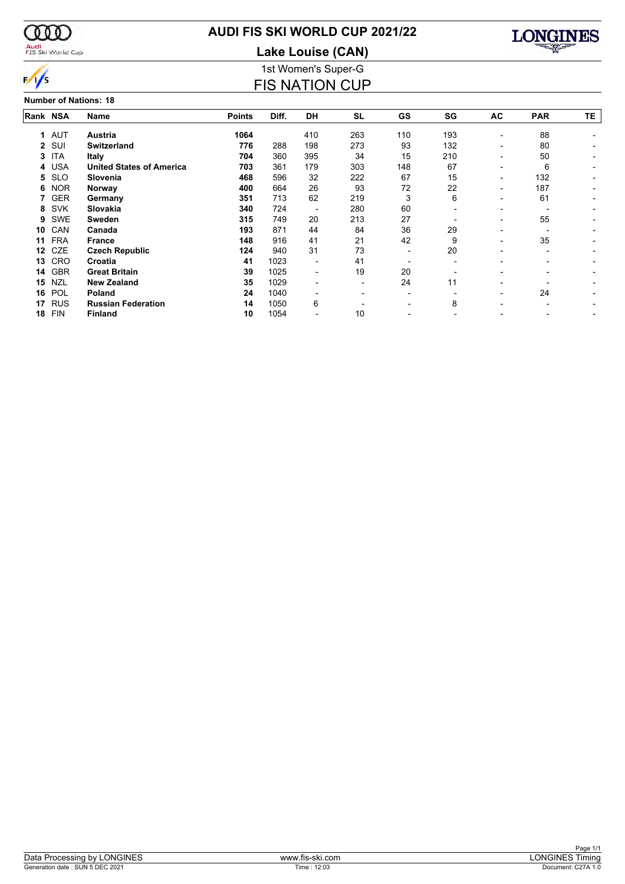# AUDI FIS SKI WORLD CUP 2021/22

## Lake Louise (CAN)

1st Women's Super-G

## FIS NATION CUP

**Number of Nations: 18**

| Rank | NSA | Name | Points | Diff. | DH | SL | GS | SG | AC | PAR | TE |
|---|---|---|---|---|---|---|---|---|---|---|---|
| 1 | AUT | **Austria** | **1064** | | 410 | 263 | 110 | 193 | - | 88 | - |
| 2 | SUI | **Switzerland** | **776** | 288 | 198 | 273 | 93 | 132 | - | 80 | - |
| 3 | ITA | **Italy** | **704** | 360 | 395 | 34 | 15 | 210 | - | 50 | - |
| 4 | USA | **United States of America** | **703** | 361 | 179 | 303 | 148 | 67 | - | 6 | - |
| 5 | SLO | **Slovenia** | **468** | 596 | 32 | 222 | 67 | 15 | - | 132 | - |
| 6 | NOR | **Norway** | **400** | 664 | 26 | 93 | 72 | 22 | - | 187 | - |
| 7 | GER | **Germany** | **351** | 713 | 62 | 219 | 3 | 6 | - | 61 | - |
| 8 | SVK | **Slovakia** | **340** | 724 | - | 280 | 60 | - | - | - | - |
| 9 | SWE | **Sweden** | **315** | 749 | 20 | 213 | 27 | - | - | 55 | - |
| 10 | CAN | **Canada** | **193** | 871 | 44 | 84 | 36 | 29 | - | - | - |
| 11 | FRA | **France** | **148** | 916 | 41 | 21 | 42 | 9 | - | 35 | - |
| 12 | CZE | **Czech Republic** | **124** | 940 | 31 | 73 | - | 20 | - | - | - |
| 13 | CRO | **Croatia** | **41** | 1023 | - | 41 | - | - | - | - | - |
| 14 | GBR | **Great Britain** | **39** | 1025 | - | 19 | 20 | - | - | - | - |
| 15 | NZL | **New Zealand** | **35** | 1029 | - | - | 24 | 11 | - | - | - |
| 16 | POL | **Poland** | **24** | 1040 | - | - | - | - | - | 24 | - |
| 17 | RUS | **Russian Federation** | **14** | 1050 | 6 | - | - | 8 | - | - | - |
| 18 | FIN | **Finland** | **10** | 1054 | - | 10 | - | - | - | - | - |

Data Processing by LONGINES | www.fis-ski.com | LONGINES Timing

Generation date : SUN 5 DEC 2021 | Time : 12:03 | Document: C27A 1.0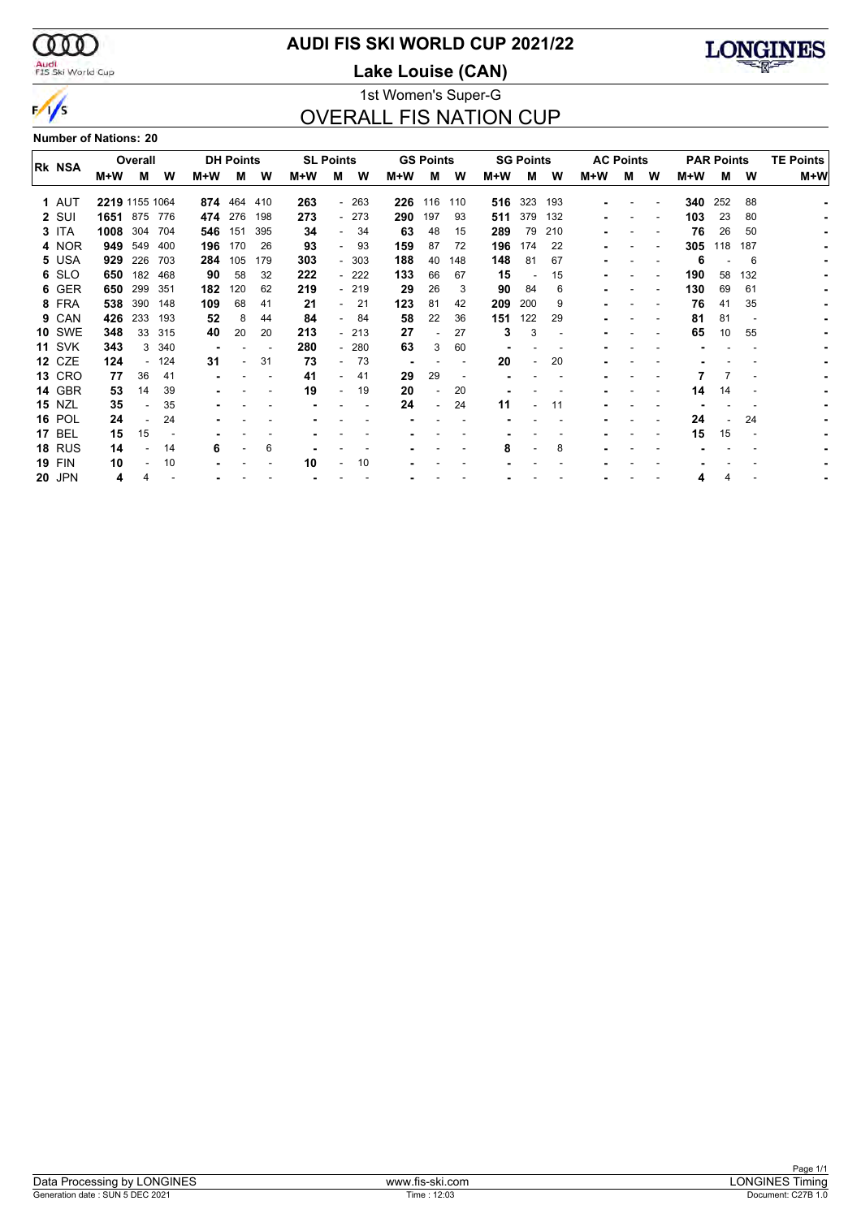# AUDI FIS SKI WORLD CUP 2021/22

## Lake Louise (CAN)

1st Women's Super-G

## OVERALL FIS NATION CUP

**Number of Nations: 20**

| Rk | NSA | Overall | | | DH Points | | | SL Points | | | GS Points | | | SG Points | | | AC Points | | | PAR Points | | | TE Points |
|---|---|---|---|---|---|---|---|---|---|---|---|---|---|---|---|---|---|---|---|---|---|---|---|
| | | M+W | M | W | M+W | M | W | M+W | M | W | M+W | M | W | M+W | M | W | M+W | M | W | M+W | M | W | M+W |
| 1 | AUT | **2219** | 1155 | 1064 | **874** | 464 | 410 | **263** | - | 263 | **226** | 116 | 110 | **516** | 323 | 193 | **-** | - | - | **340** | 252 | 88 | **-** |
| 2 | SUI | **1651** | 875 | 776 | **474** | 276 | 198 | **273** | - | 273 | **290** | 197 | 93 | **511** | 379 | 132 | **-** | - | - | **103** | 23 | 80 | **-** |
| 3 | ITA | **1008** | 304 | 704 | **546** | 151 | 395 | **34** | - | 34 | **63** | 48 | 15 | **289** | 79 | 210 | **-** | - | - | **76** | 26 | 50 | **-** |
| 4 | NOR | **949** | 549 | 400 | **196** | 170 | 26 | **93** | - | 93 | **159** | 87 | 72 | **196** | 174 | 22 | **-** | - | - | **305** | 118 | 187 | **-** |
| 5 | USA | **929** | 226 | 703 | **284** | 105 | 179 | **303** | - | 303 | **188** | 40 | 148 | **148** | 81 | 67 | **-** | - | - | **6** | - | 6 | **-** |
| 6 | SLO | **650** | 182 | 468 | **90** | 58 | 32 | **222** | - | 222 | **133** | 66 | 67 | **15** | - | 15 | **-** | - | - | **190** | 58 | 132 | **-** |
| 6 | GER | **650** | 299 | 351 | **182** | 120 | 62 | **219** | - | 219 | **29** | 26 | 3 | **90** | 84 | 6 | **-** | - | - | **130** | 69 | 61 | **-** |
| 8 | FRA | **538** | 390 | 148 | **109** | 68 | 41 | **21** | - | 21 | **123** | 81 | 42 | **209** | 200 | 9 | **-** | - | - | **76** | 41 | 35 | **-** |
| 9 | CAN | **426** | 233 | 193 | **52** | 8 | 44 | **84** | - | 84 | **58** | 22 | 36 | **151** | 122 | 29 | **-** | - | - | **81** | 81 | - | **-** |
| 10 | SWE | **348** | 33 | 315 | **40** | 20 | 20 | **213** | - | 213 | **27** | - | 27 | **3** | 3 | - | **-** | - | - | **65** | 10 | 55 | **-** |
| 11 | SVK | **343** | 3 | 340 | **-** | - | - | **280** | - | 280 | **63** | 3 | 60 | **-** | - | - | **-** | - | - | **-** | - | - | **-** |
| 12 | CZE | **124** | - | 124 | **31** | - | 31 | **73** | - | 73 | **-** | - | - | **20** | - | 20 | **-** | - | - | **-** | - | - | **-** |
| 13 | CRO | **77** | 36 | 41 | **-** | - | - | **41** | - | 41 | **29** | 29 | - | **-** | - | - | **-** | - | - | **7** | 7 | - | **-** |
| 14 | GBR | **53** | 14 | 39 | **-** | - | - | **19** | - | 19 | **20** | - | 20 | **-** | - | - | **-** | - | - | **14** | 14 | - | **-** |
| 15 | NZL | **35** | - | 35 | **-** | - | - | **-** | - | - | **24** | - | 24 | **11** | - | 11 | **-** | - | - | **-** | - | - | **-** |
| 16 | POL | **24** | - | 24 | **-** | - | - | **-** | - | - | **-** | - | - | **-** | - | - | **-** | - | - | **24** | - | 24 | **-** |
| 17 | BEL | **15** | 15 | - | **-** | - | - | **-** | - | - | **-** | - | - | **-** | - | - | **-** | - | - | **15** | 15 | - | **-** |
| 18 | RUS | **14** | - | 14 | **6** | - | 6 | **-** | - | - | **-** | - | - | **8** | - | 8 | **-** | - | - | **-** | - | - | **-** |
| 19 | FIN | **10** | - | 10 | **-** | - | - | **10** | - | 10 | **-** | - | - | **-** | - | - | **-** | - | - | **-** | - | - | **-** |
| 20 | JPN | **4** | 4 | - | **-** | - | - | **-** | - | - | **-** | - | - | **-** | - | - | **-** | - | - | **4** | 4 | - | **-** |

Data Processing by LONGINES | www.fis-ski.com | LONGINES Timing

Generation date : SUN 5 DEC 2021 | Time : 12:03 | Document: C27B 1.0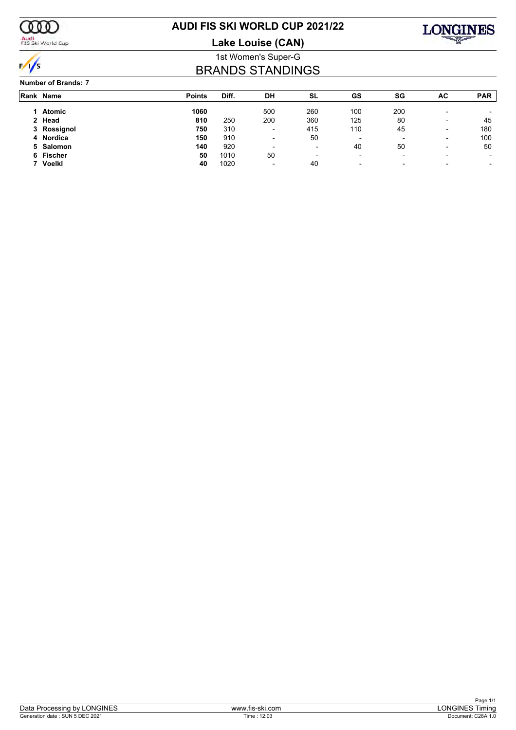# AUDI FIS SKI WORLD CUP 2021/22

## Lake Louise (CAN)

1st Women's Super-G

## BRANDS STANDINGS

**Number of Brands: 7**

| Rank | Name | Points | Diff. | DH | SL | GS | SG | AC | PAR |
|---|---|---|---|---|---|---|---|---|---|
| 1 | **Atomic** | **1060** | | 500 | 260 | 100 | 200 | - | - |
| 2 | **Head** | **810** | 250 | 200 | 360 | 125 | 80 | - | 45 |
| 3 | **Rossignol** | **750** | 310 | - | 415 | 110 | 45 | - | 180 |
| 4 | **Nordica** | **150** | 910 | - | 50 | - | - | - | 100 |
| 5 | **Salomon** | **140** | 920 | - | - | 40 | 50 | - | 50 |
| 6 | **Fischer** | **50** | 1010 | 50 | - | - | - | - | - |
| 7 | **Voelkl** | **40** | 1020 | - | 40 | - | - | - | - |

Data Processing by LONGINES | www.fis-ski.com | LONGINES Timing

Generation date : SUN 5 DEC 2021 | Time : 12:03 | Document: C28A 1.0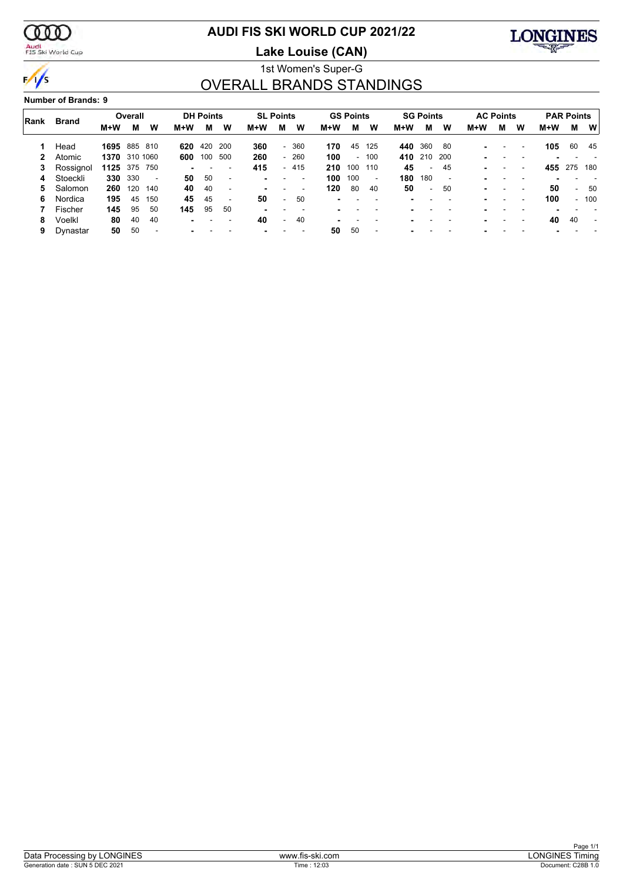# AUDI FIS SKI WORLD CUP 2021/22

## Lake Louise (CAN)

1st Women's Super-G

## OVERALL BRANDS STANDINGS

**Number of Brands: 9**

| Rank | Brand | Overall | | | DH Points | | | SL Points | | | GS Points | | | SG Points | | | AC Points | | | PAR Points | | |
|---|---|---|---|---|---|---|---|---|---|---|---|---|---|---|---|---|---|---|---|---|---|---|
| | | M+W | M | W | M+W | M | W | M+W | M | W | M+W | M | W | M+W | M | W | M+W | M | W | M+W | M | W |
| 1 | Head | **1695** | 885 | 810 | **620** | 420 | 200 | **360** | - | 360 | **170** | 45 | 125 | **440** | 360 | 80 | **-** | - | - | **105** | 60 | 45 |
| 2 | Atomic | **1370** | 310 | 1060 | **600** | 100 | 500 | **260** | - | 260 | **100** | - | 100 | **410** | 210 | 200 | **-** | - | - | **-** | - | - |
| 3 | Rossignol | **1125** | 375 | 750 | **-** | - | - | **415** | - | 415 | **210** | 100 | 110 | **45** | - | 45 | **-** | - | - | **455** | 275 | 180 |
| 4 | Stoeckli | **330** | 330 | - | **50** | 50 | - | **-** | - | - | **100** | 100 | - | **180** | 180 | - | **-** | - | - | **-** | - | - |
| 5 | Salomon | **260** | 120 | 140 | **40** | 40 | - | **-** | - | - | **120** | 80 | 40 | **50** | - | 50 | **-** | - | - | **50** | - | 50 |
| 6 | Nordica | **195** | 45 | 150 | **45** | 45 | - | **50** | - | 50 | **-** | - | - | **-** | - | - | **-** | - | - | **100** | - | 100 |
| 7 | Fischer | **145** | 95 | 50 | **145** | 95 | 50 | **-** | - | - | **-** | - | - | **-** | - | - | **-** | - | - | **-** | - | - |
| 8 | Voelkl | **80** | 40 | 40 | **-** | - | - | **40** | - | 40 | **-** | - | - | **-** | - | - | **-** | - | - | **40** | 40 | - |
| 9 | Dynastar | **50** | 50 | - | **-** | - | - | **-** | - | - | **50** | 50 | - | **-** | - | - | **-** | - | - | **-** | - | - |

Data Processing by LONGINES — www.fis-ski.com — LONGINES Timing

Generation date : SUN 5 DEC 2021 — Time : 12:03 — Document: C28B 1.0